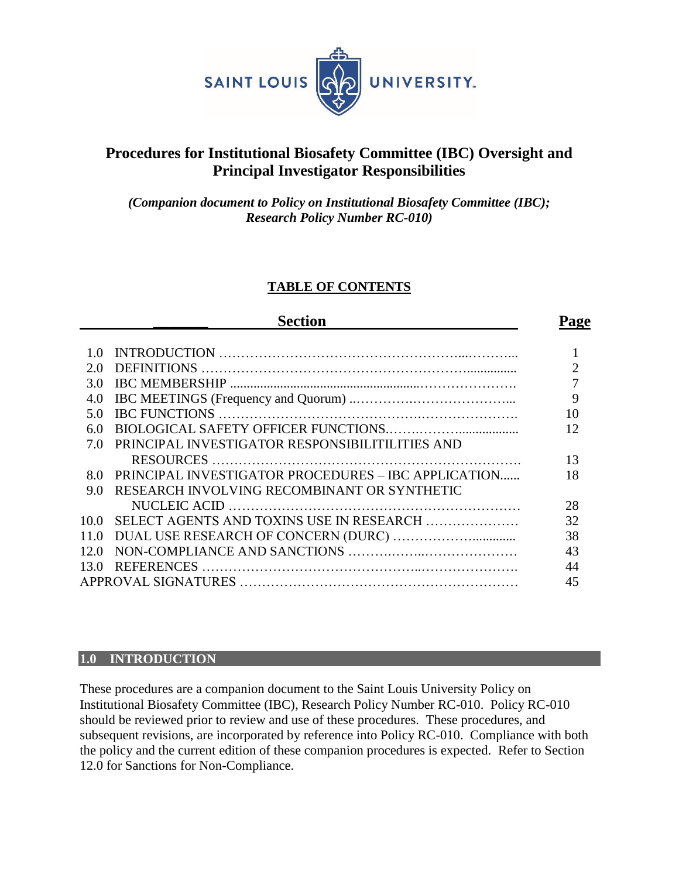SAINT LOUIS UNIVERSITY

# Procedures for Institutional Biosafety Committee (IBC) Oversight and Principal Investigator Responsibilities

***(Companion document to Policy on Institutional Biosafety Committee (IBC); Research Policy Number RC-010)***

## TABLE OF CONTENTS

| | Section | Page |
|---|---|---|
| 1.0 | INTRODUCTION | 1 |
| 2.0 | DEFINITIONS | 2 |
| 3.0 | IBC MEMBERSHIP | 7 |
| 4.0 | IBC MEETINGS (Frequency and Quorum) | 9 |
| 5.0 | IBC FUNCTIONS | 10 |
| 6.0 | BIOLOGICAL SAFETY OFFICER FUNCTIONS | 12 |
| 7.0 | PRINCIPAL INVESTIGATOR RESPONSIBILITILITIES AND RESOURCES | 13 |
| 8.0 | PRINCIPAL INVESTIGATOR PROCEDURES – IBC APPLICATION | 18 |
| 9.0 | RESEARCH INVOLVING RECOMBINANT OR SYNTHETIC NUCLEIC ACID | 28 |
| 10.0 | SELECT AGENTS AND TOXINS USE IN RESEARCH | 32 |
| 11.0 | DUAL USE RESEARCH OF CONCERN (DURC) | 38 |
| 12.0 | NON-COMPLIANCE AND SANCTIONS | 43 |
| 13.0 | REFERENCES | 44 |
| | APPROVAL SIGNATURES | 45 |

## 1.0 INTRODUCTION

These procedures are a companion document to the Saint Louis University Policy on Institutional Biosafety Committee (IBC), Research Policy Number RC-010. Policy RC-010 should be reviewed prior to review and use of these procedures. These procedures, and subsequent revisions, are incorporated by reference into Policy RC-010. Compliance with both the policy and the current edition of these companion procedures is expected. Refer to Section 12.0 for Sanctions for Non-Compliance.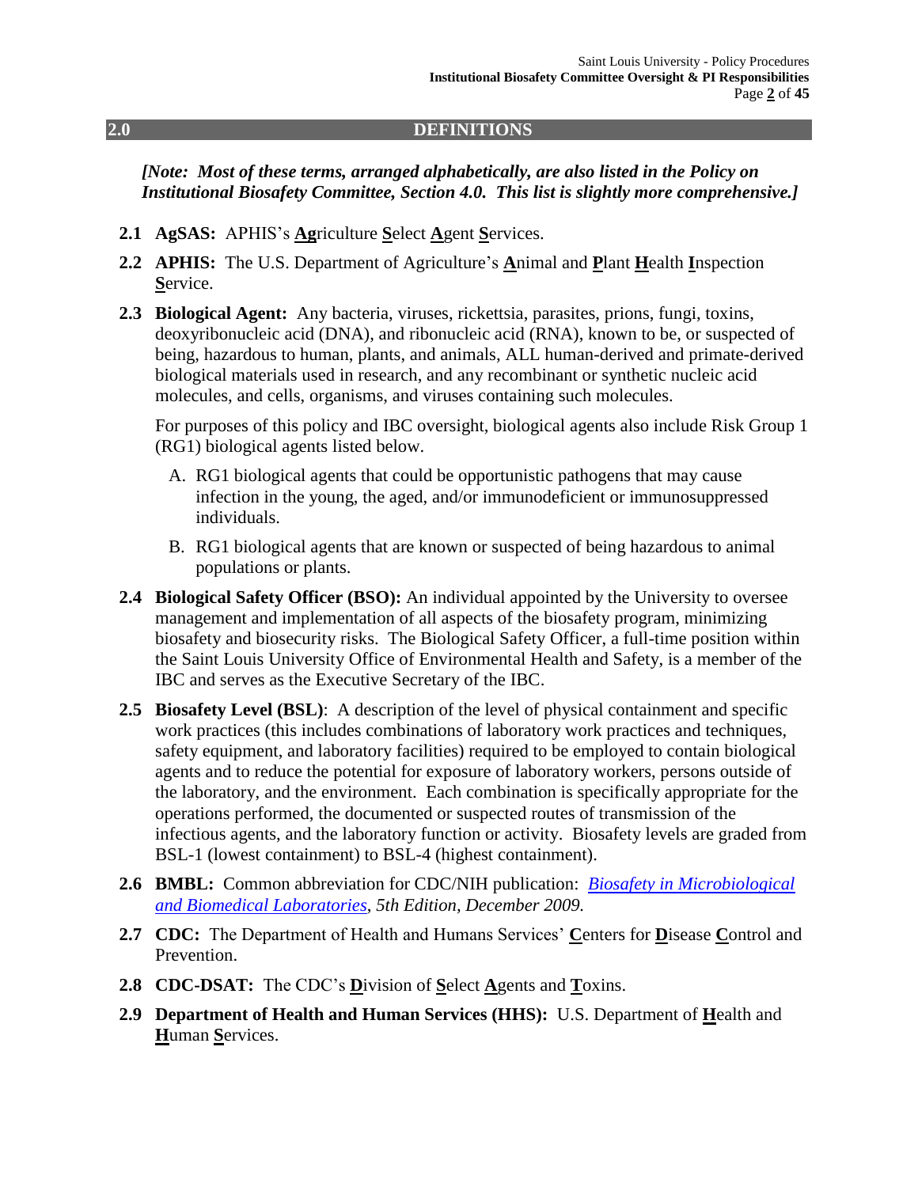## 2.0 DEFINITIONS

*[Note: Most of these terms, arranged alphabetically, are also listed in the Policy on Institutional Biosafety Committee, Section 4.0. This list is slightly more comprehensive.]*

**2.1 AgSAS:** APHIS's **Ag**riculture **S**elect **A**gent **S**ervices.

**2.2 APHIS:** The U.S. Department of Agriculture's **A**nimal and **P**lant **H**ealth **I**nspection **S**ervice.

**2.3 Biological Agent:** Any bacteria, viruses, rickettsia, parasites, prions, fungi, toxins, deoxyribonucleic acid (DNA), and ribonucleic acid (RNA), known to be, or suspected of being, hazardous to human, plants, and animals, ALL human-derived and primate-derived biological materials used in research, and any recombinant or synthetic nucleic acid molecules, and cells, organisms, and viruses containing such molecules.

For purposes of this policy and IBC oversight, biological agents also include Risk Group 1 (RG1) biological agents listed below.

A. RG1 biological agents that could be opportunistic pathogens that may cause infection in the young, the aged, and/or immunodeficient or immunosuppressed individuals.

B. RG1 biological agents that are known or suspected of being hazardous to animal populations or plants.

**2.4 Biological Safety Officer (BSO):** An individual appointed by the University to oversee management and implementation of all aspects of the biosafety program, minimizing biosafety and biosecurity risks. The Biological Safety Officer, a full-time position within the Saint Louis University Office of Environmental Health and Safety, is a member of the IBC and serves as the Executive Secretary of the IBC.

**2.5 Biosafety Level (BSL)**: A description of the level of physical containment and specific work practices (this includes combinations of laboratory work practices and techniques, safety equipment, and laboratory facilities) required to be employed to contain biological agents and to reduce the potential for exposure of laboratory workers, persons outside of the laboratory, and the environment. Each combination is specifically appropriate for the operations performed, the documented or suspected routes of transmission of the infectious agents, and the laboratory function or activity. Biosafety levels are graded from BSL-1 (lowest containment) to BSL-4 (highest containment).

**2.6 BMBL:** Common abbreviation for CDC/NIH publication: *Biosafety in Microbiological and Biomedical Laboratories, 5th Edition, December 2009.*

**2.7 CDC:** The Department of Health and Humans Services' **C**enters for **D**isease **C**ontrol and Prevention.

**2.8 CDC-DSAT:** The CDC's **D**ivision of **S**elect **A**gents and **T**oxins.

**2.9 Department of Health and Human Services (HHS):** U.S. Department of **H**ealth and **H**uman **S**ervices.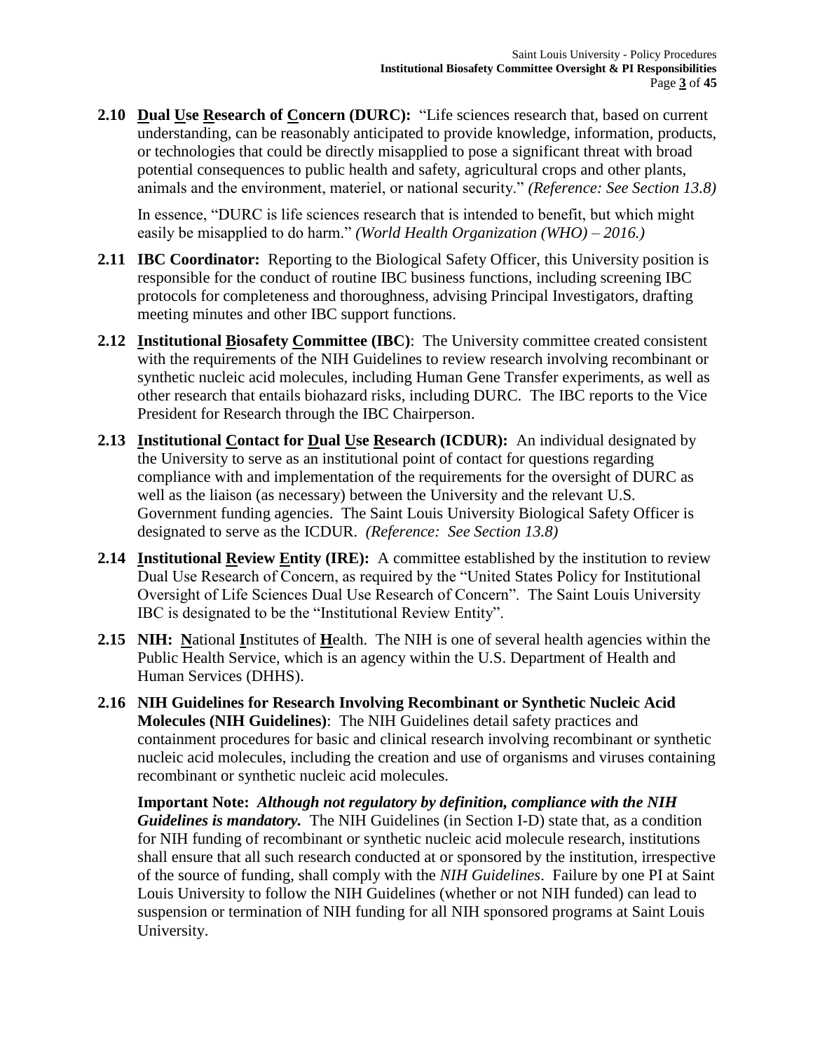**2.10 <u>D</u>ual <u>U</u>se <u>R</u>esearch of <u>C</u>oncern (DURC):** "Life sciences research that, based on current understanding, can be reasonably anticipated to provide knowledge, information, products, or technologies that could be directly misapplied to pose a significant threat with broad potential consequences to public health and safety, agricultural crops and other plants, animals and the environment, materiel, or national security." *(Reference: See Section 13.8)*

In essence, "DURC is life sciences research that is intended to benefit, but which might easily be misapplied to do harm." *(World Health Organization (WHO) – 2016.)*

**2.11 IBC Coordinator:** Reporting to the Biological Safety Officer, this University position is responsible for the conduct of routine IBC business functions, including screening IBC protocols for completeness and thoroughness, advising Principal Investigators, drafting meeting minutes and other IBC support functions.

**2.12 <u>I</u>nstitutional <u>B</u>iosafety <u>C</u>ommittee (IBC)**: The University committee created consistent with the requirements of the NIH Guidelines to review research involving recombinant or synthetic nucleic acid molecules, including Human Gene Transfer experiments, as well as other research that entails biohazard risks, including DURC. The IBC reports to the Vice President for Research through the IBC Chairperson.

**2.13 <u>I</u>nstitutional <u>C</u>ontact for <u>D</u>ual <u>U</u>se <u>R</u>esearch (ICDUR):** An individual designated by the University to serve as an institutional point of contact for questions regarding compliance with and implementation of the requirements for the oversight of DURC as well as the liaison (as necessary) between the University and the relevant U.S. Government funding agencies. The Saint Louis University Biological Safety Officer is designated to serve as the ICDUR. *(Reference: See Section 13.8)*

**2.14 <u>I</u>nstitutional <u>R</u>eview <u>E</u>ntity (IRE):** A committee established by the institution to review Dual Use Research of Concern, as required by the "United States Policy for Institutional Oversight of Life Sciences Dual Use Research of Concern". The Saint Louis University IBC is designated to be the "Institutional Review Entity".

**2.15 NIH: <u>N</u>**ational **<u>I</u>**nstitutes of **<u>H</u>**ealth. The NIH is one of several health agencies within the Public Health Service, which is an agency within the U.S. Department of Health and Human Services (DHHS).

**2.16 NIH Guidelines for Research Involving Recombinant or Synthetic Nucleic Acid Molecules (NIH Guidelines)**: The NIH Guidelines detail safety practices and containment procedures for basic and clinical research involving recombinant or synthetic nucleic acid molecules, including the creation and use of organisms and viruses containing recombinant or synthetic nucleic acid molecules.

**Important Note:** ***Although not regulatory by definition, compliance with the NIH Guidelines is mandatory.*** The NIH Guidelines (in Section I-D) state that, as a condition for NIH funding of recombinant or synthetic nucleic acid molecule research, institutions shall ensure that all such research conducted at or sponsored by the institution, irrespective of the source of funding, shall comply with the *NIH Guidelines*. Failure by one PI at Saint Louis University to follow the NIH Guidelines (whether or not NIH funded) can lead to suspension or termination of NIH funding for all NIH sponsored programs at Saint Louis University.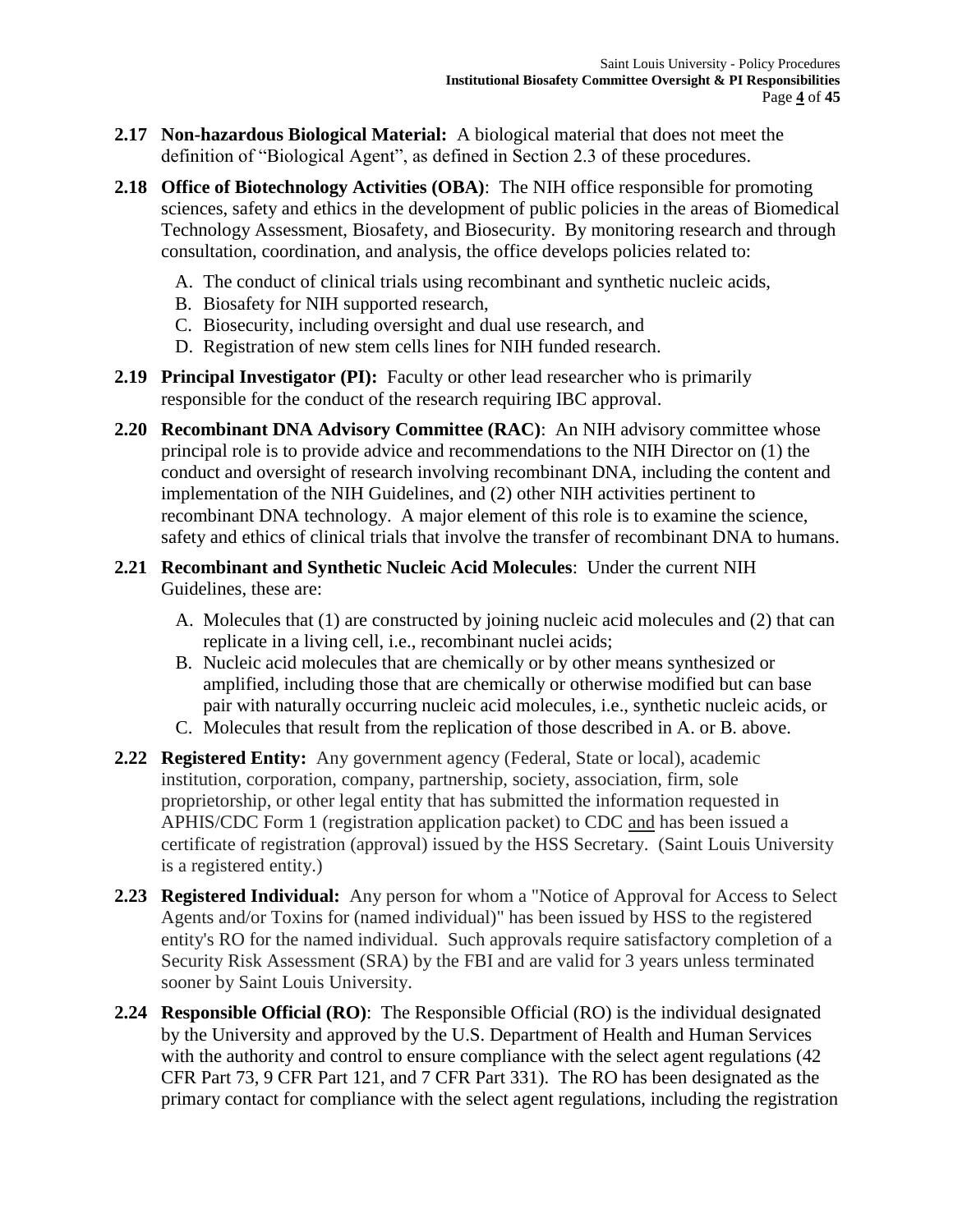**2.17 Non-hazardous Biological Material:** A biological material that does not meet the definition of "Biological Agent", as defined in Section 2.3 of these procedures.

**2.18 Office of Biotechnology Activities (OBA)**: The NIH office responsible for promoting sciences, safety and ethics in the development of public policies in the areas of Biomedical Technology Assessment, Biosafety, and Biosecurity. By monitoring research and through consultation, coordination, and analysis, the office develops policies related to:

A. The conduct of clinical trials using recombinant and synthetic nucleic acids,
B. Biosafety for NIH supported research,
C. Biosecurity, including oversight and dual use research, and
D. Registration of new stem cells lines for NIH funded research.

**2.19 Principal Investigator (PI):** Faculty or other lead researcher who is primarily responsible for the conduct of the research requiring IBC approval.

**2.20 Recombinant DNA Advisory Committee (RAC)**: An NIH advisory committee whose principal role is to provide advice and recommendations to the NIH Director on (1) the conduct and oversight of research involving recombinant DNA, including the content and implementation of the NIH Guidelines, and (2) other NIH activities pertinent to recombinant DNA technology. A major element of this role is to examine the science, safety and ethics of clinical trials that involve the transfer of recombinant DNA to humans.

**2.21 Recombinant and Synthetic Nucleic Acid Molecules**: Under the current NIH Guidelines, these are:

A. Molecules that (1) are constructed by joining nucleic acid molecules and (2) that can replicate in a living cell, i.e., recombinant nuclei acids;
B. Nucleic acid molecules that are chemically or by other means synthesized or amplified, including those that are chemically or otherwise modified but can base pair with naturally occurring nucleic acid molecules, i.e., synthetic nucleic acids, or
C. Molecules that result from the replication of those described in A. or B. above.

**2.22 Registered Entity:** Any government agency (Federal, State or local), academic institution, corporation, company, partnership, society, association, firm, sole proprietorship, or other legal entity that has submitted the information requested in APHIS/CDC Form 1 (registration application packet) to CDC and has been issued a certificate of registration (approval) issued by the HSS Secretary. (Saint Louis University is a registered entity.)

**2.23 Registered Individual:** Any person for whom a "Notice of Approval for Access to Select Agents and/or Toxins for (named individual)" has been issued by HSS to the registered entity's RO for the named individual. Such approvals require satisfactory completion of a Security Risk Assessment (SRA) by the FBI and are valid for 3 years unless terminated sooner by Saint Louis University.

**2.24 Responsible Official (RO)**: The Responsible Official (RO) is the individual designated by the University and approved by the U.S. Department of Health and Human Services with the authority and control to ensure compliance with the select agent regulations (42 CFR Part 73, 9 CFR Part 121, and 7 CFR Part 331). The RO has been designated as the primary contact for compliance with the select agent regulations, including the registration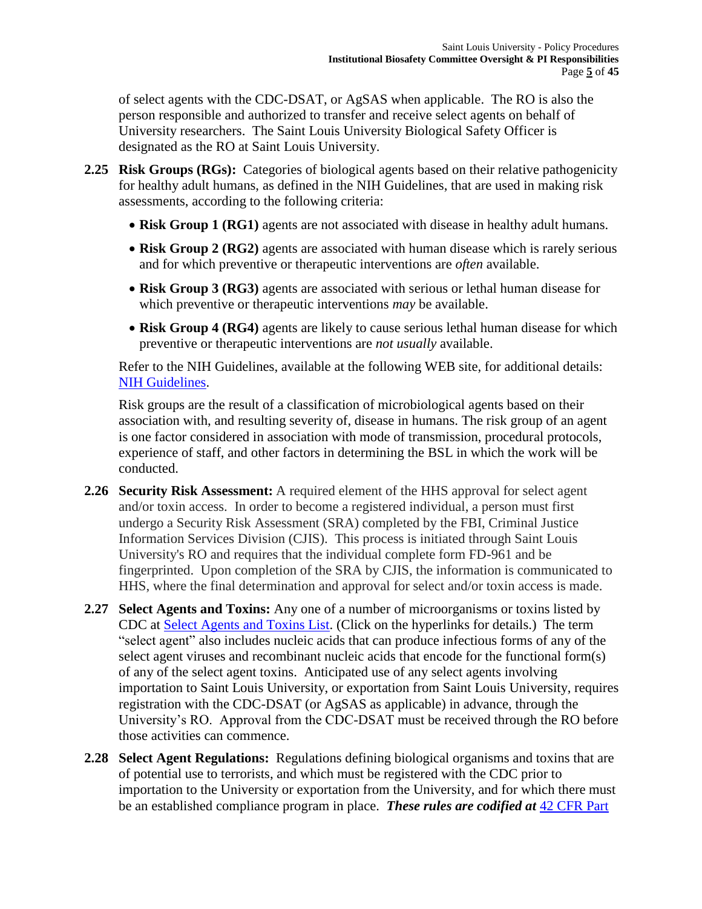of select agents with the CDC-DSAT, or AgSAS when applicable. The RO is also the person responsible and authorized to transfer and receive select agents on behalf of University researchers. The Saint Louis University Biological Safety Officer is designated as the RO at Saint Louis University.

**2.25 Risk Groups (RGs):** Categories of biological agents based on their relative pathogenicity for healthy adult humans, as defined in the NIH Guidelines, that are used in making risk assessments, according to the following criteria:

- **Risk Group 1 (RG1)** agents are not associated with disease in healthy adult humans.
- **Risk Group 2 (RG2)** agents are associated with human disease which is rarely serious and for which preventive or therapeutic interventions are *often* available.
- **Risk Group 3 (RG3)** agents are associated with serious or lethal human disease for which preventive or therapeutic interventions *may* be available.
- **Risk Group 4 (RG4)** agents are likely to cause serious lethal human disease for which preventive or therapeutic interventions are *not usually* available.

Refer to the NIH Guidelines, available at the following WEB site, for additional details: NIH Guidelines.

Risk groups are the result of a classification of microbiological agents based on their association with, and resulting severity of, disease in humans. The risk group of an agent is one factor considered in association with mode of transmission, procedural protocols, experience of staff, and other factors in determining the BSL in which the work will be conducted.

**2.26 Security Risk Assessment:** A required element of the HHS approval for select agent and/or toxin access. In order to become a registered individual, a person must first undergo a Security Risk Assessment (SRA) completed by the FBI, Criminal Justice Information Services Division (CJIS). This process is initiated through Saint Louis University's RO and requires that the individual complete form FD-961 and be fingerprinted. Upon completion of the SRA by CJIS, the information is communicated to HHS, where the final determination and approval for select and/or toxin access is made.

**2.27 Select Agents and Toxins:** Any one of a number of microorganisms or toxins listed by CDC at Select Agents and Toxins List. (Click on the hyperlinks for details.) The term "select agent" also includes nucleic acids that can produce infectious forms of any of the select agent viruses and recombinant nucleic acids that encode for the functional form(s) of any of the select agent toxins. Anticipated use of any select agents involving importation to Saint Louis University, or exportation from Saint Louis University, requires registration with the CDC-DSAT (or AgSAS as applicable) in advance, through the University's RO. Approval from the CDC-DSAT must be received through the RO before those activities can commence.

**2.28 Select Agent Regulations:** Regulations defining biological organisms and toxins that are of potential use to terrorists, and which must be registered with the CDC prior to importation to the University or exportation from the University, and for which there must be an established compliance program in place. ***These rules are codified at*** 42 CFR Part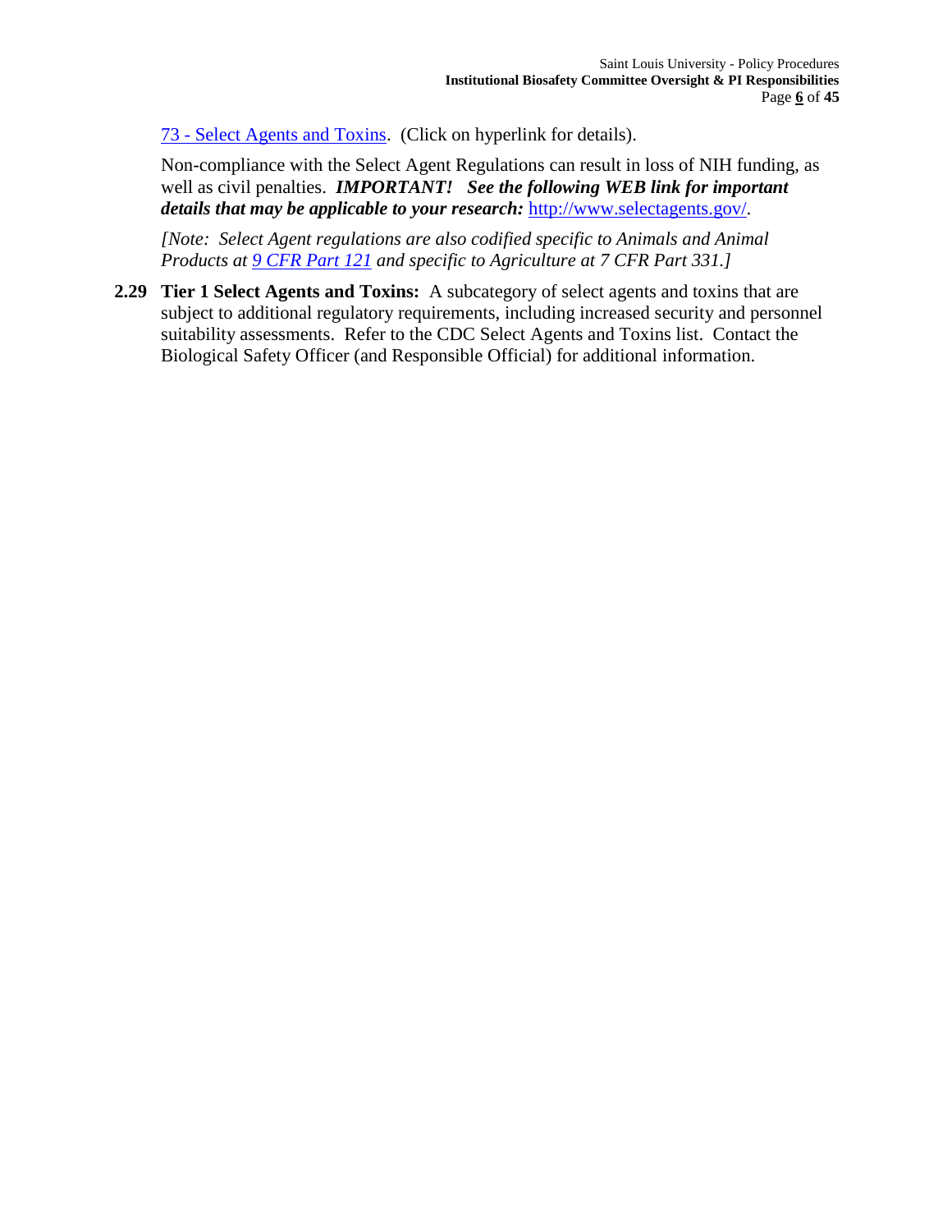73 - Select Agents and Toxins. (Click on hyperlink for details).

Non-compliance with the Select Agent Regulations can result in loss of NIH funding, as well as civil penalties. ***IMPORTANT! See the following WEB link for important details that may be applicable to your research:*** http://www.selectagents.gov/.

*[Note: Select Agent regulations are also codified specific to Animals and Animal Products at 9 CFR Part 121 and specific to Agriculture at 7 CFR Part 331.]*

**2.29 Tier 1 Select Agents and Toxins:** A subcategory of select agents and toxins that are subject to additional regulatory requirements, including increased security and personnel suitability assessments. Refer to the CDC Select Agents and Toxins list. Contact the Biological Safety Officer (and Responsible Official) for additional information.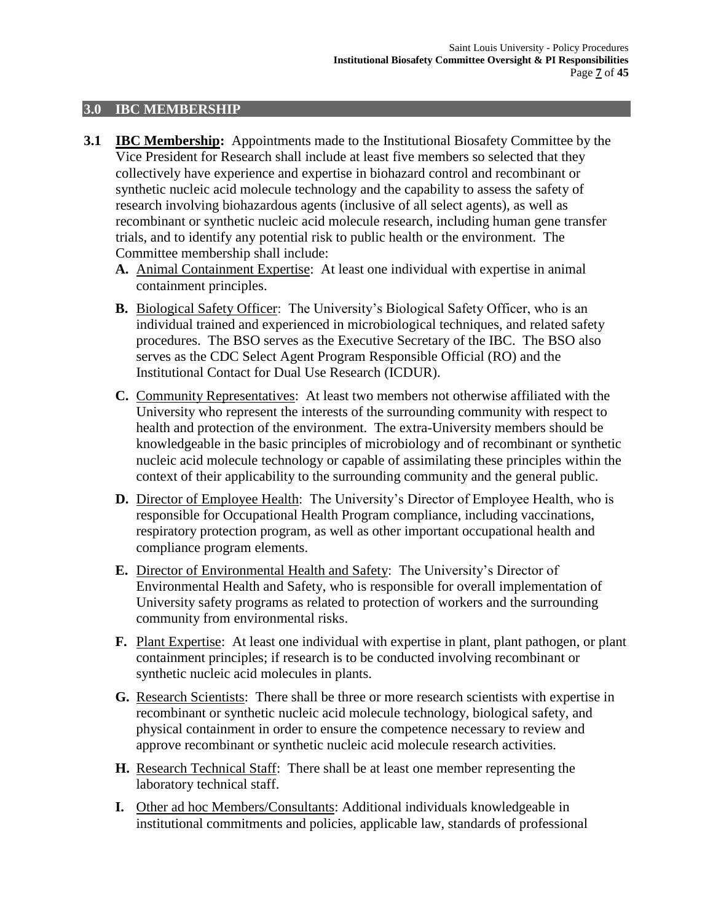## 3.0 IBC MEMBERSHIP

**3.1** **IBC Membership:** Appointments made to the Institutional Biosafety Committee by the Vice President for Research shall include at least five members so selected that they collectively have experience and expertise in biohazard control and recombinant or synthetic nucleic acid molecule technology and the capability to assess the safety of research involving biohazardous agents (inclusive of all select agents), as well as recombinant or synthetic nucleic acid molecule research, including human gene transfer trials, and to identify any potential risk to public health or the environment. The Committee membership shall include:

**A.** Animal Containment Expertise: At least one individual with expertise in animal containment principles.

**B.** Biological Safety Officer: The University's Biological Safety Officer, who is an individual trained and experienced in microbiological techniques, and related safety procedures. The BSO serves as the Executive Secretary of the IBC. The BSO also serves as the CDC Select Agent Program Responsible Official (RO) and the Institutional Contact for Dual Use Research (ICDUR).

**C.** Community Representatives: At least two members not otherwise affiliated with the University who represent the interests of the surrounding community with respect to health and protection of the environment. The extra-University members should be knowledgeable in the basic principles of microbiology and of recombinant or synthetic nucleic acid molecule technology or capable of assimilating these principles within the context of their applicability to the surrounding community and the general public.

**D.** Director of Employee Health: The University's Director of Employee Health, who is responsible for Occupational Health Program compliance, including vaccinations, respiratory protection program, as well as other important occupational health and compliance program elements.

**E.** Director of Environmental Health and Safety: The University's Director of Environmental Health and Safety, who is responsible for overall implementation of University safety programs as related to protection of workers and the surrounding community from environmental risks.

**F.** Plant Expertise: At least one individual with expertise in plant, plant pathogen, or plant containment principles; if research is to be conducted involving recombinant or synthetic nucleic acid molecules in plants.

**G.** Research Scientists: There shall be three or more research scientists with expertise in recombinant or synthetic nucleic acid molecule technology, biological safety, and physical containment in order to ensure the competence necessary to review and approve recombinant or synthetic nucleic acid molecule research activities.

**H.** Research Technical Staff: There shall be at least one member representing the laboratory technical staff.

**I.** Other ad hoc Members/Consultants: Additional individuals knowledgeable in institutional commitments and policies, applicable law, standards of professional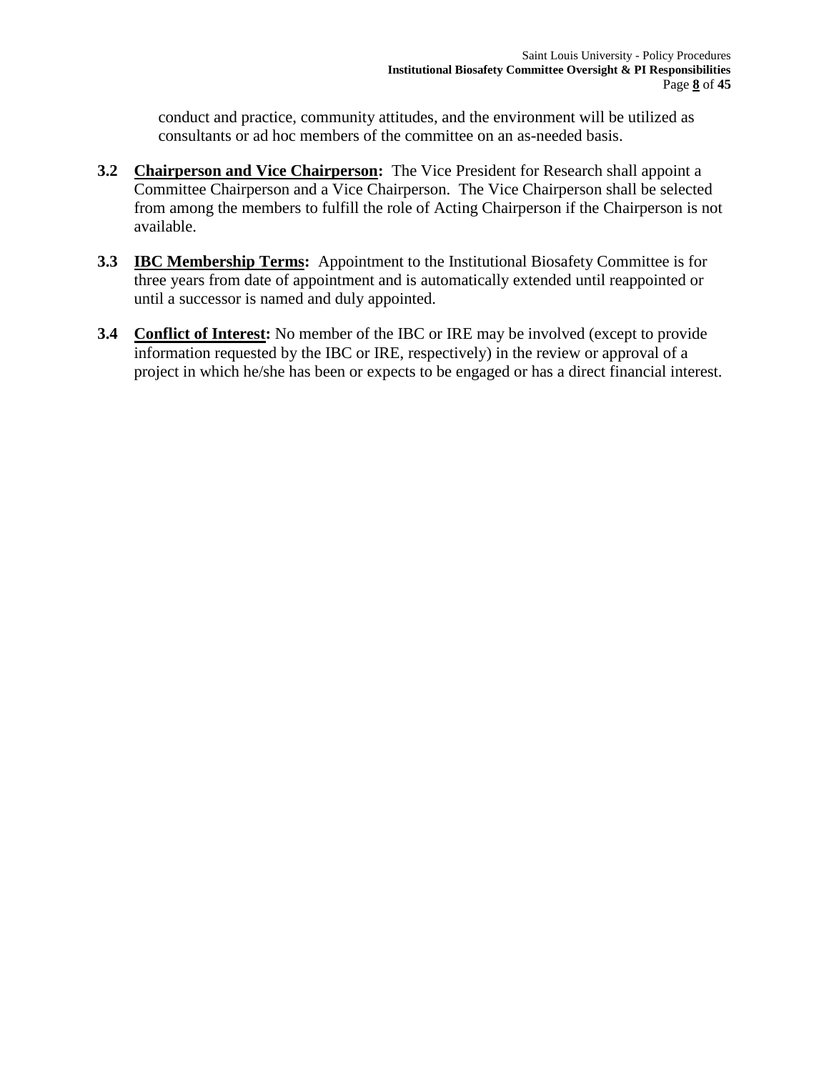conduct and practice, community attitudes, and the environment will be utilized as consultants or ad hoc members of the committee on an as-needed basis.

**3.2** **Chairperson and Vice Chairperson:** The Vice President for Research shall appoint a Committee Chairperson and a Vice Chairperson. The Vice Chairperson shall be selected from among the members to fulfill the role of Acting Chairperson if the Chairperson is not available.

**3.3** **IBC Membership Terms:** Appointment to the Institutional Biosafety Committee is for three years from date of appointment and is automatically extended until reappointed or until a successor is named and duly appointed.

**3.4** **Conflict of Interest:** No member of the IBC or IRE may be involved (except to provide information requested by the IBC or IRE, respectively) in the review or approval of a project in which he/she has been or expects to be engaged or has a direct financial interest.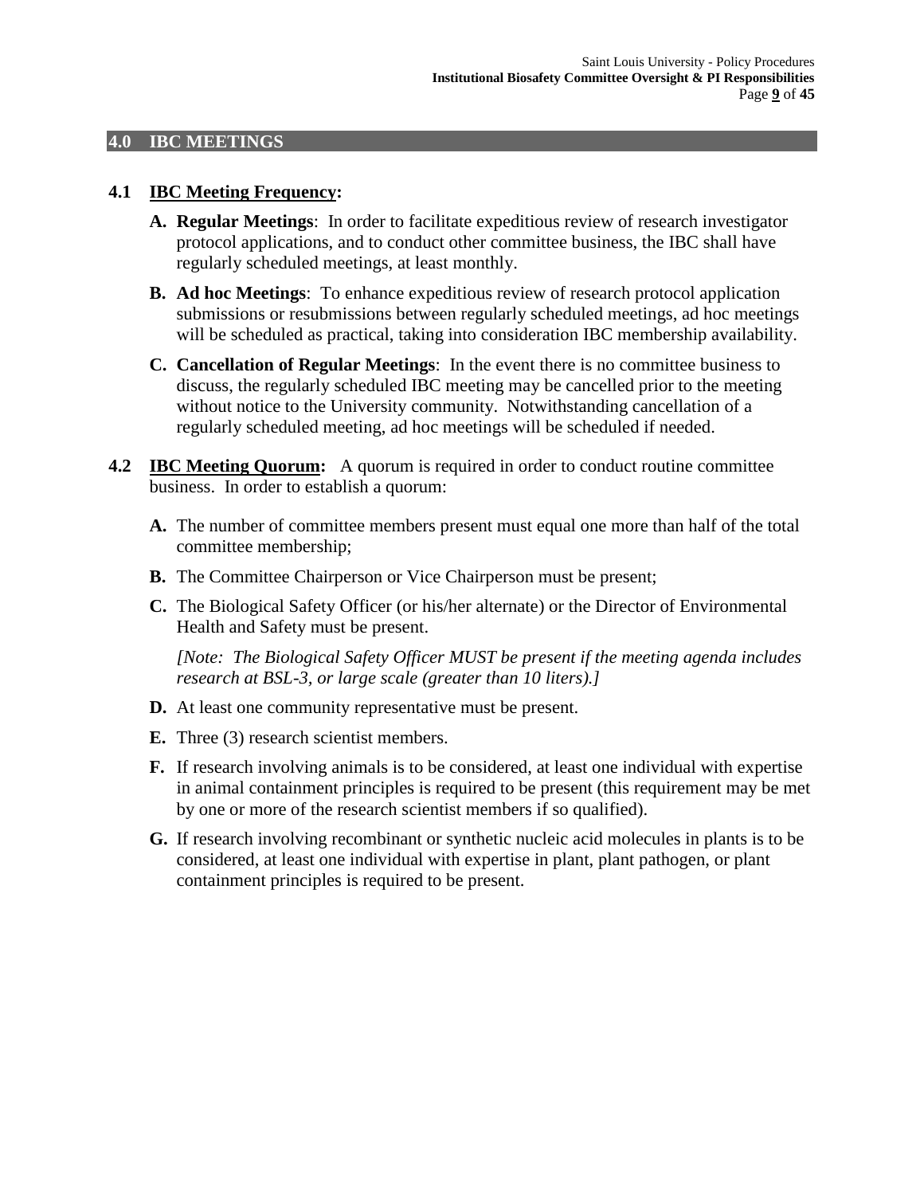## 4.0 IBC MEETINGS

### 4.1 <u>IBC Meeting Frequency</u>:

**A. Regular Meetings**: In order to facilitate expeditious review of research investigator protocol applications, and to conduct other committee business, the IBC shall have regularly scheduled meetings, at least monthly.

**B. Ad hoc Meetings**: To enhance expeditious review of research protocol application submissions or resubmissions between regularly scheduled meetings, ad hoc meetings will be scheduled as practical, taking into consideration IBC membership availability.

**C. Cancellation of Regular Meetings**: In the event there is no committee business to discuss, the regularly scheduled IBC meeting may be cancelled prior to the meeting without notice to the University community. Notwithstanding cancellation of a regularly scheduled meeting, ad hoc meetings will be scheduled if needed.

### 4.2 <u>IBC Meeting Quorum</u>:

A quorum is required in order to conduct routine committee business. In order to establish a quorum:

**A.** The number of committee members present must equal one more than half of the total committee membership;

**B.** The Committee Chairperson or Vice Chairperson must be present;

**C.** The Biological Safety Officer (or his/her alternate) or the Director of Environmental Health and Safety must be present.

*[Note: The Biological Safety Officer MUST be present if the meeting agenda includes research at BSL-3, or large scale (greater than 10 liters).]*

**D.** At least one community representative must be present.

**E.** Three (3) research scientist members.

**F.** If research involving animals is to be considered, at least one individual with expertise in animal containment principles is required to be present (this requirement may be met by one or more of the research scientist members if so qualified).

**G.** If research involving recombinant or synthetic nucleic acid molecules in plants is to be considered, at least one individual with expertise in plant, plant pathogen, or plant containment principles is required to be present.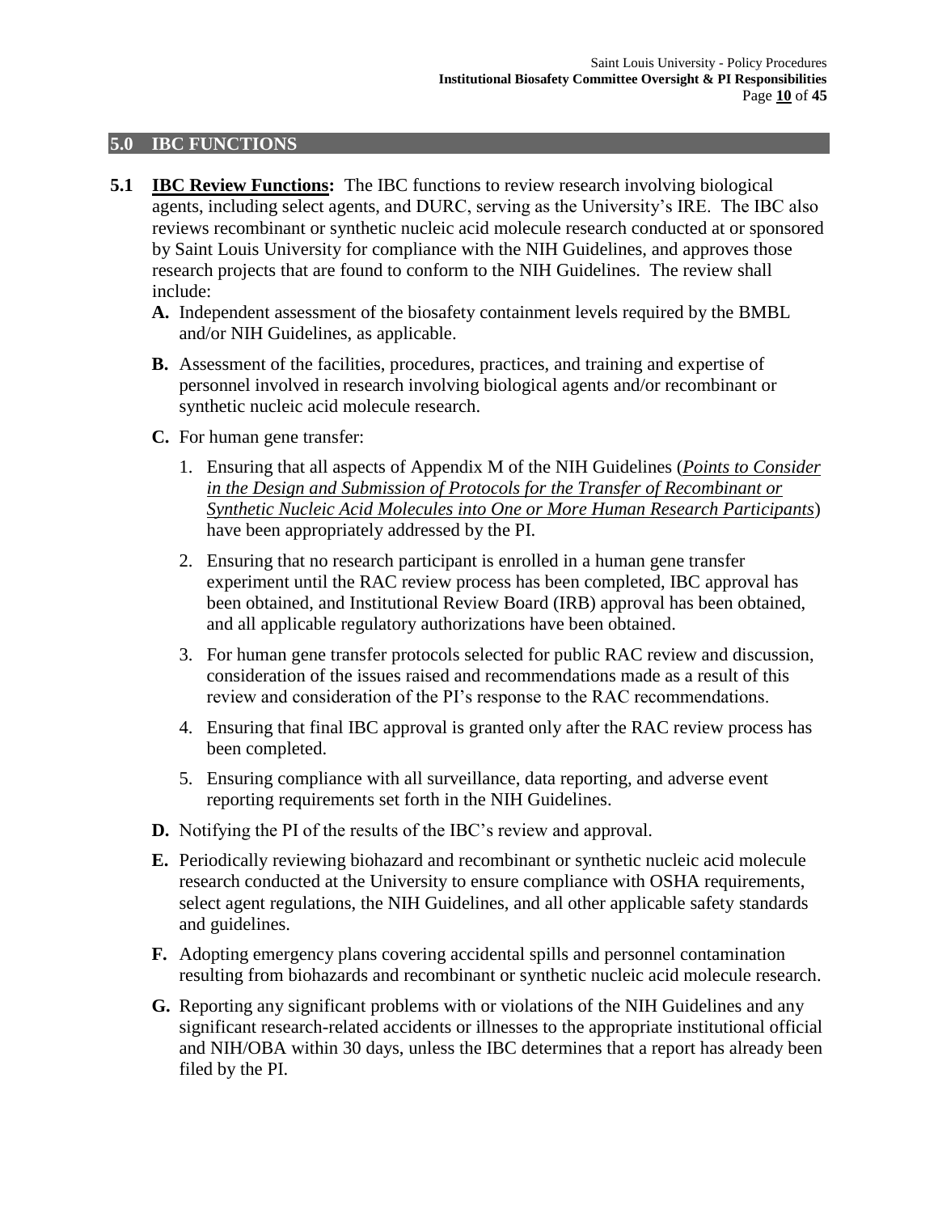## 5.0 IBC FUNCTIONS

**5.1** **IBC Review Functions:** The IBC functions to review research involving biological agents, including select agents, and DURC, serving as the University's IRE. The IBC also reviews recombinant or synthetic nucleic acid molecule research conducted at or sponsored by Saint Louis University for compliance with the NIH Guidelines, and approves those research projects that are found to conform to the NIH Guidelines. The review shall include:

**A.** Independent assessment of the biosafety containment levels required by the BMBL and/or NIH Guidelines, as applicable.

**B.** Assessment of the facilities, procedures, practices, and training and expertise of personnel involved in research involving biological agents and/or recombinant or synthetic nucleic acid molecule research.

**C.** For human gene transfer:

1. Ensuring that all aspects of Appendix M of the NIH Guidelines (*Points to Consider in the Design and Submission of Protocols for the Transfer of Recombinant or Synthetic Nucleic Acid Molecules into One or More Human Research Participants*) have been appropriately addressed by the PI.
2. Ensuring that no research participant is enrolled in a human gene transfer experiment until the RAC review process has been completed, IBC approval has been obtained, and Institutional Review Board (IRB) approval has been obtained, and all applicable regulatory authorizations have been obtained.
3. For human gene transfer protocols selected for public RAC review and discussion, consideration of the issues raised and recommendations made as a result of this review and consideration of the PI's response to the RAC recommendations.
4. Ensuring that final IBC approval is granted only after the RAC review process has been completed.
5. Ensuring compliance with all surveillance, data reporting, and adverse event reporting requirements set forth in the NIH Guidelines.

**D.** Notifying the PI of the results of the IBC's review and approval.

**E.** Periodically reviewing biohazard and recombinant or synthetic nucleic acid molecule research conducted at the University to ensure compliance with OSHA requirements, select agent regulations, the NIH Guidelines, and all other applicable safety standards and guidelines.

**F.** Adopting emergency plans covering accidental spills and personnel contamination resulting from biohazards and recombinant or synthetic nucleic acid molecule research.

**G.** Reporting any significant problems with or violations of the NIH Guidelines and any significant research-related accidents or illnesses to the appropriate institutional official and NIH/OBA within 30 days, unless the IBC determines that a report has already been filed by the PI.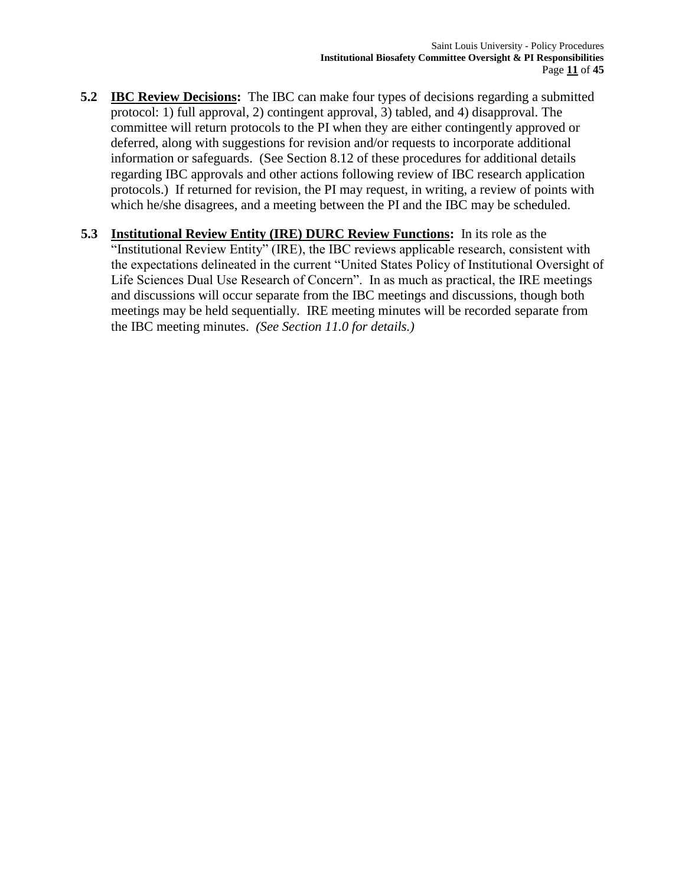**5.2 IBC Review Decisions:** The IBC can make four types of decisions regarding a submitted protocol: 1) full approval, 2) contingent approval, 3) tabled, and 4) disapproval. The committee will return protocols to the PI when they are either contingently approved or deferred, along with suggestions for revision and/or requests to incorporate additional information or safeguards. (See Section 8.12 of these procedures for additional details regarding IBC approvals and other actions following review of IBC research application protocols.) If returned for revision, the PI may request, in writing, a review of points with which he/she disagrees, and a meeting between the PI and the IBC may be scheduled.

**5.3 Institutional Review Entity (IRE) DURC Review Functions:** In its role as the "Institutional Review Entity" (IRE), the IBC reviews applicable research, consistent with the expectations delineated in the current "United States Policy of Institutional Oversight of Life Sciences Dual Use Research of Concern". In as much as practical, the IRE meetings and discussions will occur separate from the IBC meetings and discussions, though both meetings may be held sequentially. IRE meeting minutes will be recorded separate from the IBC meeting minutes. *(See Section 11.0 for details.)*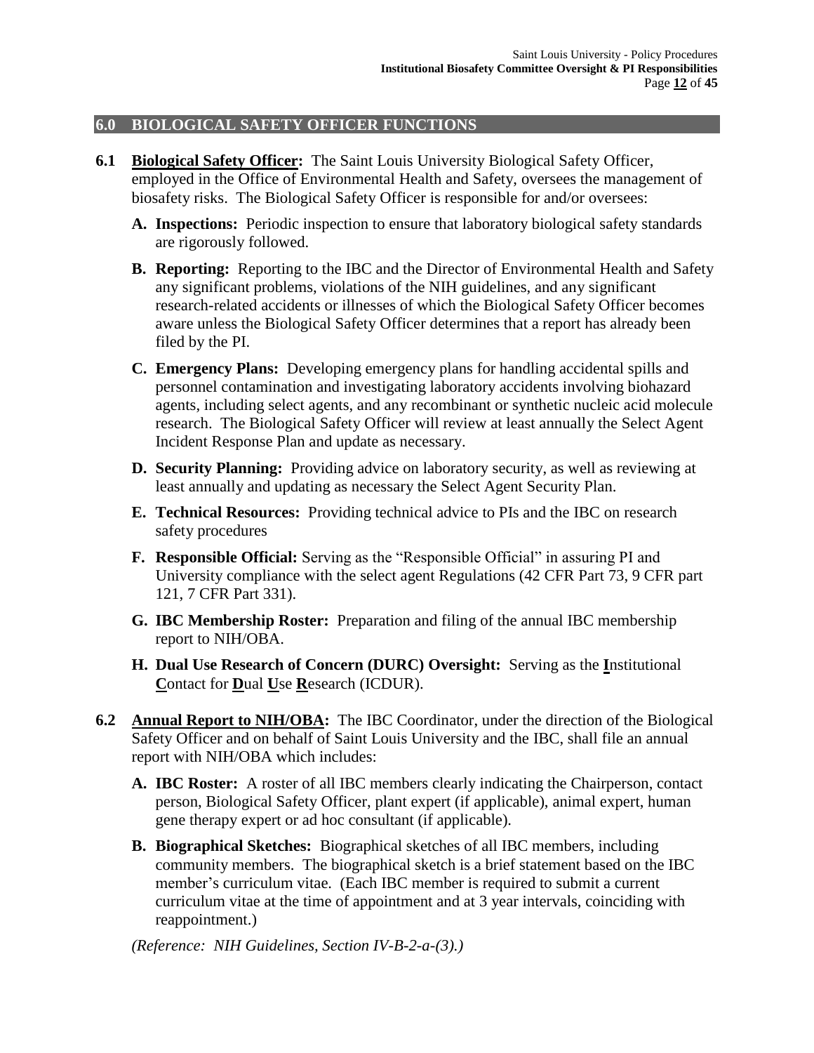## 6.0 BIOLOGICAL SAFETY OFFICER FUNCTIONS

**6.1 Biological Safety Officer:** The Saint Louis University Biological Safety Officer, employed in the Office of Environmental Health and Safety, oversees the management of biosafety risks. The Biological Safety Officer is responsible for and/or oversees:

- **A. Inspections:** Periodic inspection to ensure that laboratory biological safety standards are rigorously followed.
- **B. Reporting:** Reporting to the IBC and the Director of Environmental Health and Safety any significant problems, violations of the NIH guidelines, and any significant research-related accidents or illnesses of which the Biological Safety Officer becomes aware unless the Biological Safety Officer determines that a report has already been filed by the PI.
- **C. Emergency Plans:** Developing emergency plans for handling accidental spills and personnel contamination and investigating laboratory accidents involving biohazard agents, including select agents, and any recombinant or synthetic nucleic acid molecule research. The Biological Safety Officer will review at least annually the Select Agent Incident Response Plan and update as necessary.
- **D. Security Planning:** Providing advice on laboratory security, as well as reviewing at least annually and updating as necessary the Select Agent Security Plan.
- **E. Technical Resources:** Providing technical advice to PIs and the IBC on research safety procedures
- **F. Responsible Official:** Serving as the "Responsible Official" in assuring PI and University compliance with the select agent Regulations (42 CFR Part 73, 9 CFR part 121, 7 CFR Part 331).
- **G. IBC Membership Roster:** Preparation and filing of the annual IBC membership report to NIH/OBA.
- **H. Dual Use Research of Concern (DURC) Oversight:** Serving as the **I**nstitutional **C**ontact for **D**ual **U**se **R**esearch (ICDUR).

**6.2 Annual Report to NIH/OBA:** The IBC Coordinator, under the direction of the Biological Safety Officer and on behalf of Saint Louis University and the IBC, shall file an annual report with NIH/OBA which includes:

- **A. IBC Roster:** A roster of all IBC members clearly indicating the Chairperson, contact person, Biological Safety Officer, plant expert (if applicable), animal expert, human gene therapy expert or ad hoc consultant (if applicable).
- **B. Biographical Sketches:** Biographical sketches of all IBC members, including community members. The biographical sketch is a brief statement based on the IBC member's curriculum vitae. (Each IBC member is required to submit a current curriculum vitae at the time of appointment and at 3 year intervals, coinciding with reappointment.)

*(Reference: NIH Guidelines, Section IV-B-2-a-(3).)*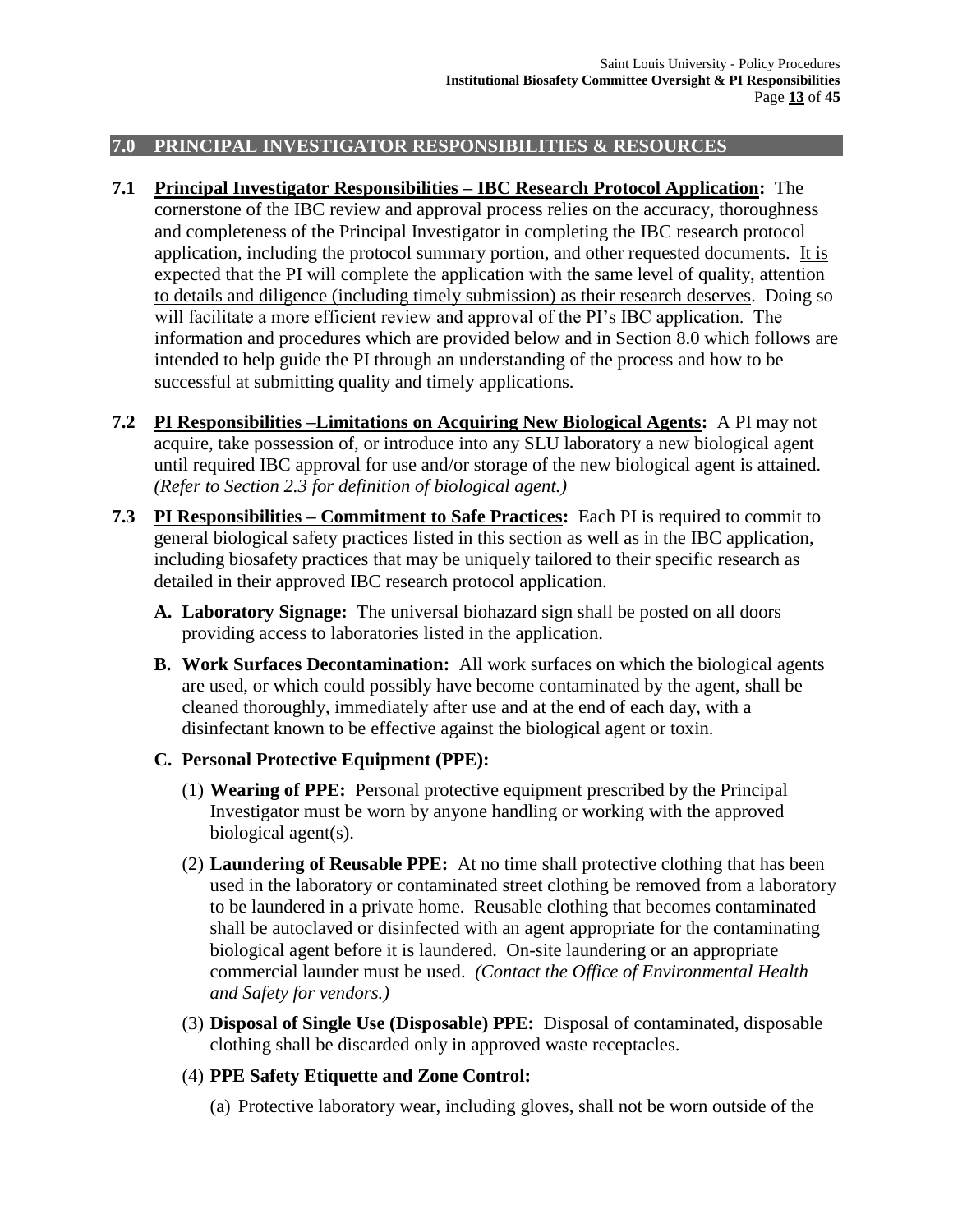## 7.0 PRINCIPAL INVESTIGATOR RESPONSIBILITIES & RESOURCES

**7.1 <u>Principal Investigator Responsibilities – IBC Research Protocol Application</u>:** The cornerstone of the IBC review and approval process relies on the accuracy, thoroughness and completeness of the Principal Investigator in completing the IBC research protocol application, including the protocol summary portion, and other requested documents. <u>It is expected that the PI will complete the application with the same level of quality, attention to details and diligence (including timely submission) as their research deserves</u>. Doing so will facilitate a more efficient review and approval of the PI's IBC application. The information and procedures which are provided below and in Section 8.0 which follows are intended to help guide the PI through an understanding of the process and how to be successful at submitting quality and timely applications.

**7.2 <u>PI Responsibilities –Limitations on Acquiring New Biological Agents</u>:** A PI may not acquire, take possession of, or introduce into any SLU laboratory a new biological agent until required IBC approval for use and/or storage of the new biological agent is attained. *(Refer to Section 2.3 for definition of biological agent.)*

**7.3 <u>PI Responsibilities – Commitment to Safe Practices</u>:** Each PI is required to commit to general biological safety practices listed in this section as well as in the IBC application, including biosafety practices that may be uniquely tailored to their specific research as detailed in their approved IBC research protocol application.

**A. Laboratory Signage:** The universal biohazard sign shall be posted on all doors providing access to laboratories listed in the application.

**B. Work Surfaces Decontamination:** All work surfaces on which the biological agents are used, or which could possibly have become contaminated by the agent, shall be cleaned thoroughly, immediately after use and at the end of each day, with a disinfectant known to be effective against the biological agent or toxin.

**C. Personal Protective Equipment (PPE):**

(1) **Wearing of PPE:** Personal protective equipment prescribed by the Principal Investigator must be worn by anyone handling or working with the approved biological agent(s).

(2) **Laundering of Reusable PPE:** At no time shall protective clothing that has been used in the laboratory or contaminated street clothing be removed from a laboratory to be laundered in a private home. Reusable clothing that becomes contaminated shall be autoclaved or disinfected with an agent appropriate for the contaminating biological agent before it is laundered. On-site laundering or an appropriate commercial launder must be used. *(Contact the Office of Environmental Health and Safety for vendors.)*

(3) **Disposal of Single Use (Disposable) PPE:** Disposal of contaminated, disposable clothing shall be discarded only in approved waste receptacles.

(4) **PPE Safety Etiquette and Zone Control:**

(a) Protective laboratory wear, including gloves, shall not be worn outside of the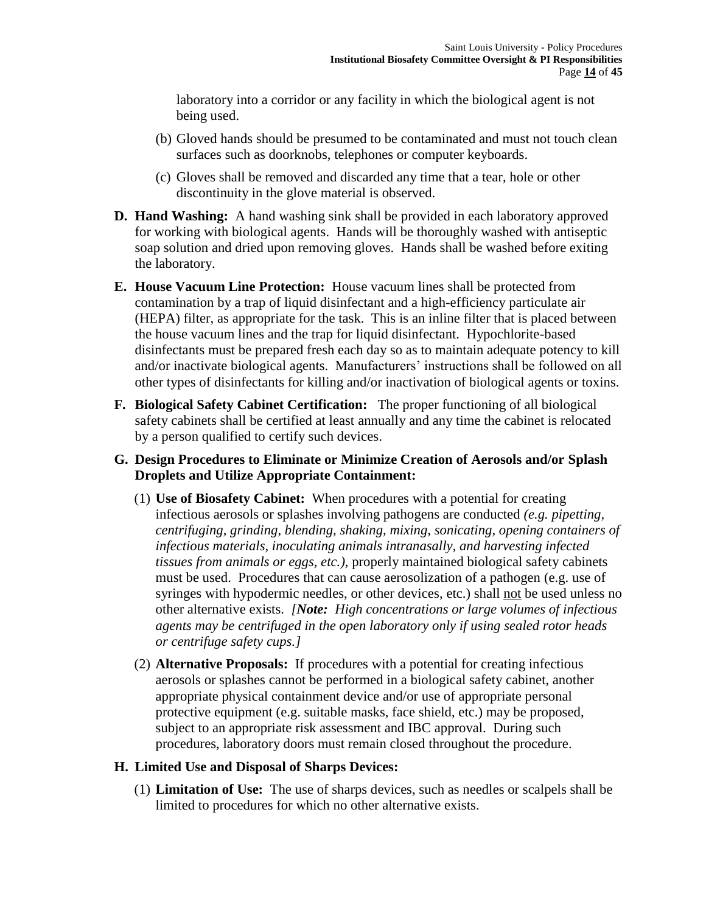laboratory into a corridor or any facility in which the biological agent is not being used.

(b) Gloved hands should be presumed to be contaminated and must not touch clean surfaces such as doorknobs, telephones or computer keyboards.

(c) Gloves shall be removed and discarded any time that a tear, hole or other discontinuity in the glove material is observed.

**D. Hand Washing:** A hand washing sink shall be provided in each laboratory approved for working with biological agents. Hands will be thoroughly washed with antiseptic soap solution and dried upon removing gloves. Hands shall be washed before exiting the laboratory.

**E. House Vacuum Line Protection:** House vacuum lines shall be protected from contamination by a trap of liquid disinfectant and a high-efficiency particulate air (HEPA) filter, as appropriate for the task. This is an inline filter that is placed between the house vacuum lines and the trap for liquid disinfectant. Hypochlorite-based disinfectants must be prepared fresh each day so as to maintain adequate potency to kill and/or inactivate biological agents. Manufacturers' instructions shall be followed on all other types of disinfectants for killing and/or inactivation of biological agents or toxins.

**F. Biological Safety Cabinet Certification:** The proper functioning of all biological safety cabinets shall be certified at least annually and any time the cabinet is relocated by a person qualified to certify such devices.

**G. Design Procedures to Eliminate or Minimize Creation of Aerosols and/or Splash Droplets and Utilize Appropriate Containment:**

(1) **Use of Biosafety Cabinet:** When procedures with a potential for creating infectious aerosols or splashes involving pathogens are conducted *(e.g. pipetting, centrifuging, grinding, blending, shaking, mixing, sonicating, opening containers of infectious materials, inoculating animals intranasally, and harvesting infected tissues from animals or eggs, etc.)*, properly maintained biological safety cabinets must be used. Procedures that can cause aerosolization of a pathogen (e.g. use of syringes with hypodermic needles, or other devices, etc.) shall <u>not</u> be used unless no other alternative exists. *[**Note:** High concentrations or large volumes of infectious agents may be centrifuged in the open laboratory only if using sealed rotor heads or centrifuge safety cups.]*

(2) **Alternative Proposals:** If procedures with a potential for creating infectious aerosols or splashes cannot be performed in a biological safety cabinet, another appropriate physical containment device and/or use of appropriate personal protective equipment (e.g. suitable masks, face shield, etc.) may be proposed, subject to an appropriate risk assessment and IBC approval. During such procedures, laboratory doors must remain closed throughout the procedure.

**H. Limited Use and Disposal of Sharps Devices:**

(1) **Limitation of Use:** The use of sharps devices, such as needles or scalpels shall be limited to procedures for which no other alternative exists.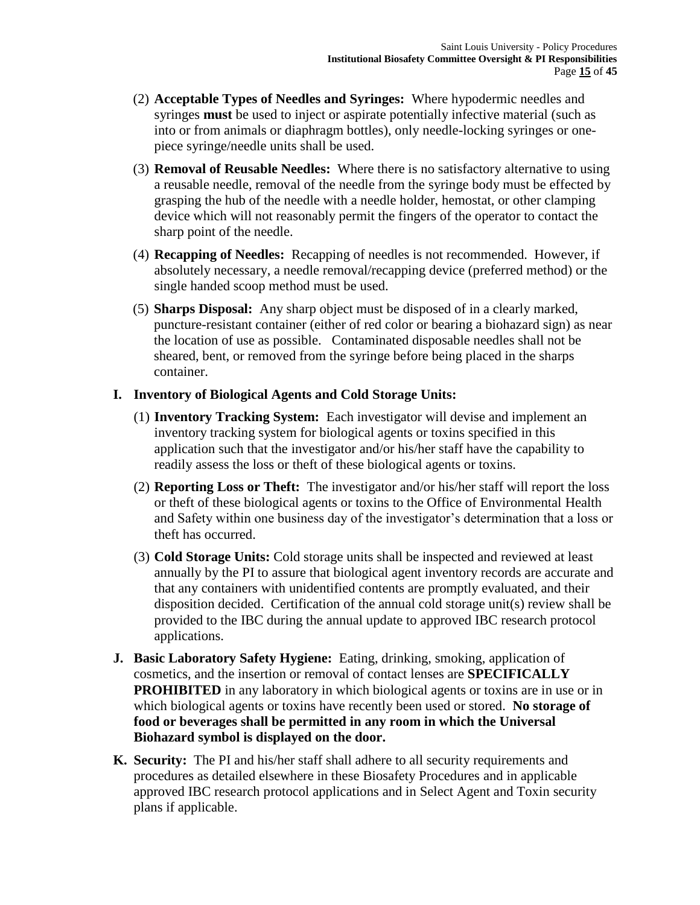(2) **Acceptable Types of Needles and Syringes:** Where hypodermic needles and syringes **must** be used to inject or aspirate potentially infective material (such as into or from animals or diaphragm bottles), only needle-locking syringes or one-piece syringe/needle units shall be used.

(3) **Removal of Reusable Needles:** Where there is no satisfactory alternative to using a reusable needle, removal of the needle from the syringe body must be effected by grasping the hub of the needle with a needle holder, hemostat, or other clamping device which will not reasonably permit the fingers of the operator to contact the sharp point of the needle.

(4) **Recapping of Needles:** Recapping of needles is not recommended. However, if absolutely necessary, a needle removal/recapping device (preferred method) or the single handed scoop method must be used.

(5) **Sharps Disposal:** Any sharp object must be disposed of in a clearly marked, puncture-resistant container (either of red color or bearing a biohazard sign) as near the location of use as possible. Contaminated disposable needles shall not be sheared, bent, or removed from the syringe before being placed in the sharps container.

**I. Inventory of Biological Agents and Cold Storage Units:**

(1) **Inventory Tracking System:** Each investigator will devise and implement an inventory tracking system for biological agents or toxins specified in this application such that the investigator and/or his/her staff have the capability to readily assess the loss or theft of these biological agents or toxins.

(2) **Reporting Loss or Theft:** The investigator and/or his/her staff will report the loss or theft of these biological agents or toxins to the Office of Environmental Health and Safety within one business day of the investigator's determination that a loss or theft has occurred.

(3) **Cold Storage Units:** Cold storage units shall be inspected and reviewed at least annually by the PI to assure that biological agent inventory records are accurate and that any containers with unidentified contents are promptly evaluated, and their disposition decided. Certification of the annual cold storage unit(s) review shall be provided to the IBC during the annual update to approved IBC research protocol applications.

**J. Basic Laboratory Safety Hygiene:** Eating, drinking, smoking, application of cosmetics, and the insertion or removal of contact lenses are **SPECIFICALLY PROHIBITED** in any laboratory in which biological agents or toxins are in use or in which biological agents or toxins have recently been used or stored. **No storage of food or beverages shall be permitted in any room in which the Universal Biohazard symbol is displayed on the door.**

**K. Security:** The PI and his/her staff shall adhere to all security requirements and procedures as detailed elsewhere in these Biosafety Procedures and in applicable approved IBC research protocol applications and in Select Agent and Toxin security plans if applicable.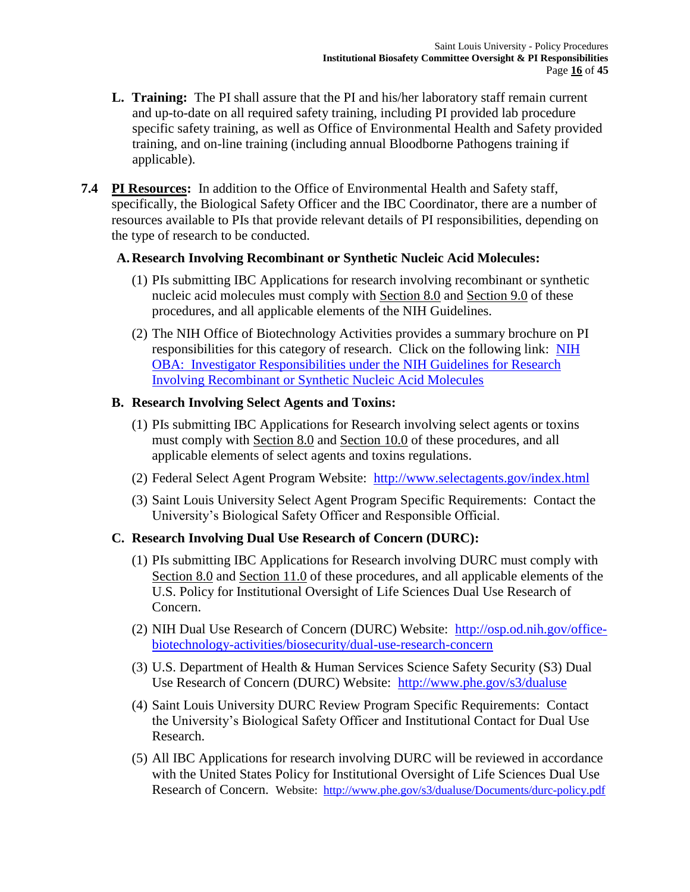**L. Training:** The PI shall assure that the PI and his/her laboratory staff remain current and up-to-date on all required safety training, including PI provided lab procedure specific safety training, as well as Office of Environmental Health and Safety provided training, and on-line training (including annual Bloodborne Pathogens training if applicable).

**7.4 PI Resources:** In addition to the Office of Environmental Health and Safety staff, specifically, the Biological Safety Officer and the IBC Coordinator, there are a number of resources available to PIs that provide relevant details of PI responsibilities, depending on the type of research to be conducted.

**A. Research Involving Recombinant or Synthetic Nucleic Acid Molecules:**

(1) PIs submitting IBC Applications for research involving recombinant or synthetic nucleic acid molecules must comply with Section 8.0 and Section 9.0 of these procedures, and all applicable elements of the NIH Guidelines.

(2) The NIH Office of Biotechnology Activities provides a summary brochure on PI responsibilities for this category of research. Click on the following link: NIH OBA: Investigator Responsibilities under the NIH Guidelines for Research Involving Recombinant or Synthetic Nucleic Acid Molecules

**B. Research Involving Select Agents and Toxins:**

(1) PIs submitting IBC Applications for Research involving select agents or toxins must comply with Section 8.0 and Section 10.0 of these procedures, and all applicable elements of select agents and toxins regulations.

(2) Federal Select Agent Program Website: http://www.selectagents.gov/index.html

(3) Saint Louis University Select Agent Program Specific Requirements: Contact the University's Biological Safety Officer and Responsible Official.

**C. Research Involving Dual Use Research of Concern (DURC):**

(1) PIs submitting IBC Applications for Research involving DURC must comply with Section 8.0 and Section 11.0 of these procedures, and all applicable elements of the U.S. Policy for Institutional Oversight of Life Sciences Dual Use Research of Concern.

(2) NIH Dual Use Research of Concern (DURC) Website: http://osp.od.nih.gov/office-biotechnology-activities/biosecurity/dual-use-research-concern

(3) U.S. Department of Health & Human Services Science Safety Security (S3) Dual Use Research of Concern (DURC) Website: http://www.phe.gov/s3/dualuse

(4) Saint Louis University DURC Review Program Specific Requirements: Contact the University's Biological Safety Officer and Institutional Contact for Dual Use Research.

(5) All IBC Applications for research involving DURC will be reviewed in accordance with the United States Policy for Institutional Oversight of Life Sciences Dual Use Research of Concern. Website: http://www.phe.gov/s3/dualuse/Documents/durc-policy.pdf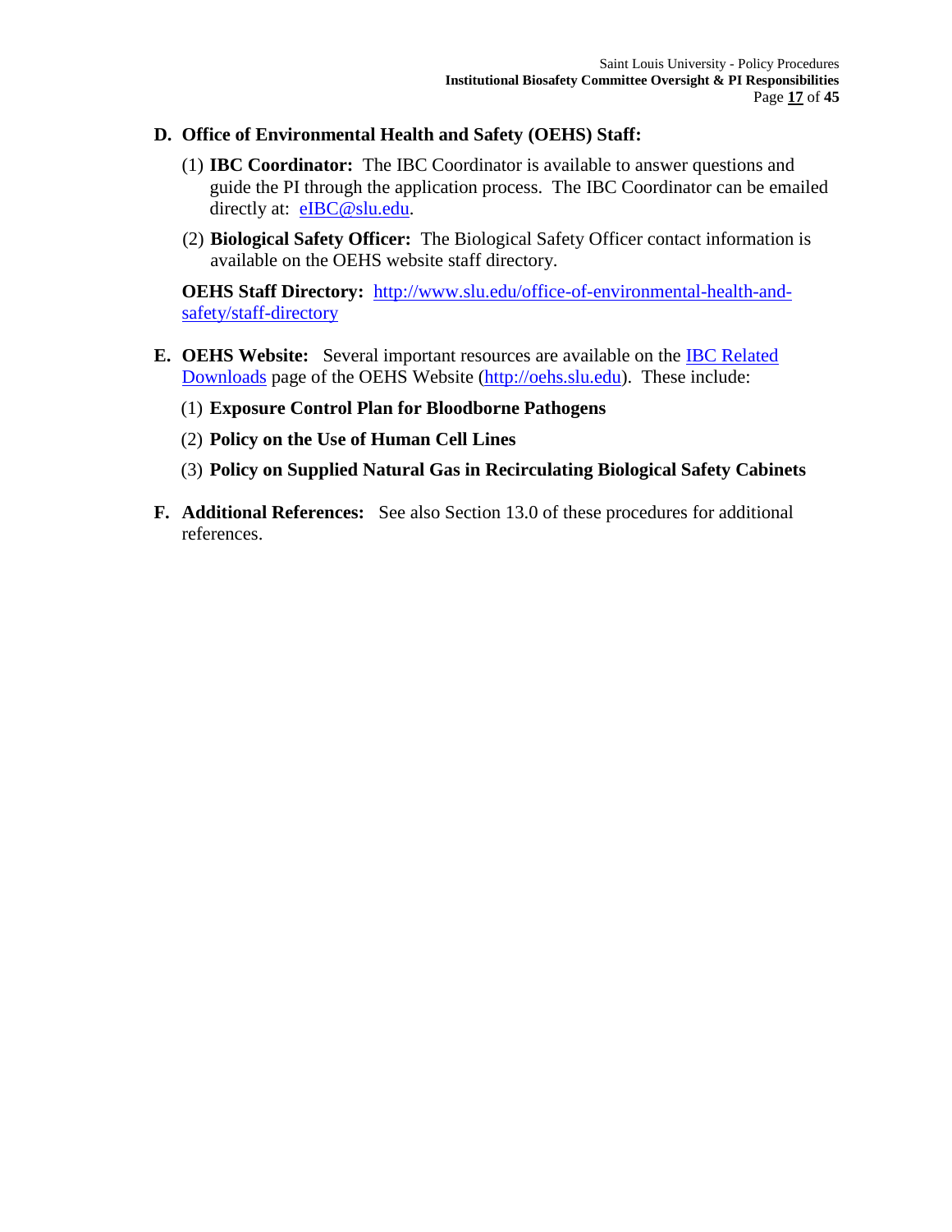**D. Office of Environmental Health and Safety (OEHS) Staff:**

(1) **IBC Coordinator:** The IBC Coordinator is available to answer questions and guide the PI through the application process. The IBC Coordinator can be emailed directly at: [eIBC@slu.edu](mailto:eIBC@slu.edu).

(2) **Biological Safety Officer:** The Biological Safety Officer contact information is available on the OEHS website staff directory.

**OEHS Staff Directory:** [http://www.slu.edu/office-of-environmental-health-and-safety/staff-directory](http://www.slu.edu/office-of-environmental-health-and-safety/staff-directory)

**E. OEHS Website:** Several important resources are available on the IBC Related Downloads page of the OEHS Website ([http://oehs.slu.edu](http://oehs.slu.edu)). These include:

(1) **Exposure Control Plan for Bloodborne Pathogens**

(2) **Policy on the Use of Human Cell Lines**

(3) **Policy on Supplied Natural Gas in Recirculating Biological Safety Cabinets**

**F. Additional References:** See also Section 13.0 of these procedures for additional references.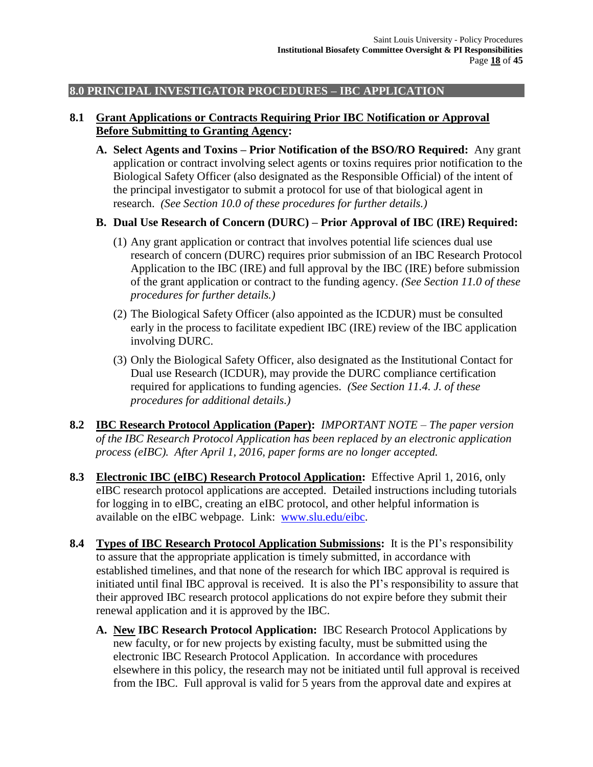## 8.0 PRINCIPAL INVESTIGATOR PROCEDURES – IBC APPLICATION

**8.1 Grant Applications or Contracts Requiring Prior IBC Notification or Approval Before Submitting to Granting Agency:**

**A. Select Agents and Toxins – Prior Notification of the BSO/RO Required:** Any grant application or contract involving select agents or toxins requires prior notification to the Biological Safety Officer (also designated as the Responsible Official) of the intent of the principal investigator to submit a protocol for use of that biological agent in research. *(See Section 10.0 of these procedures for further details.)*

**B. Dual Use Research of Concern (DURC) – Prior Approval of IBC (IRE) Required:**

(1) Any grant application or contract that involves potential life sciences dual use research of concern (DURC) requires prior submission of an IBC Research Protocol Application to the IBC (IRE) and full approval by the IBC (IRE) before submission of the grant application or contract to the funding agency. *(See Section 11.0 of these procedures for further details.)*

(2) The Biological Safety Officer (also appointed as the ICDUR) must be consulted early in the process to facilitate expedient IBC (IRE) review of the IBC application involving DURC.

(3) Only the Biological Safety Officer, also designated as the Institutional Contact for Dual use Research (ICDUR), may provide the DURC compliance certification required for applications to funding agencies. *(See Section 11.4. J. of these procedures for additional details.)*

**8.2 IBC Research Protocol Application (Paper):** *IMPORTANT NOTE – The paper version of the IBC Research Protocol Application has been replaced by an electronic application process (eIBC). After April 1, 2016, paper forms are no longer accepted.*

**8.3 Electronic IBC (eIBC) Research Protocol Application:** Effective April 1, 2016, only eIBC research protocol applications are accepted. Detailed instructions including tutorials for logging in to eIBC, creating an eIBC protocol, and other helpful information is available on the eIBC webpage. Link: [www.slu.edu/eibc](http://www.slu.edu/eibc).

**8.4 Types of IBC Research Protocol Application Submissions:** It is the PI's responsibility to assure that the appropriate application is timely submitted, in accordance with established timelines, and that none of the research for which IBC approval is required is initiated until final IBC approval is received. It is also the PI's responsibility to assure that their approved IBC research protocol applications do not expire before they submit their renewal application and it is approved by the IBC.

**A. New IBC Research Protocol Application:** IBC Research Protocol Applications by new faculty, or for new projects by existing faculty, must be submitted using the electronic IBC Research Protocol Application. In accordance with procedures elsewhere in this policy, the research may not be initiated until full approval is received from the IBC. Full approval is valid for 5 years from the approval date and expires at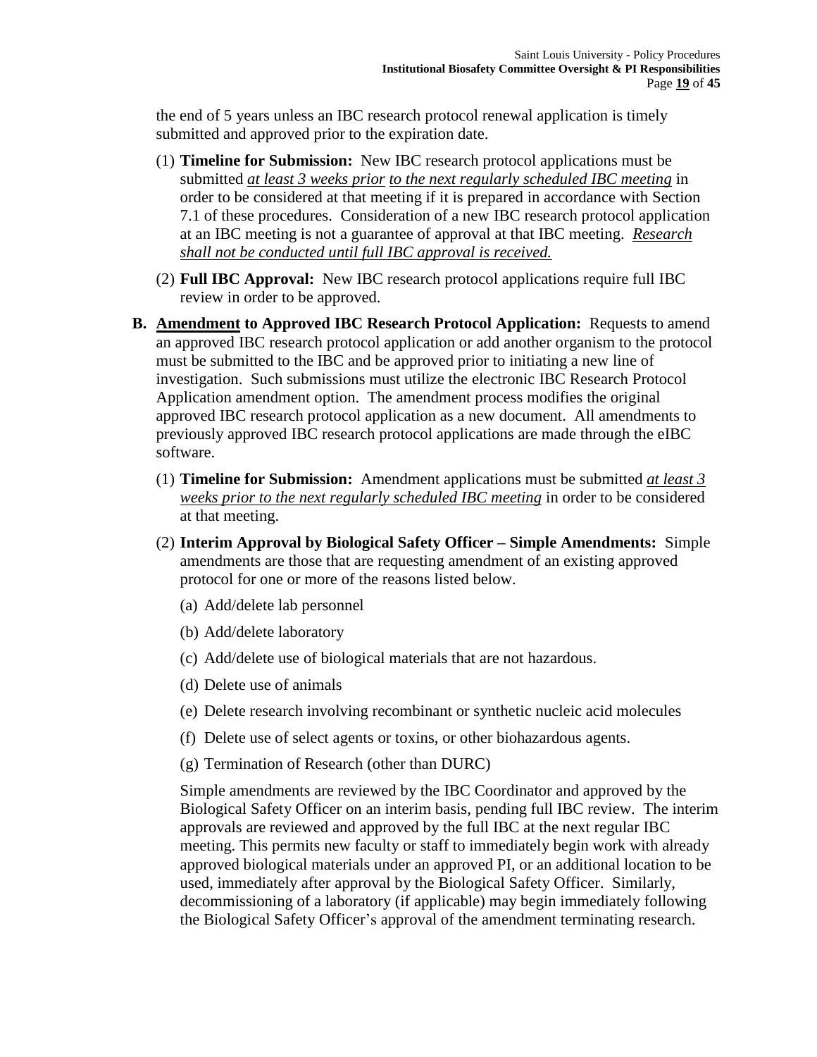the end of 5 years unless an IBC research protocol renewal application is timely submitted and approved prior to the expiration date.

(1) **Timeline for Submission:** New IBC research protocol applications must be submitted *at least 3 weeks prior to the next regularly scheduled IBC meeting* in order to be considered at that meeting if it is prepared in accordance with Section 7.1 of these procedures. Consideration of a new IBC research protocol application at an IBC meeting is not a guarantee of approval at that IBC meeting. *Research shall not be conducted until full IBC approval is received.*

(2) **Full IBC Approval:** New IBC research protocol applications require full IBC review in order to be approved.

**B. Amendment to Approved IBC Research Protocol Application:** Requests to amend an approved IBC research protocol application or add another organism to the protocol must be submitted to the IBC and be approved prior to initiating a new line of investigation. Such submissions must utilize the electronic IBC Research Protocol Application amendment option. The amendment process modifies the original approved IBC research protocol application as a new document. All amendments to previously approved IBC research protocol applications are made through the eIBC software.

(1) **Timeline for Submission:** Amendment applications must be submitted *at least 3 weeks prior to the next regularly scheduled IBC meeting* in order to be considered at that meeting.

(2) **Interim Approval by Biological Safety Officer – Simple Amendments:** Simple amendments are those that are requesting amendment of an existing approved protocol for one or more of the reasons listed below.

(a) Add/delete lab personnel

(b) Add/delete laboratory

(c) Add/delete use of biological materials that are not hazardous.

(d) Delete use of animals

(e) Delete research involving recombinant or synthetic nucleic acid molecules

(f) Delete use of select agents or toxins, or other biohazardous agents.

(g) Termination of Research (other than DURC)

Simple amendments are reviewed by the IBC Coordinator and approved by the Biological Safety Officer on an interim basis, pending full IBC review. The interim approvals are reviewed and approved by the full IBC at the next regular IBC meeting. This permits new faculty or staff to immediately begin work with already approved biological materials under an approved PI, or an additional location to be used, immediately after approval by the Biological Safety Officer. Similarly, decommissioning of a laboratory (if applicable) may begin immediately following the Biological Safety Officer's approval of the amendment terminating research.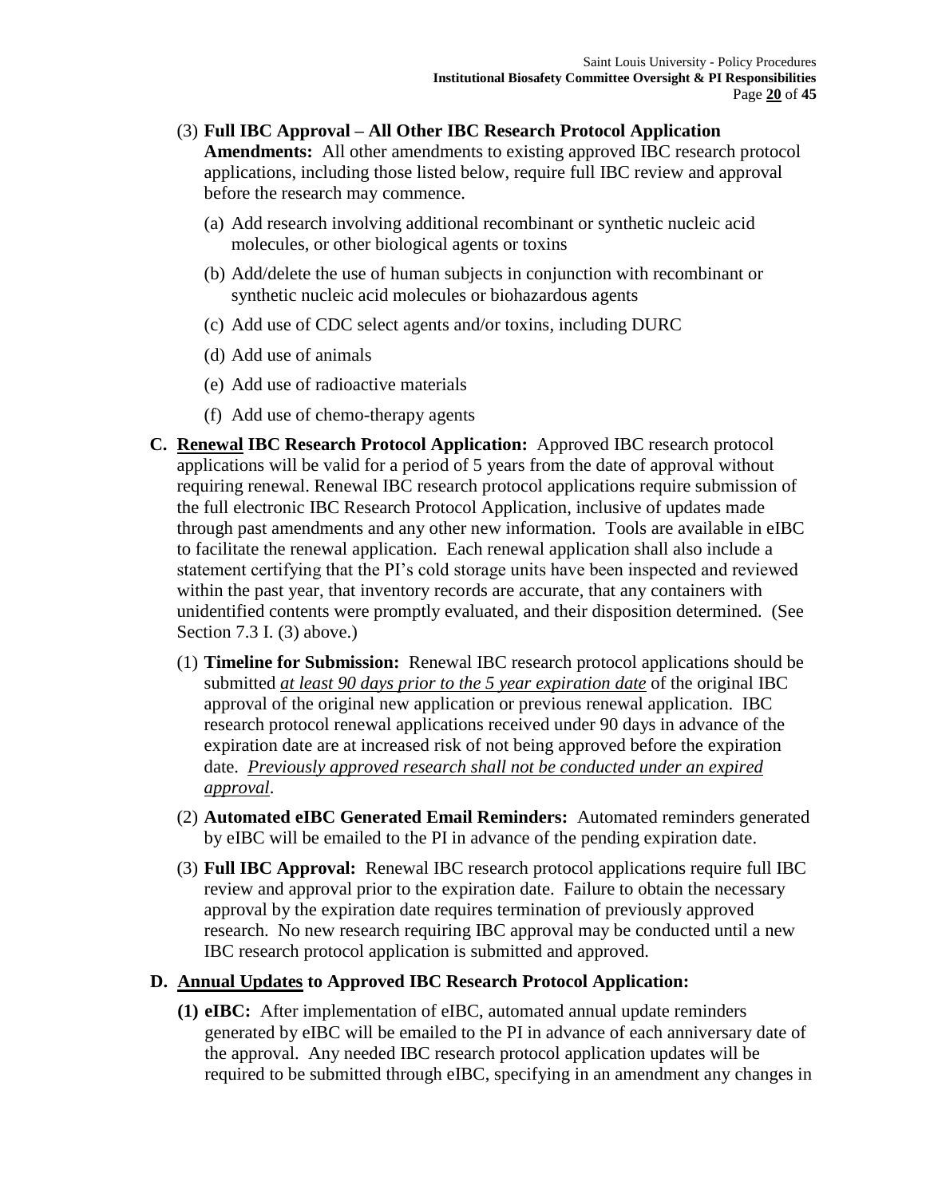(3) **Full IBC Approval – All Other IBC Research Protocol Application Amendments:** All other amendments to existing approved IBC research protocol applications, including those listed below, require full IBC review and approval before the research may commence.

   (a) Add research involving additional recombinant or synthetic nucleic acid molecules, or other biological agents or toxins

   (b) Add/delete the use of human subjects in conjunction with recombinant or synthetic nucleic acid molecules or biohazardous agents

   (c) Add use of CDC select agents and/or toxins, including DURC

   (d) Add use of animals

   (e) Add use of radioactive materials

   (f) Add use of chemo-therapy agents

**C. <u>Renewal</u> IBC Research Protocol Application:** Approved IBC research protocol applications will be valid for a period of 5 years from the date of approval without requiring renewal. Renewal IBC research protocol applications require submission of the full electronic IBC Research Protocol Application, inclusive of updates made through past amendments and any other new information. Tools are available in eIBC to facilitate the renewal application. Each renewal application shall also include a statement certifying that the PI's cold storage units have been inspected and reviewed within the past year, that inventory records are accurate, that any containers with unidentified contents were promptly evaluated, and their disposition determined. (See Section 7.3 I. (3) above.)

(1) **Timeline for Submission:** Renewal IBC research protocol applications should be submitted <u>*at least 90 days prior to the 5 year expiration date*</u> of the original IBC approval of the original new application or previous renewal application. IBC research protocol renewal applications received under 90 days in advance of the expiration date are at increased risk of not being approved before the expiration date. <u>*Previously approved research shall not be conducted under an expired approval*</u>.

(2) **Automated eIBC Generated Email Reminders:** Automated reminders generated by eIBC will be emailed to the PI in advance of the pending expiration date.

(3) **Full IBC Approval:** Renewal IBC research protocol applications require full IBC review and approval prior to the expiration date. Failure to obtain the necessary approval by the expiration date requires termination of previously approved research. No new research requiring IBC approval may be conducted until a new IBC research protocol application is submitted and approved.

**D. <u>Annual Updates</u> to Approved IBC Research Protocol Application:**

**(1) eIBC:** After implementation of eIBC, automated annual update reminders generated by eIBC will be emailed to the PI in advance of each anniversary date of the approval. Any needed IBC research protocol application updates will be required to be submitted through eIBC, specifying in an amendment any changes in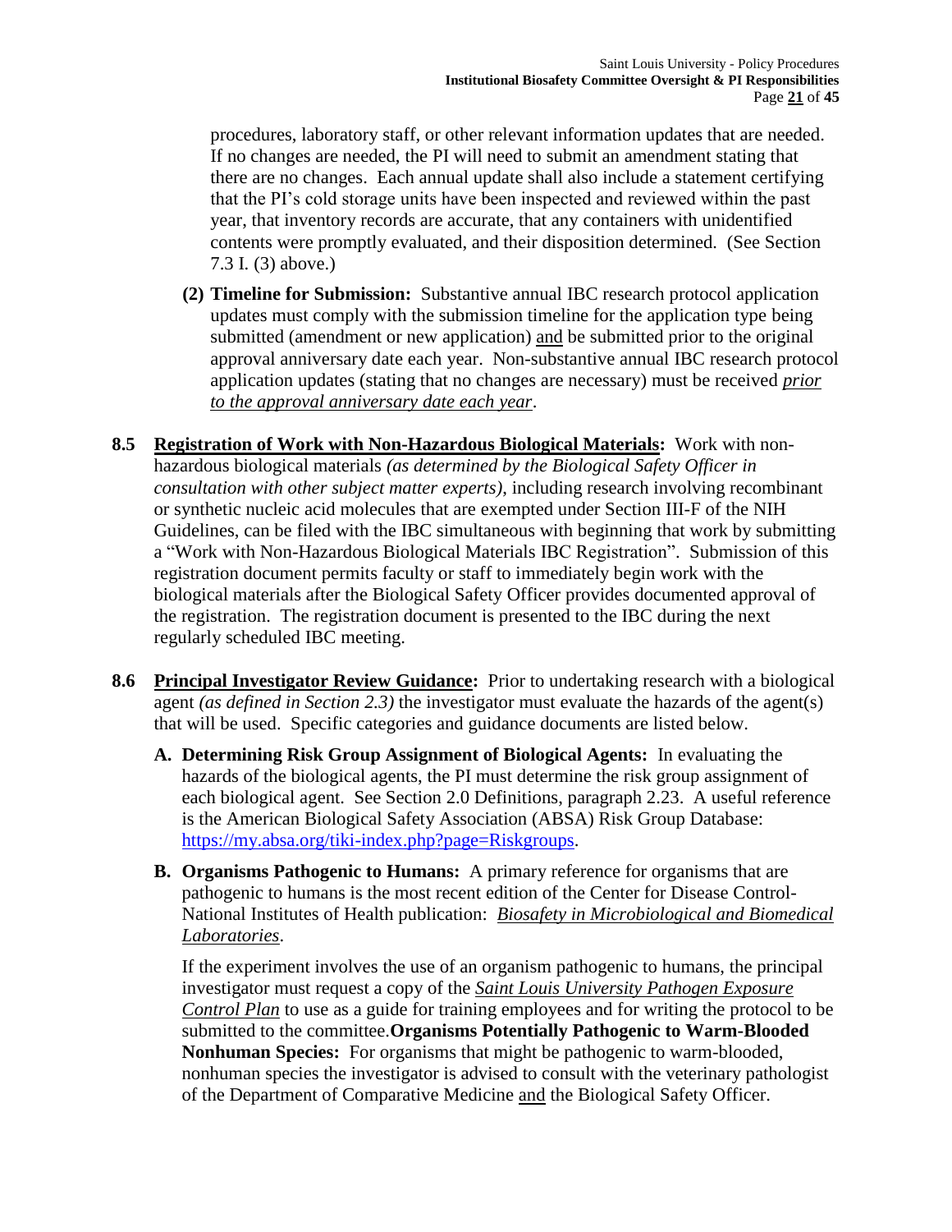procedures, laboratory staff, or other relevant information updates that are needed. If no changes are needed, the PI will need to submit an amendment stating that there are no changes. Each annual update shall also include a statement certifying that the PI's cold storage units have been inspected and reviewed within the past year, that inventory records are accurate, that any containers with unidentified contents were promptly evaluated, and their disposition determined. (See Section 7.3 I. (3) above.)

**(2) Timeline for Submission:** Substantive annual IBC research protocol application updates must comply with the submission timeline for the application type being submitted (amendment or new application) and be submitted prior to the original approval anniversary date each year. Non-substantive annual IBC research protocol application updates (stating that no changes are necessary) must be received *prior to the approval anniversary date each year*.

**8.5 Registration of Work with Non-Hazardous Biological Materials:** Work with non-hazardous biological materials *(as determined by the Biological Safety Officer in consultation with other subject matter experts)*, including research involving recombinant or synthetic nucleic acid molecules that are exempted under Section III-F of the NIH Guidelines, can be filed with the IBC simultaneous with beginning that work by submitting a "Work with Non-Hazardous Biological Materials IBC Registration". Submission of this registration document permits faculty or staff to immediately begin work with the biological materials after the Biological Safety Officer provides documented approval of the registration. The registration document is presented to the IBC during the next regularly scheduled IBC meeting.

**8.6 Principal Investigator Review Guidance:** Prior to undertaking research with a biological agent *(as defined in Section 2.3)* the investigator must evaluate the hazards of the agent(s) that will be used. Specific categories and guidance documents are listed below.

**A. Determining Risk Group Assignment of Biological Agents:** In evaluating the hazards of the biological agents, the PI must determine the risk group assignment of each biological agent. See Section 2.0 Definitions, paragraph 2.23. A useful reference is the American Biological Safety Association (ABSA) Risk Group Database: https://my.absa.org/tiki-index.php?page=Riskgroups.

**B. Organisms Pathogenic to Humans:** A primary reference for organisms that are pathogenic to humans is the most recent edition of the Center for Disease Control-National Institutes of Health publication: *Biosafety in Microbiological and Biomedical Laboratories*.

If the experiment involves the use of an organism pathogenic to humans, the principal investigator must request a copy of the *Saint Louis University Pathogen Exposure Control Plan* to use as a guide for training employees and for writing the protocol to be submitted to the committee.**Organisms Potentially Pathogenic to Warm-Blooded Nonhuman Species:** For organisms that might be pathogenic to warm-blooded, nonhuman species the investigator is advised to consult with the veterinary pathologist of the Department of Comparative Medicine and the Biological Safety Officer.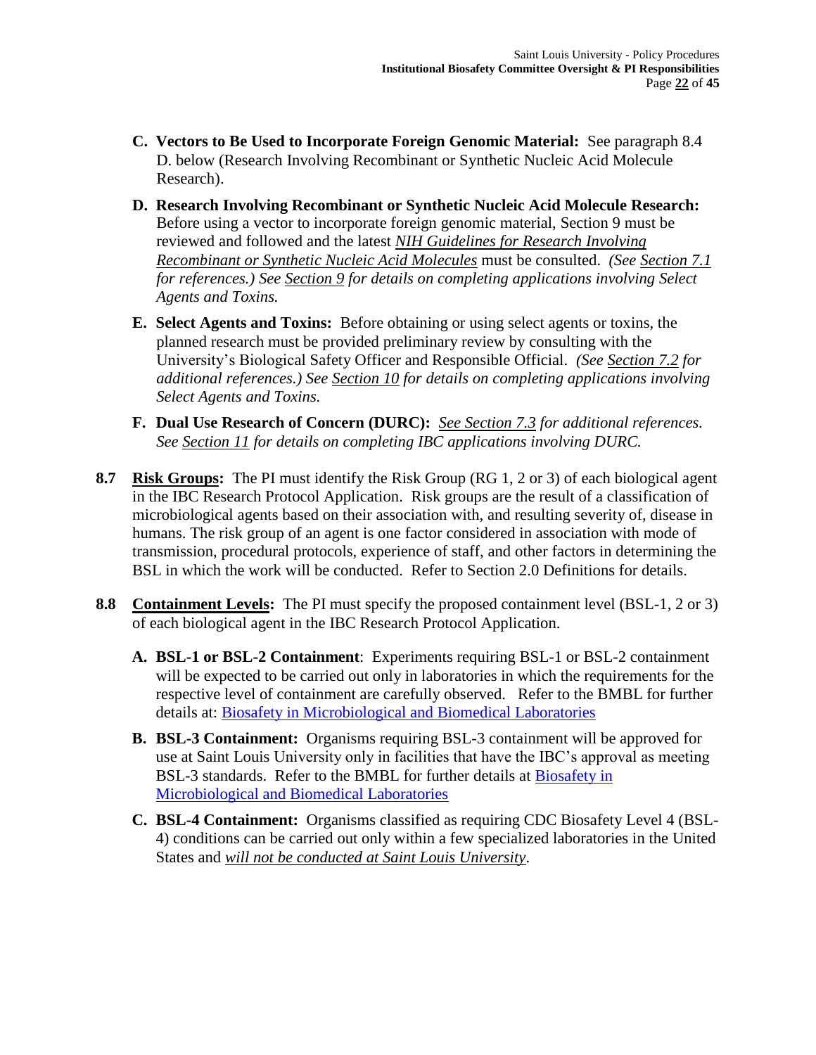**C. Vectors to Be Used to Incorporate Foreign Genomic Material:** See paragraph 8.4 D. below (Research Involving Recombinant or Synthetic Nucleic Acid Molecule Research).

**D. Research Involving Recombinant or Synthetic Nucleic Acid Molecule Research:** Before using a vector to incorporate foreign genomic material, Section 9 must be reviewed and followed and the latest <u>*NIH Guidelines for Research Involving Recombinant or Synthetic Nucleic Acid Molecules*</u> must be consulted. *(See <u>Section 7.1</u> for references.) See <u>Section 9</u> for details on completing applications involving Select Agents and Toxins.*

**E. Select Agents and Toxins:** Before obtaining or using select agents or toxins, the planned research must be provided preliminary review by consulting with the University's Biological Safety Officer and Responsible Official. *(See <u>Section 7.2</u> for additional references.) See <u>Section 10</u> for details on completing applications involving Select Agents and Toxins.*

**F. Dual Use Research of Concern (DURC):** *<u>See Section 7.3</u> for additional references. See <u>Section 11</u> for details on completing IBC applications involving DURC.*

**8.7** **<u>Risk Groups</u>:** The PI must identify the Risk Group (RG 1, 2 or 3) of each biological agent in the IBC Research Protocol Application. Risk groups are the result of a classification of microbiological agents based on their association with, and resulting severity of, disease in humans. The risk group of an agent is one factor considered in association with mode of transmission, procedural protocols, experience of staff, and other factors in determining the BSL in which the work will be conducted. Refer to Section 2.0 Definitions for details.

**8.8** **<u>Containment Levels</u>:** The PI must specify the proposed containment level (BSL-1, 2 or 3) of each biological agent in the IBC Research Protocol Application.

**A. BSL-1 or BSL-2 Containment**: Experiments requiring BSL-1 or BSL-2 containment will be expected to be carried out only in laboratories in which the requirements for the respective level of containment are carefully observed. Refer to the BMBL for further details at: <u>Biosafety in Microbiological and Biomedical Laboratories</u>

**B. BSL-3 Containment:** Organisms requiring BSL-3 containment will be approved for use at Saint Louis University only in facilities that have the IBC's approval as meeting BSL-3 standards. Refer to the BMBL for further details at <u>Biosafety in Microbiological and Biomedical Laboratories</u>

**C. BSL-4 Containment:** Organisms classified as requiring CDC Biosafety Level 4 (BSL-4) conditions can be carried out only within a few specialized laboratories in the United States and <u>*will not be conducted at Saint Louis University*</u>.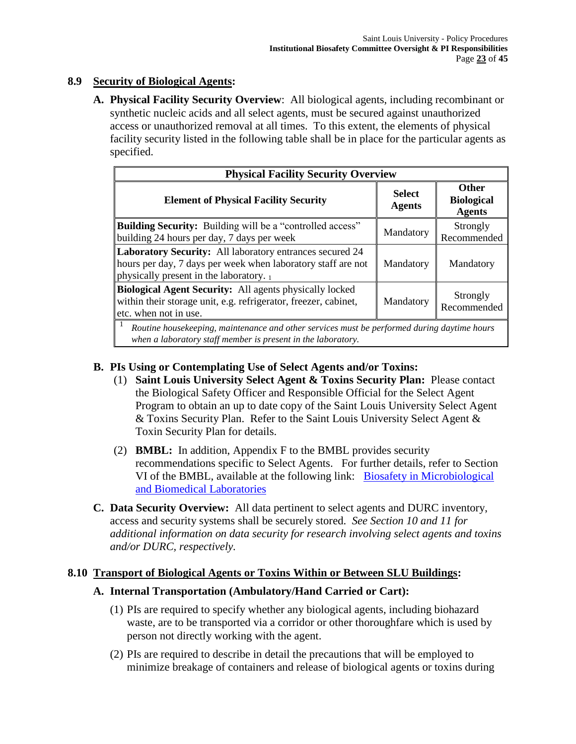## 8.9 Security of Biological Agents:

**A. Physical Facility Security Overview**: All biological agents, including recombinant or synthetic nucleic acids and all select agents, must be secured against unauthorized access or unauthorized removal at all times. To this extent, the elements of physical facility security listed in the following table shall be in place for the particular agents as specified.

| Physical Facility Security Overview | | |
|---|---|---|
| **Element of Physical Facility Security** | **Select Agents** | **Other Biological Agents** |
| **Building Security:** Building will be a "controlled access" building 24 hours per day, 7 days per week | Mandatory | Strongly Recommended |
| **Laboratory Security:** All laboratory entrances secured 24 hours per day, 7 days per week when laboratory staff are not physically present in the laboratory. [1] | Mandatory | Mandatory |
| **Biological Agent Security:** All agents physically locked within their storage unit, e.g. refrigerator, freezer, cabinet, etc. when not in use. | Mandatory | Strongly Recommended |

[1] *Routine housekeeping, maintenance and other services must be performed during daytime hours when a laboratory staff member is present in the laboratory.*

**B. PIs Using or Contemplating Use of Select Agents and/or Toxins:**

(1) **Saint Louis University Select Agent & Toxins Security Plan:** Please contact the Biological Safety Officer and Responsible Official for the Select Agent Program to obtain an up to date copy of the Saint Louis University Select Agent & Toxins Security Plan. Refer to the Saint Louis University Select Agent & Toxin Security Plan for details.

(2) **BMBL:** In addition, Appendix F to the BMBL provides security recommendations specific to Select Agents. For further details, refer to Section VI of the BMBL, available at the following link: [Biosafety in Microbiological and Biomedical Laboratories]

**C. Data Security Overview:** All data pertinent to select agents and DURC inventory, access and security systems shall be securely stored. *See Section 10 and 11 for additional information on data security for research involving select agents and toxins and/or DURC, respectively.*

## 8.10 Transport of Biological Agents or Toxins Within or Between SLU Buildings:

**A. Internal Transportation (Ambulatory/Hand Carried or Cart):**

(1) PIs are required to specify whether any biological agents, including biohazard waste, are to be transported via a corridor or other thoroughfare which is used by person not directly working with the agent.

(2) PIs are required to describe in detail the precautions that will be employed to minimize breakage of containers and release of biological agents or toxins during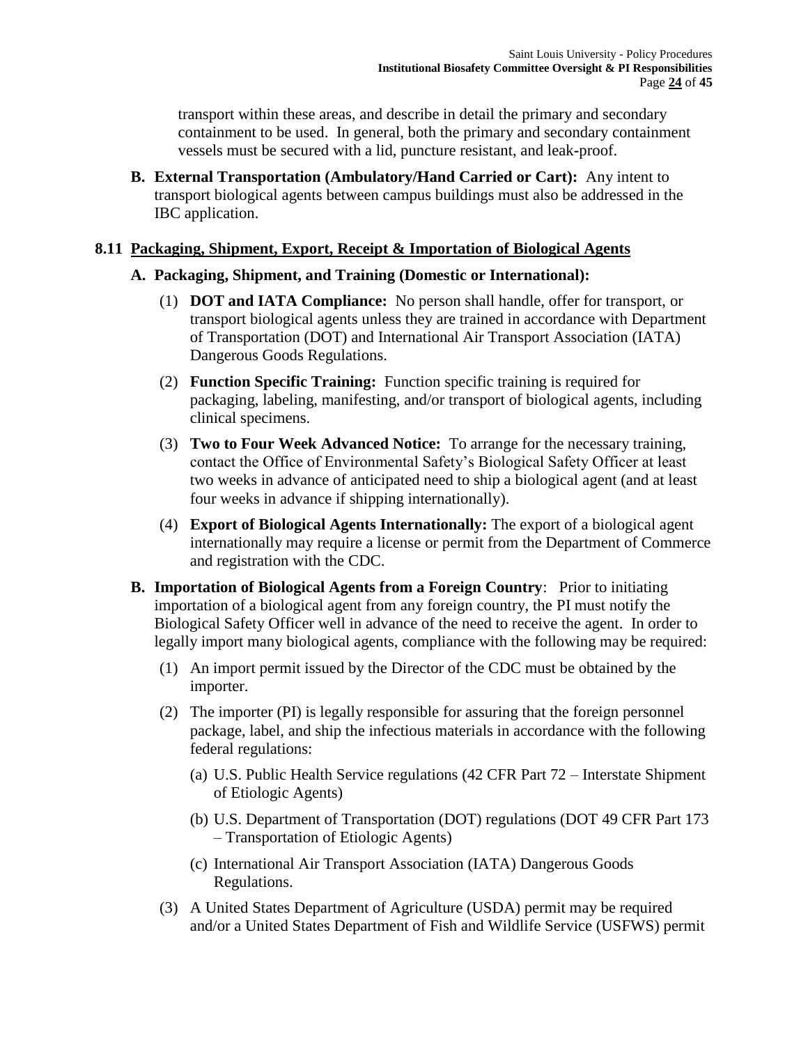transport within these areas, and describe in detail the primary and secondary containment to be used. In general, both the primary and secondary containment vessels must be secured with a lid, puncture resistant, and leak-proof.

**B. External Transportation (Ambulatory/Hand Carried or Cart):** Any intent to transport biological agents between campus buildings must also be addressed in the IBC application.

### 8.11 Packaging, Shipment, Export, Receipt & Importation of Biological Agents

**A. Packaging, Shipment, and Training (Domestic or International):**

(1) **DOT and IATA Compliance:** No person shall handle, offer for transport, or transport biological agents unless they are trained in accordance with Department of Transportation (DOT) and International Air Transport Association (IATA) Dangerous Goods Regulations.

(2) **Function Specific Training:** Function specific training is required for packaging, labeling, manifesting, and/or transport of biological agents, including clinical specimens.

(3) **Two to Four Week Advanced Notice:** To arrange for the necessary training, contact the Office of Environmental Safety's Biological Safety Officer at least two weeks in advance of anticipated need to ship a biological agent (and at least four weeks in advance if shipping internationally).

(4) **Export of Biological Agents Internationally:** The export of a biological agent internationally may require a license or permit from the Department of Commerce and registration with the CDC.

**B. Importation of Biological Agents from a Foreign Country**: Prior to initiating importation of a biological agent from any foreign country, the PI must notify the Biological Safety Officer well in advance of the need to receive the agent. In order to legally import many biological agents, compliance with the following may be required:

(1) An import permit issued by the Director of the CDC must be obtained by the importer.

(2) The importer (PI) is legally responsible for assuring that the foreign personnel package, label, and ship the infectious materials in accordance with the following federal regulations:

(a) U.S. Public Health Service regulations (42 CFR Part 72 – Interstate Shipment of Etiologic Agents)

(b) U.S. Department of Transportation (DOT) regulations (DOT 49 CFR Part 173 – Transportation of Etiologic Agents)

(c) International Air Transport Association (IATA) Dangerous Goods Regulations.

(3) A United States Department of Agriculture (USDA) permit may be required and/or a United States Department of Fish and Wildlife Service (USFWS) permit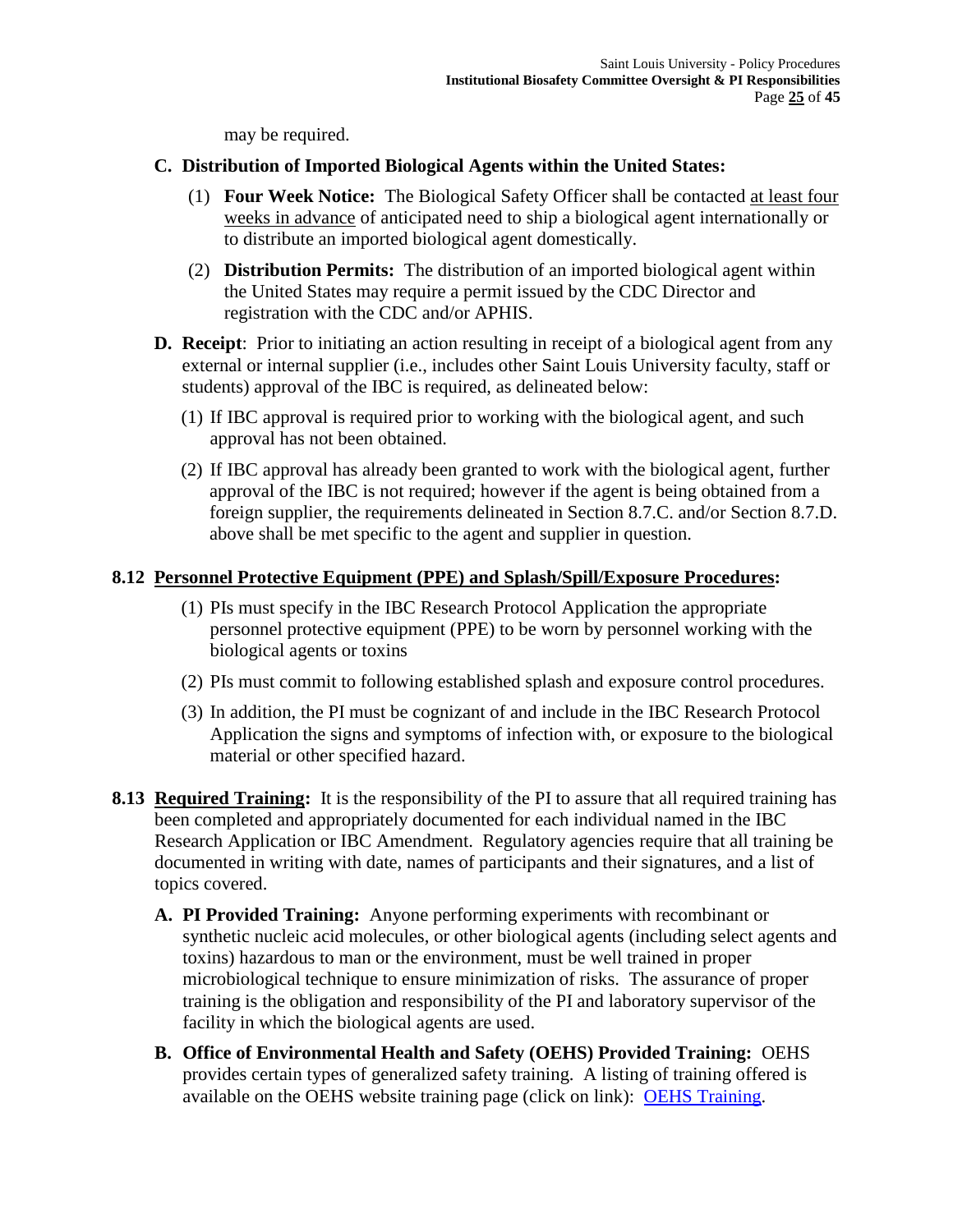may be required.

**C. Distribution of Imported Biological Agents within the United States:**

(1) **Four Week Notice:** The Biological Safety Officer shall be contacted <u>at least four weeks in advance</u> of anticipated need to ship a biological agent internationally or to distribute an imported biological agent domestically.

(2) **Distribution Permits:** The distribution of an imported biological agent within the United States may require a permit issued by the CDC Director and registration with the CDC and/or APHIS.

**D. Receipt**: Prior to initiating an action resulting in receipt of a biological agent from any external or internal supplier (i.e., includes other Saint Louis University faculty, staff or students) approval of the IBC is required, as delineated below:

(1) If IBC approval is required prior to working with the biological agent, and such approval has not been obtained.

(2) If IBC approval has already been granted to work with the biological agent, further approval of the IBC is not required; however if the agent is being obtained from a foreign supplier, the requirements delineated in Section 8.7.C. and/or Section 8.7.D. above shall be met specific to the agent and supplier in question.

## 8.12 <u>Personnel Protective Equipment (PPE) and Splash/Spill/Exposure Procedures</u>:

(1) PIs must specify in the IBC Research Protocol Application the appropriate personnel protective equipment (PPE) to be worn by personnel working with the biological agents or toxins

(2) PIs must commit to following established splash and exposure control procedures.

(3) In addition, the PI must be cognizant of and include in the IBC Research Protocol Application the signs and symptoms of infection with, or exposure to the biological material or other specified hazard.

## 8.13 <u>Required Training</u>:

It is the responsibility of the PI to assure that all required training has been completed and appropriately documented for each individual named in the IBC Research Application or IBC Amendment. Regulatory agencies require that all training be documented in writing with date, names of participants and their signatures, and a list of topics covered.

**A. PI Provided Training:** Anyone performing experiments with recombinant or synthetic nucleic acid molecules, or other biological agents (including select agents and toxins) hazardous to man or the environment, must be well trained in proper microbiological technique to ensure minimization of risks. The assurance of proper training is the obligation and responsibility of the PI and laboratory supervisor of the facility in which the biological agents are used.

**B. Office of Environmental Health and Safety (OEHS) Provided Training:** OEHS provides certain types of generalized safety training. A listing of training offered is available on the OEHS website training page (click on link): [OEHS Training](OEHS Training).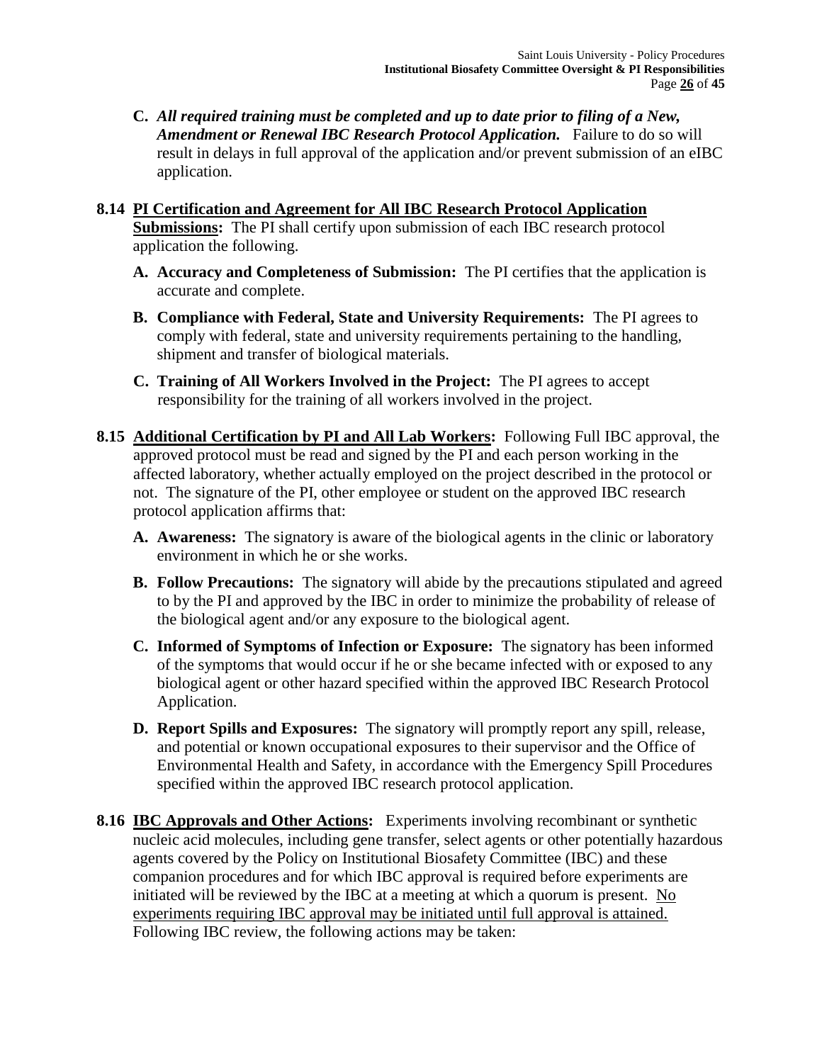**C.** ***All required training must be completed and up to date prior to filing of a New, Amendment or Renewal IBC Research Protocol Application.*** Failure to do so will result in delays in full approval of the application and/or prevent submission of an eIBC application.

**8.14 <u>PI Certification and Agreement for All IBC Research Protocol Application Submissions</u>:** The PI shall certify upon submission of each IBC research protocol application the following.

**A. Accuracy and Completeness of Submission:** The PI certifies that the application is accurate and complete.

**B. Compliance with Federal, State and University Requirements:** The PI agrees to comply with federal, state and university requirements pertaining to the handling, shipment and transfer of biological materials.

**C. Training of All Workers Involved in the Project:** The PI agrees to accept responsibility for the training of all workers involved in the project.

**8.15 <u>Additional Certification by PI and All Lab Workers</u>:** Following Full IBC approval, the approved protocol must be read and signed by the PI and each person working in the affected laboratory, whether actually employed on the project described in the protocol or not. The signature of the PI, other employee or student on the approved IBC research protocol application affirms that:

**A. Awareness:** The signatory is aware of the biological agents in the clinic or laboratory environment in which he or she works.

**B. Follow Precautions:** The signatory will abide by the precautions stipulated and agreed to by the PI and approved by the IBC in order to minimize the probability of release of the biological agent and/or any exposure to the biological agent.

**C. Informed of Symptoms of Infection or Exposure:** The signatory has been informed of the symptoms that would occur if he or she became infected with or exposed to any biological agent or other hazard specified within the approved IBC Research Protocol Application.

**D. Report Spills and Exposures:** The signatory will promptly report any spill, release, and potential or known occupational exposures to their supervisor and the Office of Environmental Health and Safety, in accordance with the Emergency Spill Procedures specified within the approved IBC research protocol application.

**8.16 <u>IBC Approvals and Other Actions</u>:** Experiments involving recombinant or synthetic nucleic acid molecules, including gene transfer, select agents or other potentially hazardous agents covered by the Policy on Institutional Biosafety Committee (IBC) and these companion procedures and for which IBC approval is required before experiments are initiated will be reviewed by the IBC at a meeting at which a quorum is present. <u>No experiments requiring IBC approval may be initiated until full approval is attained.</u> Following IBC review, the following actions may be taken: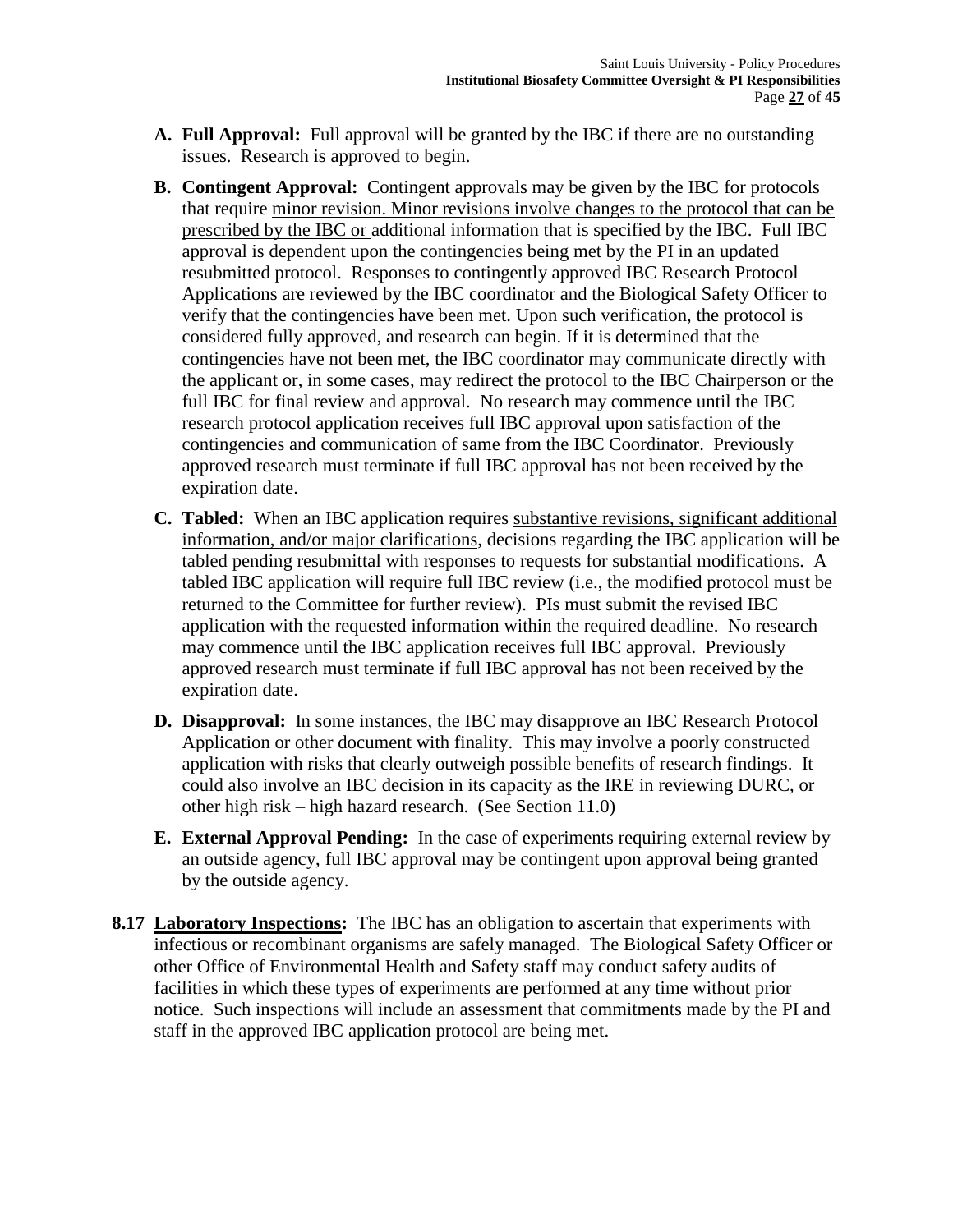**A. Full Approval:** Full approval will be granted by the IBC if there are no outstanding issues. Research is approved to begin.

**B. Contingent Approval:** Contingent approvals may be given by the IBC for protocols that require minor revision. Minor revisions involve changes to the protocol that can be prescribed by the IBC or additional information that is specified by the IBC. Full IBC approval is dependent upon the contingencies being met by the PI in an updated resubmitted protocol. Responses to contingently approved IBC Research Protocol Applications are reviewed by the IBC coordinator and the Biological Safety Officer to verify that the contingencies have been met. Upon such verification, the protocol is considered fully approved, and research can begin. If it is determined that the contingencies have not been met, the IBC coordinator may communicate directly with the applicant or, in some cases, may redirect the protocol to the IBC Chairperson or the full IBC for final review and approval. No research may commence until the IBC research protocol application receives full IBC approval upon satisfaction of the contingencies and communication of same from the IBC Coordinator. Previously approved research must terminate if full IBC approval has not been received by the expiration date.

**C. Tabled:** When an IBC application requires substantive revisions, significant additional information, and/or major clarifications, decisions regarding the IBC application will be tabled pending resubmittal with responses to requests for substantial modifications. A tabled IBC application will require full IBC review (i.e., the modified protocol must be returned to the Committee for further review). PIs must submit the revised IBC application with the requested information within the required deadline. No research may commence until the IBC application receives full IBC approval. Previously approved research must terminate if full IBC approval has not been received by the expiration date.

**D. Disapproval:** In some instances, the IBC may disapprove an IBC Research Protocol Application or other document with finality. This may involve a poorly constructed application with risks that clearly outweigh possible benefits of research findings. It could also involve an IBC decision in its capacity as the IRE in reviewing DURC, or other high risk – high hazard research. (See Section 11.0)

**E. External Approval Pending:** In the case of experiments requiring external review by an outside agency, full IBC approval may be contingent upon approval being granted by the outside agency.

**8.17 Laboratory Inspections:** The IBC has an obligation to ascertain that experiments with infectious or recombinant organisms are safely managed. The Biological Safety Officer or other Office of Environmental Health and Safety staff may conduct safety audits of facilities in which these types of experiments are performed at any time without prior notice. Such inspections will include an assessment that commitments made by the PI and staff in the approved IBC application protocol are being met.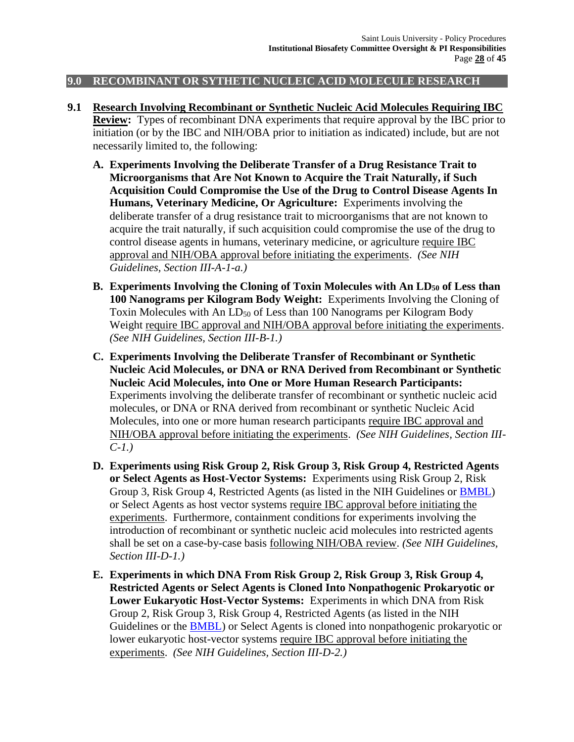## 9.0 RECOMBINANT OR SYTHETIC NUCLEIC ACID MOLECULE RESEARCH

**9.1** **Research Involving Recombinant or Synthetic Nucleic Acid Molecules Requiring IBC Review:** Types of recombinant DNA experiments that require approval by the IBC prior to initiation (or by the IBC and NIH/OBA prior to initiation as indicated) include, but are not necessarily limited to, the following:

**A. Experiments Involving the Deliberate Transfer of a Drug Resistance Trait to Microorganisms that Are Not Known to Acquire the Trait Naturally, if Such Acquisition Could Compromise the Use of the Drug to Control Disease Agents In Humans, Veterinary Medicine, Or Agriculture:** Experiments involving the deliberate transfer of a drug resistance trait to microorganisms that are not known to acquire the trait naturally, if such acquisition could compromise the use of the drug to control disease agents in humans, veterinary medicine, or agriculture require IBC approval and NIH/OBA approval before initiating the experiments. *(See NIH Guidelines, Section III-A-1-a.)*

**B. Experiments Involving the Cloning of Toxin Molecules with An $LD_{50}$ of Less than 100 Nanograms per Kilogram Body Weight:** Experiments Involving the Cloning of Toxin Molecules with An $LD_{50}$ of Less than 100 Nanograms per Kilogram Body Weight require IBC approval and NIH/OBA approval before initiating the experiments. *(See NIH Guidelines, Section III-B-1.)*

**C. Experiments Involving the Deliberate Transfer of Recombinant or Synthetic Nucleic Acid Molecules, or DNA or RNA Derived from Recombinant or Synthetic Nucleic Acid Molecules, into One or More Human Research Participants:** Experiments involving the deliberate transfer of recombinant or synthetic nucleic acid molecules, or DNA or RNA derived from recombinant or synthetic Nucleic Acid Molecules, into one or more human research participants require IBC approval and NIH/OBA approval before initiating the experiments. *(See NIH Guidelines, Section III-C-1.)*

**D. Experiments using Risk Group 2, Risk Group 3, Risk Group 4, Restricted Agents or Select Agents as Host-Vector Systems:** Experiments using Risk Group 2, Risk Group 3, Risk Group 4, Restricted Agents (as listed in the NIH Guidelines or BMBL) or Select Agents as host vector systems require IBC approval before initiating the experiments. Furthermore, containment conditions for experiments involving the introduction of recombinant or synthetic nucleic acid molecules into restricted agents shall be set on a case-by-case basis following NIH/OBA review. *(See NIH Guidelines, Section III-D-1.)*

**E. Experiments in which DNA From Risk Group 2, Risk Group 3, Risk Group 4, Restricted Agents or Select Agents is Cloned Into Nonpathogenic Prokaryotic or Lower Eukaryotic Host-Vector Systems:** Experiments in which DNA from Risk Group 2, Risk Group 3, Risk Group 4, Restricted Agents (as listed in the NIH Guidelines or the BMBL) or Select Agents is cloned into nonpathogenic prokaryotic or lower eukaryotic host-vector systems require IBC approval before initiating the experiments. *(See NIH Guidelines, Section III-D-2.)*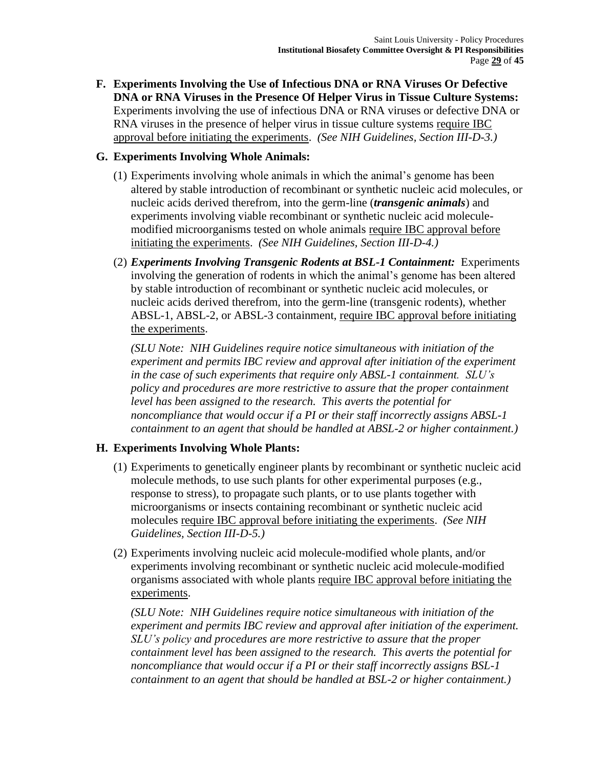**F. Experiments Involving the Use of Infectious DNA or RNA Viruses Or Defective DNA or RNA Viruses in the Presence Of Helper Virus in Tissue Culture Systems:** Experiments involving the use of infectious DNA or RNA viruses or defective DNA or RNA viruses in the presence of helper virus in tissue culture systems <u>require IBC approval before initiating the experiments</u>. *(See NIH Guidelines, Section III-D-3.)*

**G. Experiments Involving Whole Animals:**

(1) Experiments involving whole animals in which the animal's genome has been altered by stable introduction of recombinant or synthetic nucleic acid molecules, or nucleic acids derived therefrom, into the germ-line (***transgenic animals***) and experiments involving viable recombinant or synthetic nucleic acid molecule-modified microorganisms tested on whole animals <u>require IBC approval before initiating the experiments</u>. *(See NIH Guidelines, Section III-D-4.)*

(2) ***Experiments Involving Transgenic Rodents at BSL-1 Containment:*** Experiments involving the generation of rodents in which the animal's genome has been altered by stable introduction of recombinant or synthetic nucleic acid molecules, or nucleic acids derived therefrom, into the germ-line (transgenic rodents), whether ABSL-1, ABSL-2, or ABSL-3 containment, <u>require IBC approval before initiating the experiments</u>.

*(SLU Note: NIH Guidelines require notice simultaneous with initiation of the experiment and permits IBC review and approval after initiation of the experiment in the case of such experiments that require only ABSL-1 containment. SLU's policy and procedures are more restrictive to assure that the proper containment level has been assigned to the research. This averts the potential for noncompliance that would occur if a PI or their staff incorrectly assigns ABSL-1 containment to an agent that should be handled at ABSL-2 or higher containment.)*

**H. Experiments Involving Whole Plants:**

(1) Experiments to genetically engineer plants by recombinant or synthetic nucleic acid molecule methods, to use such plants for other experimental purposes (e.g., response to stress), to propagate such plants, or to use plants together with microorganisms or insects containing recombinant or synthetic nucleic acid molecules <u>require IBC approval before initiating the experiments</u>. *(See NIH Guidelines, Section III-D-5.)*

(2) Experiments involving nucleic acid molecule-modified whole plants, and/or experiments involving recombinant or synthetic nucleic acid molecule-modified organisms associated with whole plants <u>require IBC approval before initiating the experiments</u>.

*(SLU Note: NIH Guidelines require notice simultaneous with initiation of the experiment and permits IBC review and approval after initiation of the experiment. SLU's policy and procedures are more restrictive to assure that the proper containment level has been assigned to the research. This averts the potential for noncompliance that would occur if a PI or their staff incorrectly assigns BSL-1 containment to an agent that should be handled at BSL-2 or higher containment.)*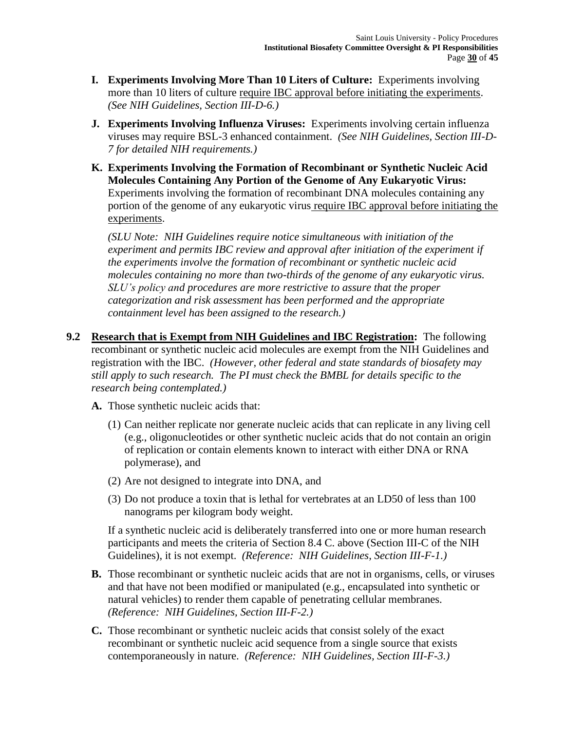**I. Experiments Involving More Than 10 Liters of Culture:** Experiments involving more than 10 liters of culture require IBC approval before initiating the experiments. *(See NIH Guidelines, Section III-D-6.)*

**J. Experiments Involving Influenza Viruses:** Experiments involving certain influenza viruses may require BSL-3 enhanced containment. *(See NIH Guidelines, Section III-D-7 for detailed NIH requirements.)*

**K. Experiments Involving the Formation of Recombinant or Synthetic Nucleic Acid Molecules Containing Any Portion of the Genome of Any Eukaryotic Virus:** Experiments involving the formation of recombinant DNA molecules containing any portion of the genome of any eukaryotic virus require IBC approval before initiating the experiments.

*(SLU Note: NIH Guidelines require notice simultaneous with initiation of the experiment and permits IBC review and approval after initiation of the experiment if the experiments involve the formation of recombinant or synthetic nucleic acid molecules containing no more than two-thirds of the genome of any eukaryotic virus. SLU's policy and procedures are more restrictive to assure that the proper categorization and risk assessment has been performed and the appropriate containment level has been assigned to the research.)*

**9.2 Research that is Exempt from NIH Guidelines and IBC Registration:** The following recombinant or synthetic nucleic acid molecules are exempt from the NIH Guidelines and registration with the IBC. *(However, other federal and state standards of biosafety may still apply to such research. The PI must check the BMBL for details specific to the research being contemplated.)*

**A.** Those synthetic nucleic acids that:

(1) Can neither replicate nor generate nucleic acids that can replicate in any living cell (e.g., oligonucleotides or other synthetic nucleic acids that do not contain an origin of replication or contain elements known to interact with either DNA or RNA polymerase), and

(2) Are not designed to integrate into DNA, and

(3) Do not produce a toxin that is lethal for vertebrates at an LD50 of less than 100 nanograms per kilogram body weight.

If a synthetic nucleic acid is deliberately transferred into one or more human research participants and meets the criteria of Section 8.4 C. above (Section III-C of the NIH Guidelines), it is not exempt. *(Reference: NIH Guidelines, Section III-F-1.)*

**B.** Those recombinant or synthetic nucleic acids that are not in organisms, cells, or viruses and that have not been modified or manipulated (e.g., encapsulated into synthetic or natural vehicles) to render them capable of penetrating cellular membranes. *(Reference: NIH Guidelines, Section III-F-2.)*

**C.** Those recombinant or synthetic nucleic acids that consist solely of the exact recombinant or synthetic nucleic acid sequence from a single source that exists contemporaneously in nature. *(Reference: NIH Guidelines, Section III-F-3.)*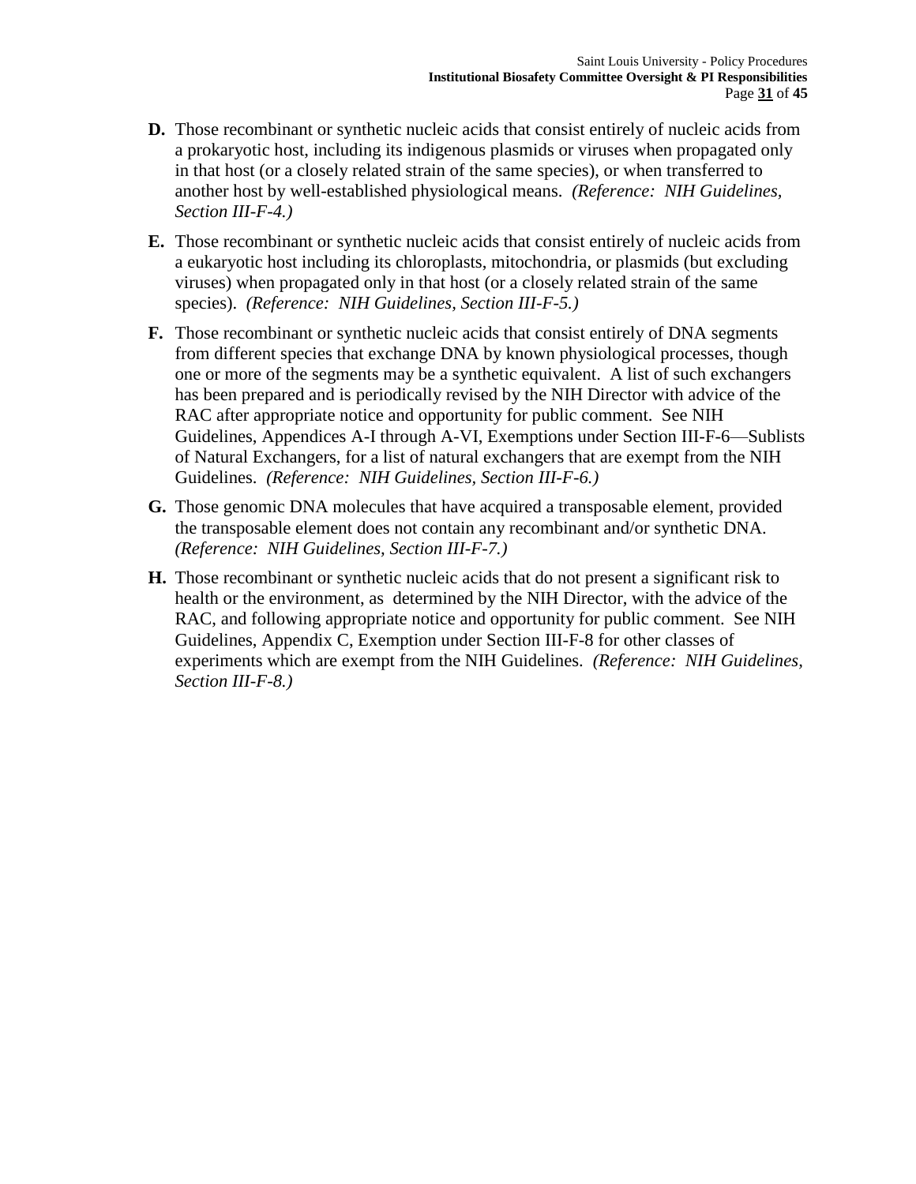**D.** Those recombinant or synthetic nucleic acids that consist entirely of nucleic acids from a prokaryotic host, including its indigenous plasmids or viruses when propagated only in that host (or a closely related strain of the same species), or when transferred to another host by well-established physiological means. *(Reference: NIH Guidelines, Section III-F-4.)*

**E.** Those recombinant or synthetic nucleic acids that consist entirely of nucleic acids from a eukaryotic host including its chloroplasts, mitochondria, or plasmids (but excluding viruses) when propagated only in that host (or a closely related strain of the same species). *(Reference: NIH Guidelines, Section III-F-5.)*

**F.** Those recombinant or synthetic nucleic acids that consist entirely of DNA segments from different species that exchange DNA by known physiological processes, though one or more of the segments may be a synthetic equivalent. A list of such exchangers has been prepared and is periodically revised by the NIH Director with advice of the RAC after appropriate notice and opportunity for public comment. See NIH Guidelines, Appendices A-I through A-VI, Exemptions under Section III-F-6—Sublists of Natural Exchangers, for a list of natural exchangers that are exempt from the NIH Guidelines. *(Reference: NIH Guidelines, Section III-F-6.)*

**G.** Those genomic DNA molecules that have acquired a transposable element, provided the transposable element does not contain any recombinant and/or synthetic DNA. *(Reference: NIH Guidelines, Section III-F-7.)*

**H.** Those recombinant or synthetic nucleic acids that do not present a significant risk to health or the environment, as determined by the NIH Director, with the advice of the RAC, and following appropriate notice and opportunity for public comment. See NIH Guidelines, Appendix C, Exemption under Section III-F-8 for other classes of experiments which are exempt from the NIH Guidelines. *(Reference: NIH Guidelines, Section III-F-8.)*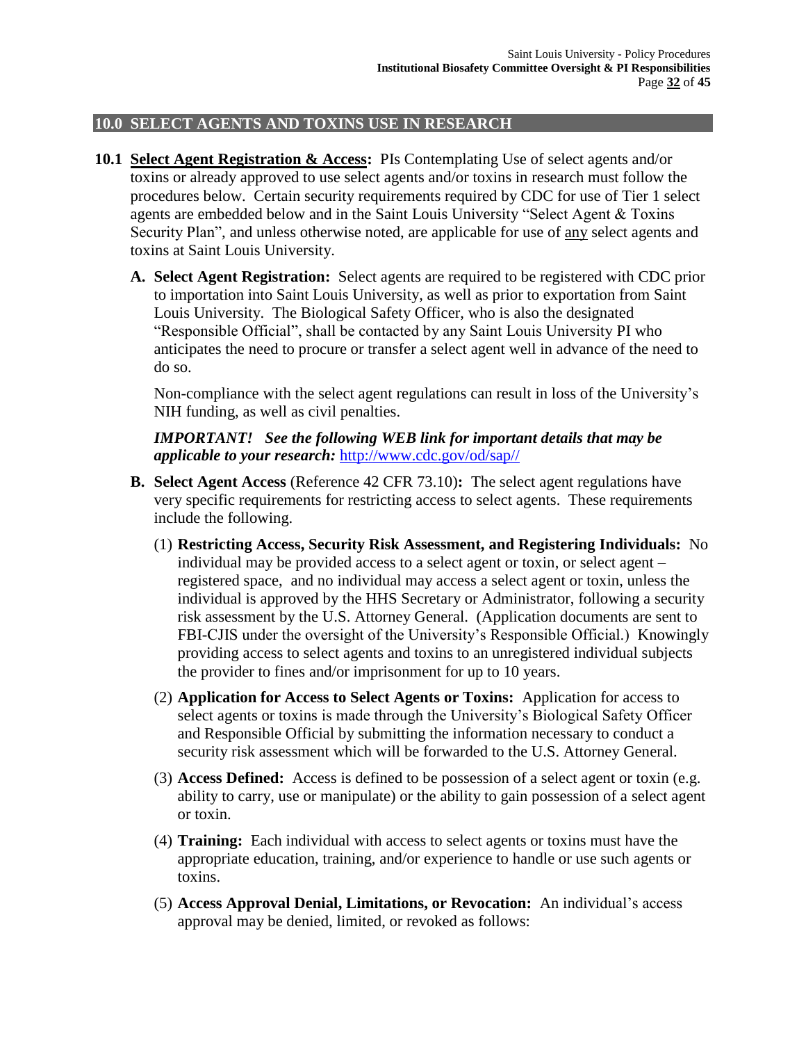## 10.0 SELECT AGENTS AND TOXINS USE IN RESEARCH

**10.1 <u>Select Agent Registration & Access</u>:** PIs Contemplating Use of select agents and/or toxins or already approved to use select agents and/or toxins in research must follow the procedures below. Certain security requirements required by CDC for use of Tier 1 select agents are embedded below and in the Saint Louis University "Select Agent & Toxins Security Plan", and unless otherwise noted, are applicable for use of <u>any</u> select agents and toxins at Saint Louis University.

**A. Select Agent Registration:** Select agents are required to be registered with CDC prior to importation into Saint Louis University, as well as prior to exportation from Saint Louis University. The Biological Safety Officer, who is also the designated "Responsible Official", shall be contacted by any Saint Louis University PI who anticipates the need to procure or transfer a select agent well in advance of the need to do so.

Non-compliance with the select agent regulations can result in loss of the University's NIH funding, as well as civil penalties.

***IMPORTANT! See the following WEB link for important details that may be applicable to your research:*** [http://www.cdc.gov/od/sap//](http://www.cdc.gov/od/sap//)

**B. Select Agent Access** (Reference 42 CFR 73.10)**:** The select agent regulations have very specific requirements for restricting access to select agents. These requirements include the following.

(1) **Restricting Access, Security Risk Assessment, and Registering Individuals:** No individual may be provided access to a select agent or toxin, or select agent – registered space, and no individual may access a select agent or toxin, unless the individual is approved by the HHS Secretary or Administrator, following a security risk assessment by the U.S. Attorney General. (Application documents are sent to FBI-CJIS under the oversight of the University's Responsible Official.) Knowingly providing access to select agents and toxins to an unregistered individual subjects the provider to fines and/or imprisonment for up to 10 years.

(2) **Application for Access to Select Agents or Toxins:** Application for access to select agents or toxins is made through the University's Biological Safety Officer and Responsible Official by submitting the information necessary to conduct a security risk assessment which will be forwarded to the U.S. Attorney General.

(3) **Access Defined:** Access is defined to be possession of a select agent or toxin (e.g. ability to carry, use or manipulate) or the ability to gain possession of a select agent or toxin.

(4) **Training:** Each individual with access to select agents or toxins must have the appropriate education, training, and/or experience to handle or use such agents or toxins.

(5) **Access Approval Denial, Limitations, or Revocation:** An individual's access approval may be denied, limited, or revoked as follows: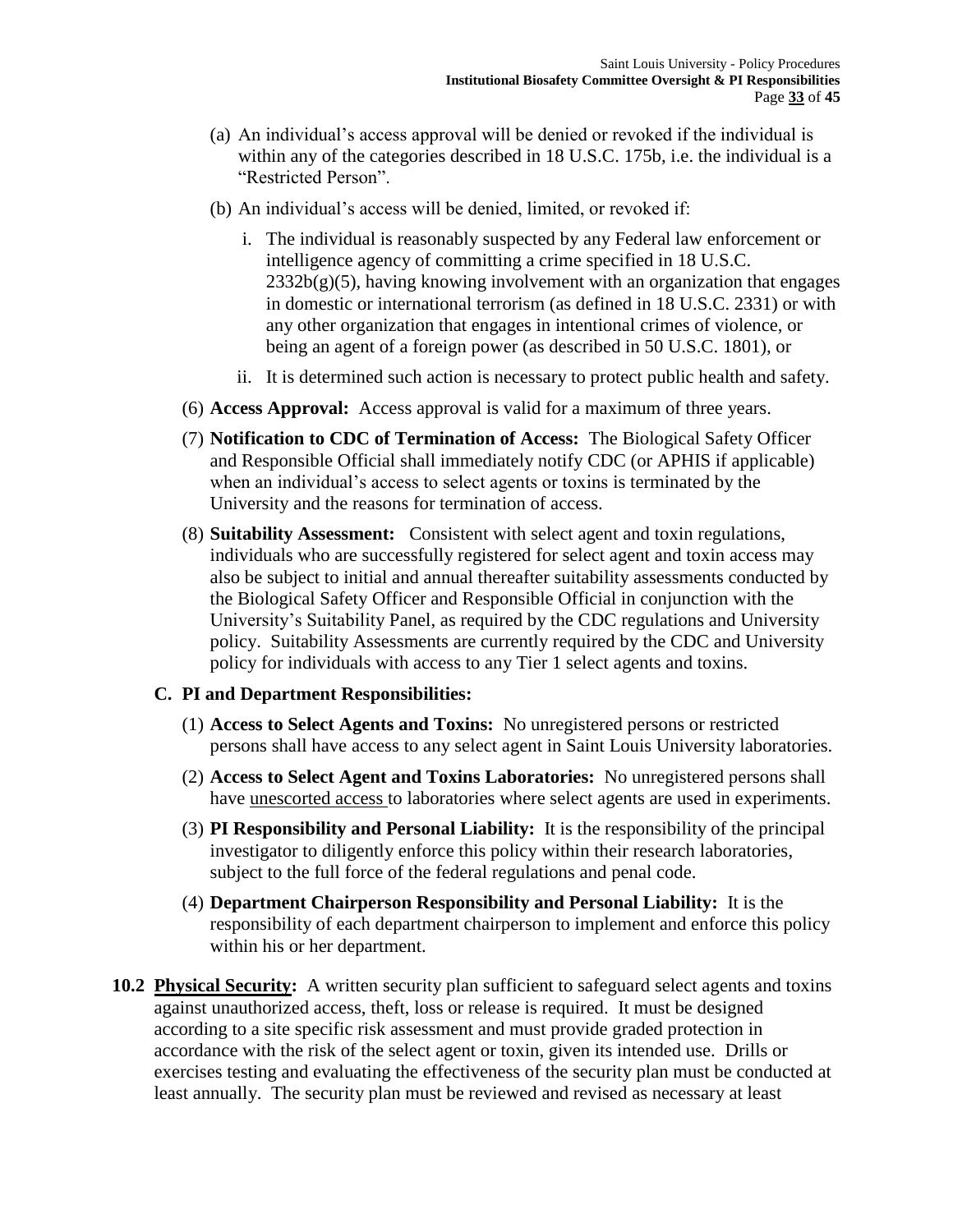(a) An individual's access approval will be denied or revoked if the individual is within any of the categories described in 18 U.S.C. 175b, i.e. the individual is a "Restricted Person".

(b) An individual's access will be denied, limited, or revoked if:

i. The individual is reasonably suspected by any Federal law enforcement or intelligence agency of committing a crime specified in 18 U.S.C. 2332b(g)(5), having knowing involvement with an organization that engages in domestic or international terrorism (as defined in 18 U.S.C. 2331) or with any other organization that engages in intentional crimes of violence, or being an agent of a foreign power (as described in 50 U.S.C. 1801), or

ii. It is determined such action is necessary to protect public health and safety.

(6) **Access Approval:** Access approval is valid for a maximum of three years.

(7) **Notification to CDC of Termination of Access:** The Biological Safety Officer and Responsible Official shall immediately notify CDC (or APHIS if applicable) when an individual's access to select agents or toxins is terminated by the University and the reasons for termination of access.

(8) **Suitability Assessment:** Consistent with select agent and toxin regulations, individuals who are successfully registered for select agent and toxin access may also be subject to initial and annual thereafter suitability assessments conducted by the Biological Safety Officer and Responsible Official in conjunction with the University's Suitability Panel, as required by the CDC regulations and University policy. Suitability Assessments are currently required by the CDC and University policy for individuals with access to any Tier 1 select agents and toxins.

**C. PI and Department Responsibilities:**

(1) **Access to Select Agents and Toxins:** No unregistered persons or restricted persons shall have access to any select agent in Saint Louis University laboratories.

(2) **Access to Select Agent and Toxins Laboratories:** No unregistered persons shall have unescorted access to laboratories where select agents are used in experiments.

(3) **PI Responsibility and Personal Liability:** It is the responsibility of the principal investigator to diligently enforce this policy within their research laboratories, subject to the full force of the federal regulations and penal code.

(4) **Department Chairperson Responsibility and Personal Liability:** It is the responsibility of each department chairperson to implement and enforce this policy within his or her department.

**10.2 Physical Security:** A written security plan sufficient to safeguard select agents and toxins against unauthorized access, theft, loss or release is required. It must be designed according to a site specific risk assessment and must provide graded protection in accordance with the risk of the select agent or toxin, given its intended use. Drills or exercises testing and evaluating the effectiveness of the security plan must be conducted at least annually. The security plan must be reviewed and revised as necessary at least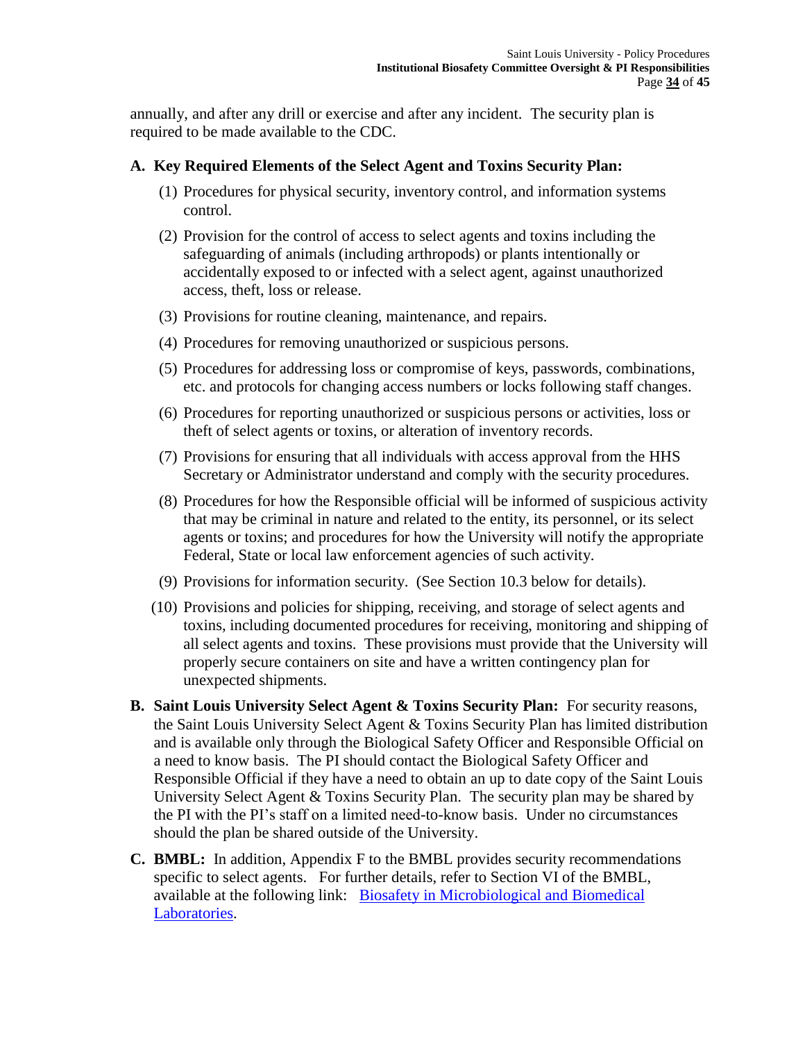annually, and after any drill or exercise and after any incident. The security plan is required to be made available to the CDC.

**A. Key Required Elements of the Select Agent and Toxins Security Plan:**

(1) Procedures for physical security, inventory control, and information systems control.

(2) Provision for the control of access to select agents and toxins including the safeguarding of animals (including arthropods) or plants intentionally or accidentally exposed to or infected with a select agent, against unauthorized access, theft, loss or release.

(3) Provisions for routine cleaning, maintenance, and repairs.

(4) Procedures for removing unauthorized or suspicious persons.

(5) Procedures for addressing loss or compromise of keys, passwords, combinations, etc. and protocols for changing access numbers or locks following staff changes.

(6) Procedures for reporting unauthorized or suspicious persons or activities, loss or theft of select agents or toxins, or alteration of inventory records.

(7) Provisions for ensuring that all individuals with access approval from the HHS Secretary or Administrator understand and comply with the security procedures.

(8) Procedures for how the Responsible official will be informed of suspicious activity that may be criminal in nature and related to the entity, its personnel, or its select agents or toxins; and procedures for how the University will notify the appropriate Federal, State or local law enforcement agencies of such activity.

(9) Provisions for information security. (See Section 10.3 below for details).

(10) Provisions and policies for shipping, receiving, and storage of select agents and toxins, including documented procedures for receiving, monitoring and shipping of all select agents and toxins. These provisions must provide that the University will properly secure containers on site and have a written contingency plan for unexpected shipments.

**B. Saint Louis University Select Agent & Toxins Security Plan:** For security reasons, the Saint Louis University Select Agent & Toxins Security Plan has limited distribution and is available only through the Biological Safety Officer and Responsible Official on a need to know basis. The PI should contact the Biological Safety Officer and Responsible Official if they have a need to obtain an up to date copy of the Saint Louis University Select Agent & Toxins Security Plan. The security plan may be shared by the PI with the PI's staff on a limited need-to-know basis. Under no circumstances should the plan be shared outside of the University.

**C. BMBL:** In addition, Appendix F to the BMBL provides security recommendations specific to select agents. For further details, refer to Section VI of the BMBL, available at the following link: [Biosafety in Microbiological and Biomedical Laboratories](Biosafety in Microbiological and Biomedical Laboratories).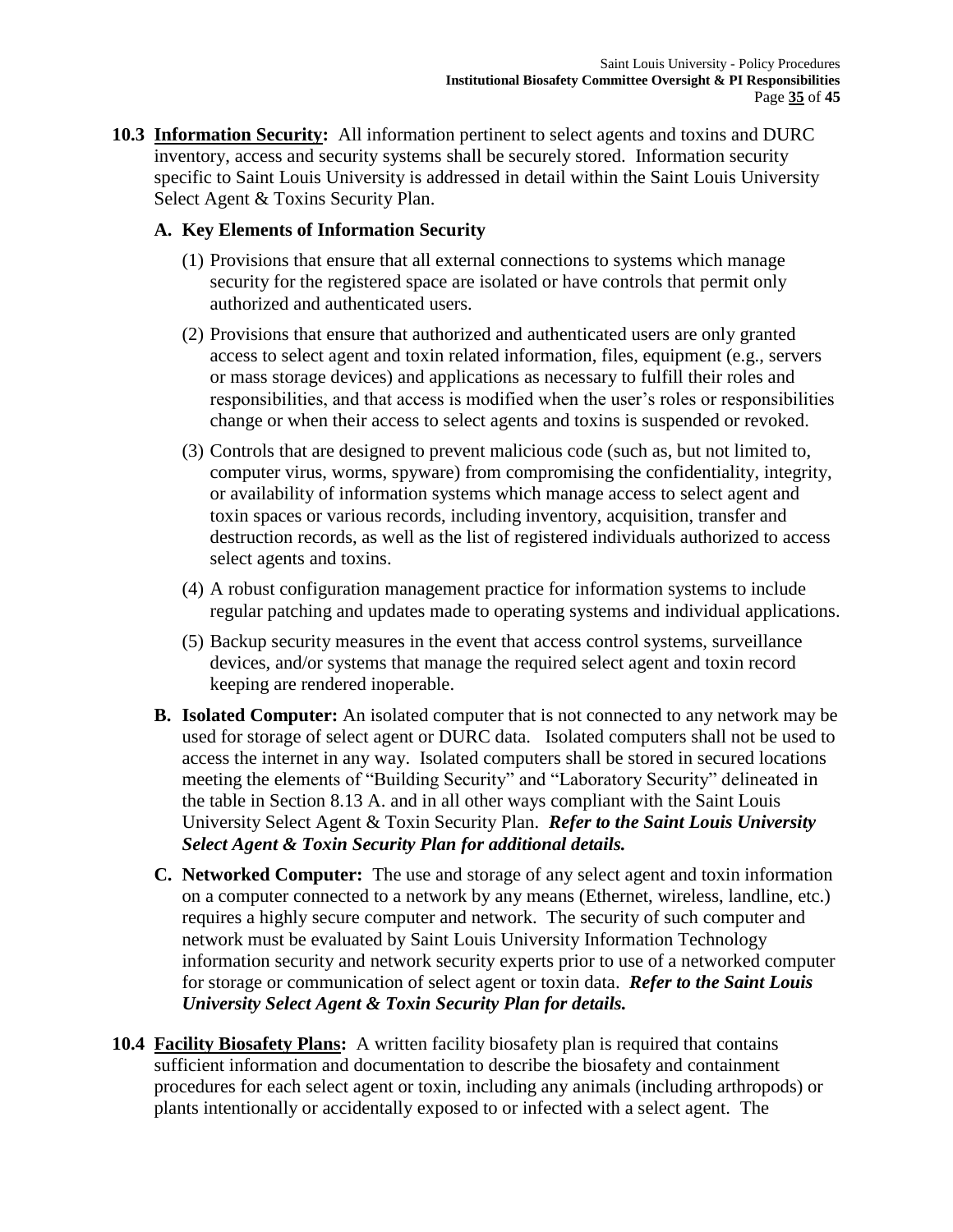**10.3 <u>Information Security</u>:** All information pertinent to select agents and toxins and DURC inventory, access and security systems shall be securely stored. Information security specific to Saint Louis University is addressed in detail within the Saint Louis University Select Agent & Toxins Security Plan.

**A. Key Elements of Information Security**

(1) Provisions that ensure that all external connections to systems which manage security for the registered space are isolated or have controls that permit only authorized and authenticated users.

(2) Provisions that ensure that authorized and authenticated users are only granted access to select agent and toxin related information, files, equipment (e.g., servers or mass storage devices) and applications as necessary to fulfill their roles and responsibilities, and that access is modified when the user's roles or responsibilities change or when their access to select agents and toxins is suspended or revoked.

(3) Controls that are designed to prevent malicious code (such as, but not limited to, computer virus, worms, spyware) from compromising the confidentiality, integrity, or availability of information systems which manage access to select agent and toxin spaces or various records, including inventory, acquisition, transfer and destruction records, as well as the list of registered individuals authorized to access select agents and toxins.

(4) A robust configuration management practice for information systems to include regular patching and updates made to operating systems and individual applications.

(5) Backup security measures in the event that access control systems, surveillance devices, and/or systems that manage the required select agent and toxin record keeping are rendered inoperable.

**B. Isolated Computer:** An isolated computer that is not connected to any network may be used for storage of select agent or DURC data. Isolated computers shall not be used to access the internet in any way. Isolated computers shall be stored in secured locations meeting the elements of "Building Security" and "Laboratory Security" delineated in the table in Section 8.13 A. and in all other ways compliant with the Saint Louis University Select Agent & Toxin Security Plan. ***Refer to the Saint Louis University Select Agent & Toxin Security Plan for additional details.***

**C. Networked Computer:** The use and storage of any select agent and toxin information on a computer connected to a network by any means (Ethernet, wireless, landline, etc.) requires a highly secure computer and network. The security of such computer and network must be evaluated by Saint Louis University Information Technology information security and network security experts prior to use of a networked computer for storage or communication of select agent or toxin data. ***Refer to the Saint Louis University Select Agent & Toxin Security Plan for details.***

**10.4 <u>Facility Biosafety Plans</u>:** A written facility biosafety plan is required that contains sufficient information and documentation to describe the biosafety and containment procedures for each select agent or toxin, including any animals (including arthropods) or plants intentionally or accidentally exposed to or infected with a select agent. The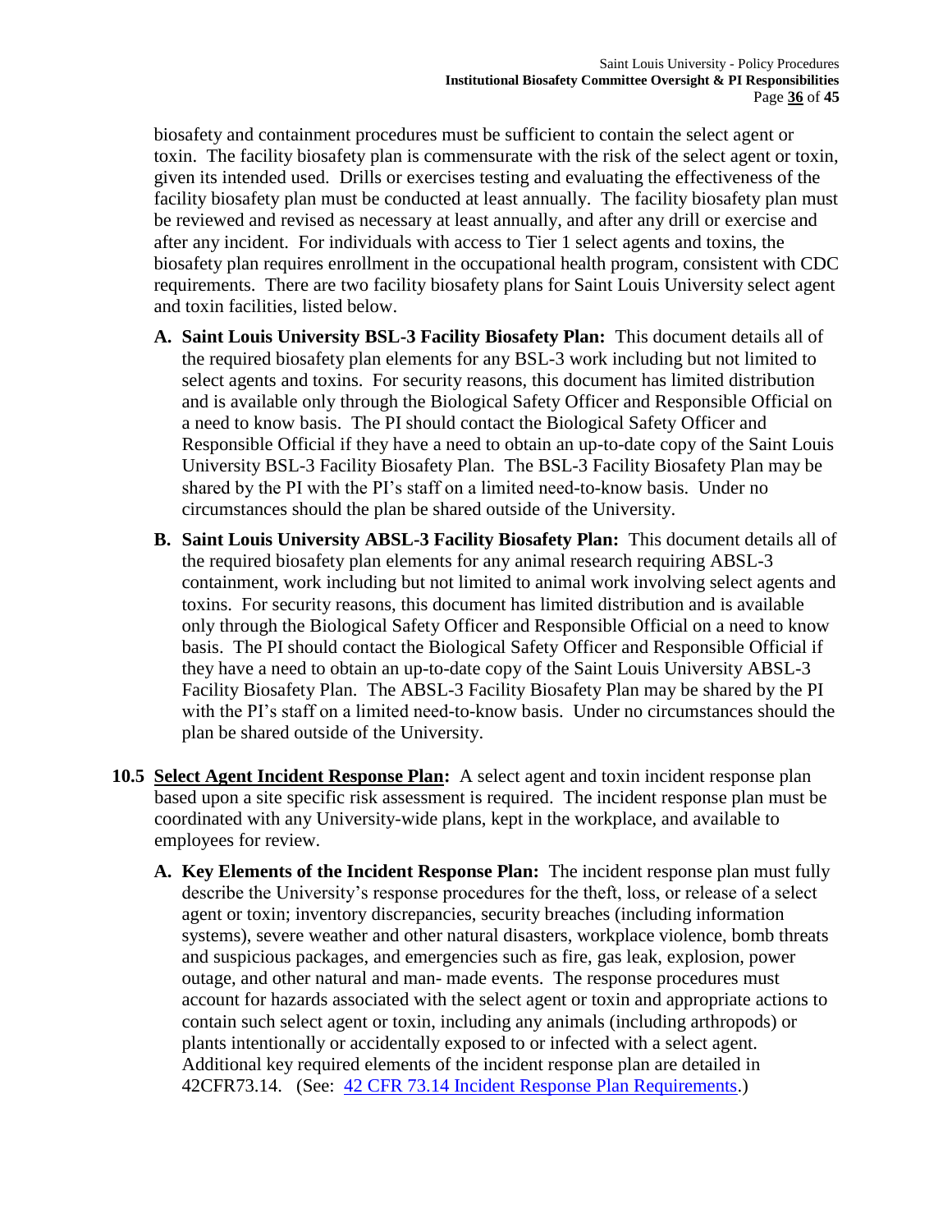biosafety and containment procedures must be sufficient to contain the select agent or toxin. The facility biosafety plan is commensurate with the risk of the select agent or toxin, given its intended used. Drills or exercises testing and evaluating the effectiveness of the facility biosafety plan must be conducted at least annually. The facility biosafety plan must be reviewed and revised as necessary at least annually, and after any drill or exercise and after any incident. For individuals with access to Tier 1 select agents and toxins, the biosafety plan requires enrollment in the occupational health program, consistent with CDC requirements. There are two facility biosafety plans for Saint Louis University select agent and toxin facilities, listed below.

**A. Saint Louis University BSL-3 Facility Biosafety Plan:** This document details all of the required biosafety plan elements for any BSL-3 work including but not limited to select agents and toxins. For security reasons, this document has limited distribution and is available only through the Biological Safety Officer and Responsible Official on a need to know basis. The PI should contact the Biological Safety Officer and Responsible Official if they have a need to obtain an up-to-date copy of the Saint Louis University BSL-3 Facility Biosafety Plan. The BSL-3 Facility Biosafety Plan may be shared by the PI with the PI's staff on a limited need-to-know basis. Under no circumstances should the plan be shared outside of the University.

**B. Saint Louis University ABSL-3 Facility Biosafety Plan:** This document details all of the required biosafety plan elements for any animal research requiring ABSL-3 containment, work including but not limited to animal work involving select agents and toxins. For security reasons, this document has limited distribution and is available only through the Biological Safety Officer and Responsible Official on a need to know basis. The PI should contact the Biological Safety Officer and Responsible Official if they have a need to obtain an up-to-date copy of the Saint Louis University ABSL-3 Facility Biosafety Plan. The ABSL-3 Facility Biosafety Plan may be shared by the PI with the PI's staff on a limited need-to-know basis. Under no circumstances should the plan be shared outside of the University.

**10.5 <u>Select Agent Incident Response Plan</u>:** A select agent and toxin incident response plan based upon a site specific risk assessment is required. The incident response plan must be coordinated with any University-wide plans, kept in the workplace, and available to employees for review.

**A. Key Elements of the Incident Response Plan:** The incident response plan must fully describe the University's response procedures for the theft, loss, or release of a select agent or toxin; inventory discrepancies, security breaches (including information systems), severe weather and other natural disasters, workplace violence, bomb threats and suspicious packages, and emergencies such as fire, gas leak, explosion, power outage, and other natural and man- made events. The response procedures must account for hazards associated with the select agent or toxin and appropriate actions to contain such select agent or toxin, including any animals (including arthropods) or plants intentionally or accidentally exposed to or infected with a select agent. Additional key required elements of the incident response plan are detailed in 42CFR73.14. (See: [42 CFR 73.14 Incident Response Plan Requirements](42 CFR 73.14 Incident Response Plan Requirements).)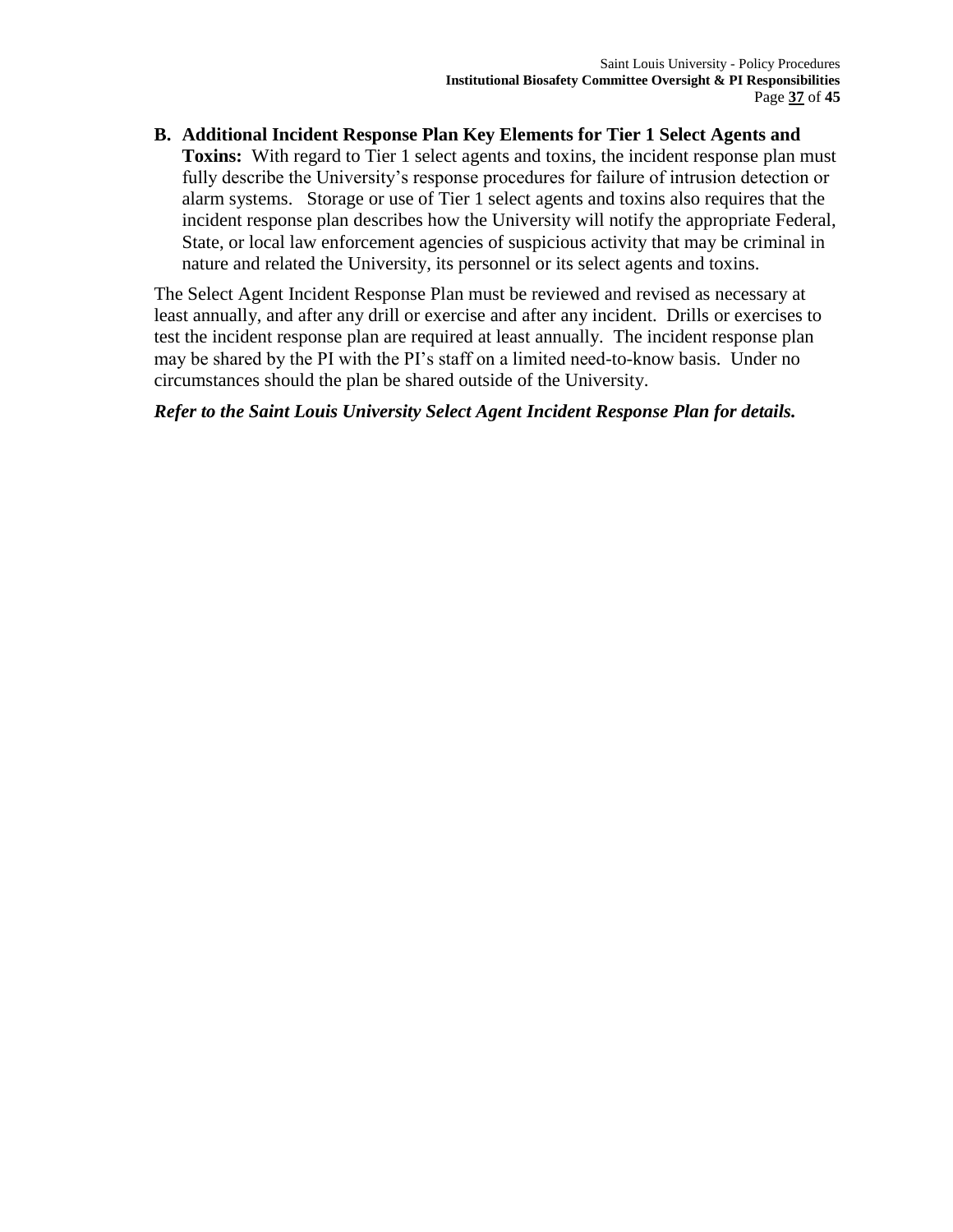**B. Additional Incident Response Plan Key Elements for Tier 1 Select Agents and Toxins:** With regard to Tier 1 select agents and toxins, the incident response plan must fully describe the University's response procedures for failure of intrusion detection or alarm systems. Storage or use of Tier 1 select agents and toxins also requires that the incident response plan describes how the University will notify the appropriate Federal, State, or local law enforcement agencies of suspicious activity that may be criminal in nature and related the University, its personnel or its select agents and toxins.

The Select Agent Incident Response Plan must be reviewed and revised as necessary at least annually, and after any drill or exercise and after any incident. Drills or exercises to test the incident response plan are required at least annually. The incident response plan may be shared by the PI with the PI's staff on a limited need-to-know basis. Under no circumstances should the plan be shared outside of the University.

***Refer to the Saint Louis University Select Agent Incident Response Plan for details.***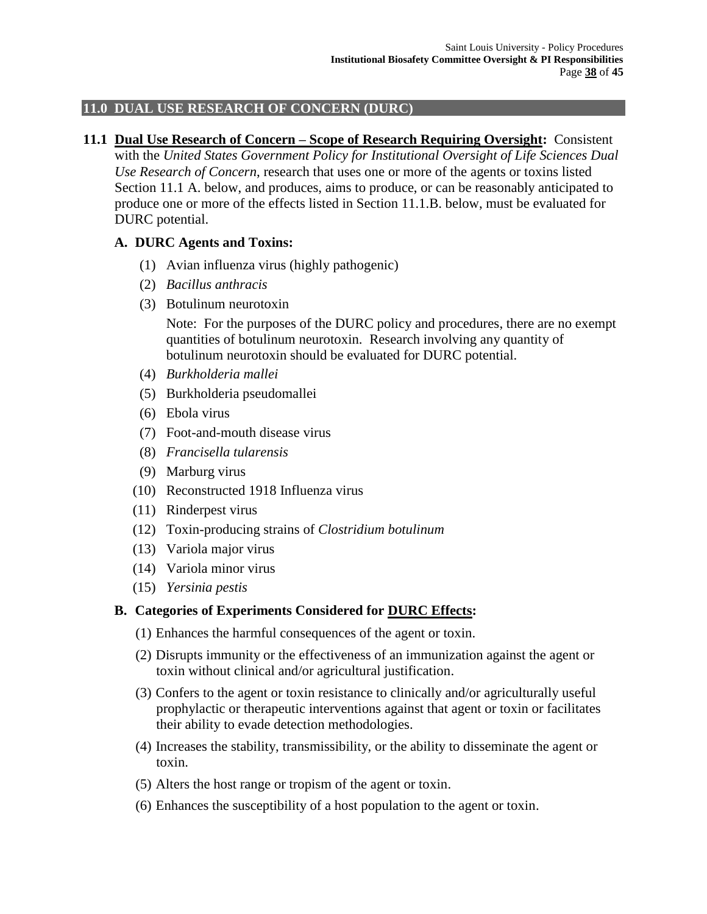## 11.0 DUAL USE RESEARCH OF CONCERN (DURC)

**11.1 Dual Use Research of Concern – Scope of Research Requiring Oversight:** Consistent with the *United States Government Policy for Institutional Oversight of Life Sciences Dual Use Research of Concern*, research that uses one or more of the agents or toxins listed Section 11.1 A. below, and produces, aims to produce, or can be reasonably anticipated to produce one or more of the effects listed in Section 11.1.B. below, must be evaluated for DURC potential.

### A. DURC Agents and Toxins:

(1) Avian influenza virus (highly pathogenic)

(2) *Bacillus anthracis*

(3) Botulinum neurotoxin

Note: For the purposes of the DURC policy and procedures, there are no exempt quantities of botulinum neurotoxin. Research involving any quantity of botulinum neurotoxin should be evaluated for DURC potential.

(4) *Burkholderia mallei*

(5) Burkholderia pseudomallei

(6) Ebola virus

(7) Foot-and-mouth disease virus

(8) *Francisella tularensis*

(9) Marburg virus

(10) Reconstructed 1918 Influenza virus

(11) Rinderpest virus

(12) Toxin-producing strains of *Clostridium botulinum*

(13) Variola major virus

(14) Variola minor virus

(15) *Yersinia pestis*

### B. Categories of Experiments Considered for DURC Effects:

(1) Enhances the harmful consequences of the agent or toxin.

(2) Disrupts immunity or the effectiveness of an immunization against the agent or toxin without clinical and/or agricultural justification.

(3) Confers to the agent or toxin resistance to clinically and/or agriculturally useful prophylactic or therapeutic interventions against that agent or toxin or facilitates their ability to evade detection methodologies.

(4) Increases the stability, transmissibility, or the ability to disseminate the agent or toxin.

(5) Alters the host range or tropism of the agent or toxin.

(6) Enhances the susceptibility of a host population to the agent or toxin.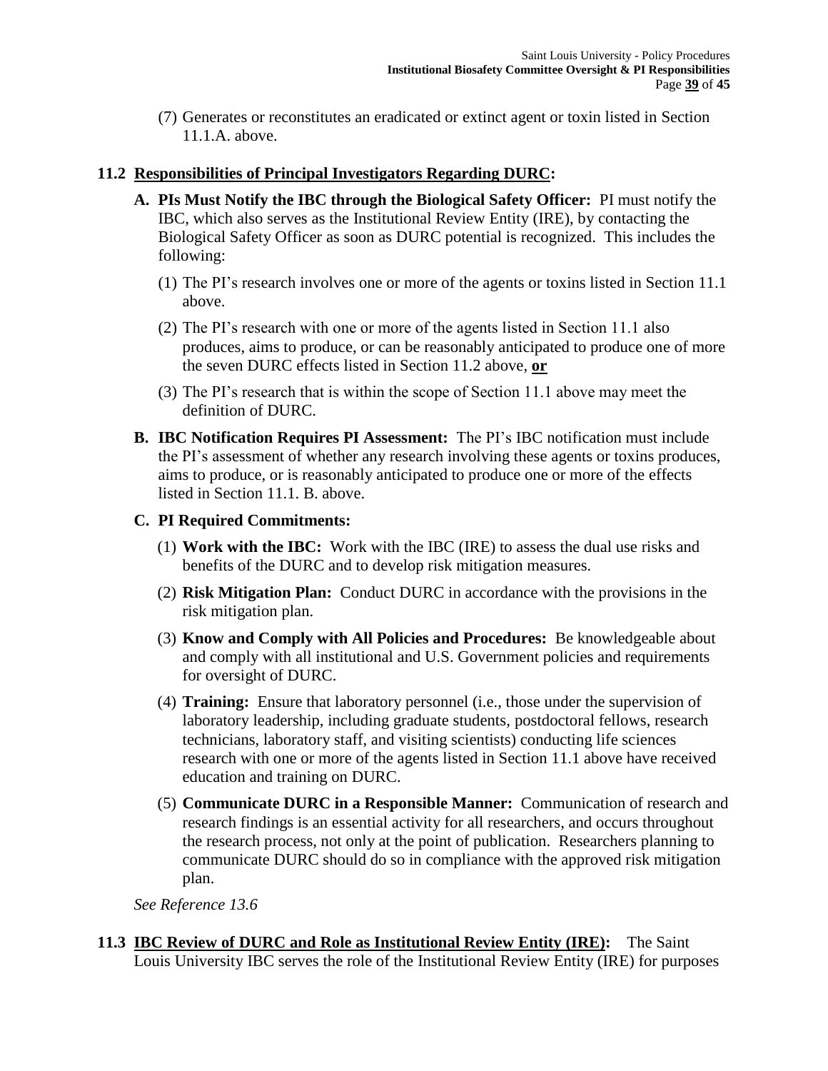(7) Generates or reconstitutes an eradicated or extinct agent or toxin listed in Section 11.1.A. above.

## 11.2 Responsibilities of Principal Investigators Regarding DURC:

**A. PIs Must Notify the IBC through the Biological Safety Officer:** PI must notify the IBC, which also serves as the Institutional Review Entity (IRE), by contacting the Biological Safety Officer as soon as DURC potential is recognized. This includes the following:

(1) The PI's research involves one or more of the agents or toxins listed in Section 11.1 above.

(2) The PI's research with one or more of the agents listed in Section 11.1 also produces, aims to produce, or can be reasonably anticipated to produce one of more the seven DURC effects listed in Section 11.2 above, **or**

(3) The PI's research that is within the scope of Section 11.1 above may meet the definition of DURC.

**B. IBC Notification Requires PI Assessment:** The PI's IBC notification must include the PI's assessment of whether any research involving these agents or toxins produces, aims to produce, or is reasonably anticipated to produce one or more of the effects listed in Section 11.1. B. above.

**C. PI Required Commitments:**

(1) **Work with the IBC:** Work with the IBC (IRE) to assess the dual use risks and benefits of the DURC and to develop risk mitigation measures.

(2) **Risk Mitigation Plan:** Conduct DURC in accordance with the provisions in the risk mitigation plan.

(3) **Know and Comply with All Policies and Procedures:** Be knowledgeable about and comply with all institutional and U.S. Government policies and requirements for oversight of DURC.

(4) **Training:** Ensure that laboratory personnel (i.e., those under the supervision of laboratory leadership, including graduate students, postdoctoral fellows, research technicians, laboratory staff, and visiting scientists) conducting life sciences research with one or more of the agents listed in Section 11.1 above have received education and training on DURC.

(5) **Communicate DURC in a Responsible Manner:** Communication of research and research findings is an essential activity for all researchers, and occurs throughout the research process, not only at the point of publication. Researchers planning to communicate DURC should do so in compliance with the approved risk mitigation plan.

*See Reference 13.6*

## 11.3 IBC Review of DURC and Role as Institutional Review Entity (IRE):

The Saint Louis University IBC serves the role of the Institutional Review Entity (IRE) for purposes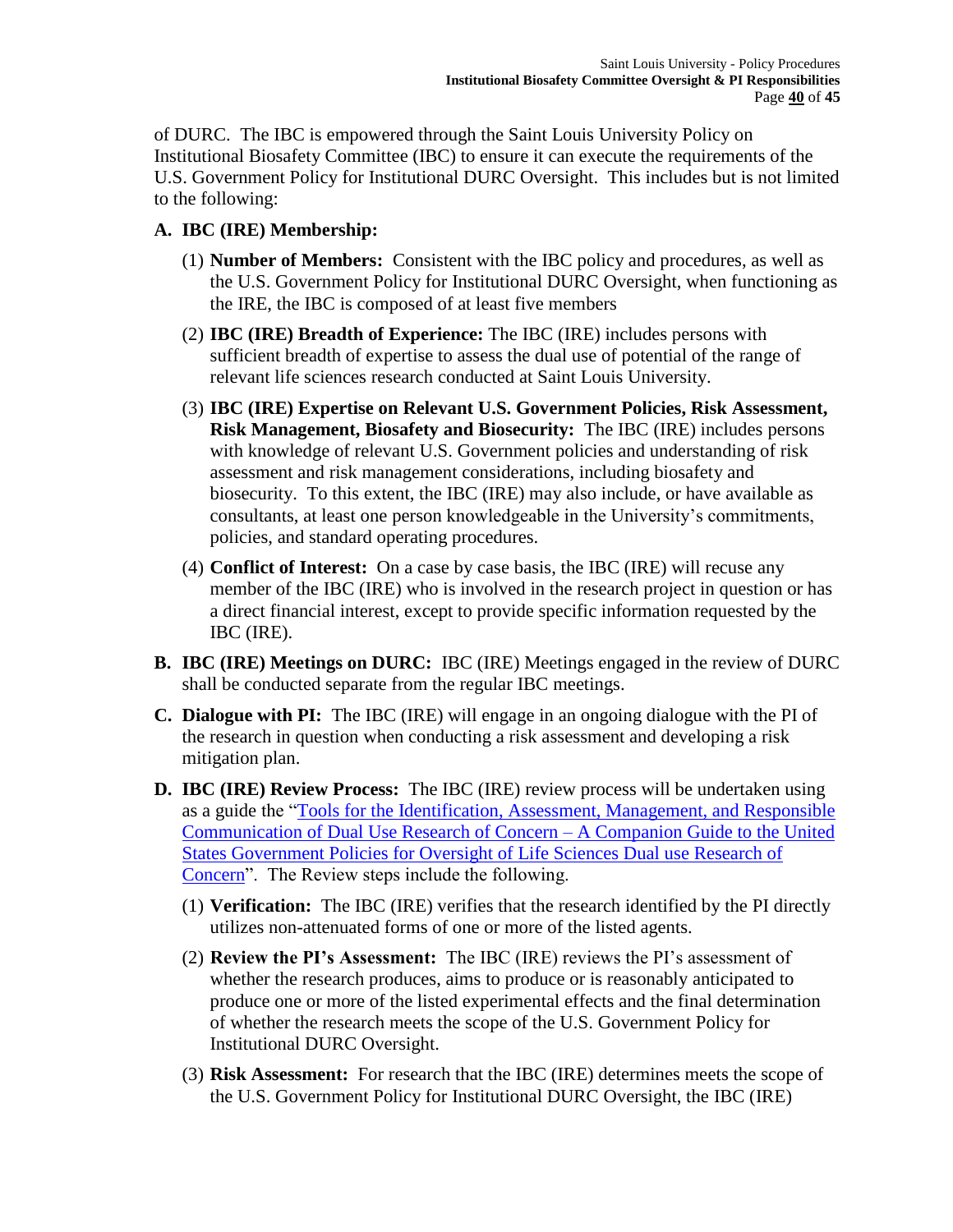of DURC. The IBC is empowered through the Saint Louis University Policy on Institutional Biosafety Committee (IBC) to ensure it can execute the requirements of the U.S. Government Policy for Institutional DURC Oversight. This includes but is not limited to the following:

**A. IBC (IRE) Membership:**

(1) **Number of Members:** Consistent with the IBC policy and procedures, as well as the U.S. Government Policy for Institutional DURC Oversight, when functioning as the IRE, the IBC is composed of at least five members

(2) **IBC (IRE) Breadth of Experience:** The IBC (IRE) includes persons with sufficient breadth of expertise to assess the dual use of potential of the range of relevant life sciences research conducted at Saint Louis University.

(3) **IBC (IRE) Expertise on Relevant U.S. Government Policies, Risk Assessment, Risk Management, Biosafety and Biosecurity:** The IBC (IRE) includes persons with knowledge of relevant U.S. Government policies and understanding of risk assessment and risk management considerations, including biosafety and biosecurity. To this extent, the IBC (IRE) may also include, or have available as consultants, at least one person knowledgeable in the University's commitments, policies, and standard operating procedures.

(4) **Conflict of Interest:** On a case by case basis, the IBC (IRE) will recuse any member of the IBC (IRE) who is involved in the research project in question or has a direct financial interest, except to provide specific information requested by the IBC (IRE).

**B. IBC (IRE) Meetings on DURC:** IBC (IRE) Meetings engaged in the review of DURC shall be conducted separate from the regular IBC meetings.

**C. Dialogue with PI:** The IBC (IRE) will engage in an ongoing dialogue with the PI of the research in question when conducting a risk assessment and developing a risk mitigation plan.

**D. IBC (IRE) Review Process:** The IBC (IRE) review process will be undertaken using as a guide the "Tools for the Identification, Assessment, Management, and Responsible Communication of Dual Use Research of Concern – A Companion Guide to the United States Government Policies for Oversight of Life Sciences Dual use Research of Concern". The Review steps include the following.

(1) **Verification:** The IBC (IRE) verifies that the research identified by the PI directly utilizes non-attenuated forms of one or more of the listed agents.

(2) **Review the PI's Assessment:** The IBC (IRE) reviews the PI's assessment of whether the research produces, aims to produce or is reasonably anticipated to produce one or more of the listed experimental effects and the final determination of whether the research meets the scope of the U.S. Government Policy for Institutional DURC Oversight.

(3) **Risk Assessment:** For research that the IBC (IRE) determines meets the scope of the U.S. Government Policy for Institutional DURC Oversight, the IBC (IRE)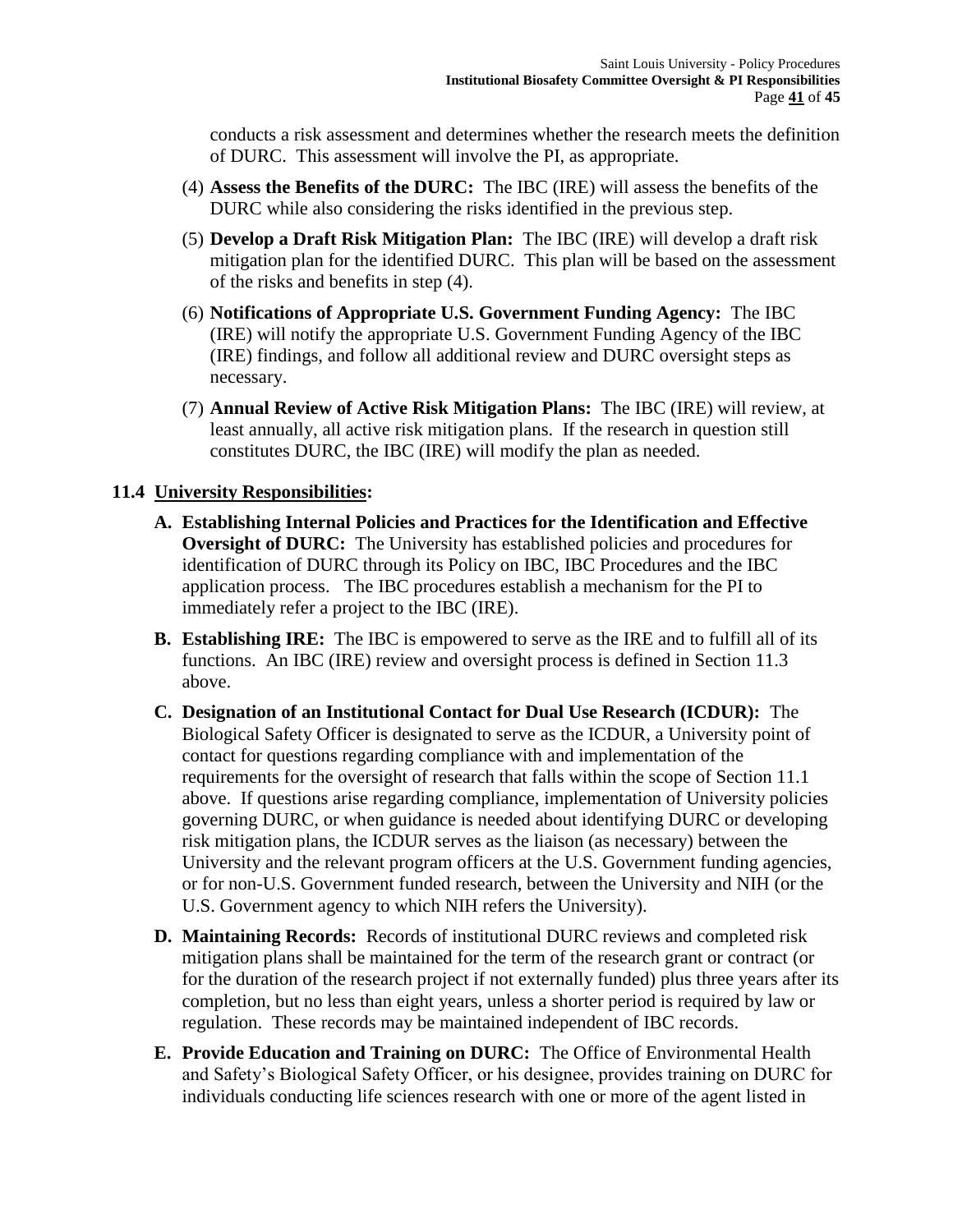conducts a risk assessment and determines whether the research meets the definition of DURC. This assessment will involve the PI, as appropriate.

(4) **Assess the Benefits of the DURC:** The IBC (IRE) will assess the benefits of the DURC while also considering the risks identified in the previous step.

(5) **Develop a Draft Risk Mitigation Plan:** The IBC (IRE) will develop a draft risk mitigation plan for the identified DURC. This plan will be based on the assessment of the risks and benefits in step (4).

(6) **Notifications of Appropriate U.S. Government Funding Agency:** The IBC (IRE) will notify the appropriate U.S. Government Funding Agency of the IBC (IRE) findings, and follow all additional review and DURC oversight steps as necessary.

(7) **Annual Review of Active Risk Mitigation Plans:** The IBC (IRE) will review, at least annually, all active risk mitigation plans. If the research in question still constitutes DURC, the IBC (IRE) will modify the plan as needed.

### 11.4 University Responsibilities:

**A. Establishing Internal Policies and Practices for the Identification and Effective Oversight of DURC:** The University has established policies and procedures for identification of DURC through its Policy on IBC, IBC Procedures and the IBC application process. The IBC procedures establish a mechanism for the PI to immediately refer a project to the IBC (IRE).

**B. Establishing IRE:** The IBC is empowered to serve as the IRE and to fulfill all of its functions. An IBC (IRE) review and oversight process is defined in Section 11.3 above.

**C. Designation of an Institutional Contact for Dual Use Research (ICDUR):** The Biological Safety Officer is designated to serve as the ICDUR, a University point of contact for questions regarding compliance with and implementation of the requirements for the oversight of research that falls within the scope of Section 11.1 above. If questions arise regarding compliance, implementation of University policies governing DURC, or when guidance is needed about identifying DURC or developing risk mitigation plans, the ICDUR serves as the liaison (as necessary) between the University and the relevant program officers at the U.S. Government funding agencies, or for non-U.S. Government funded research, between the University and NIH (or the U.S. Government agency to which NIH refers the University).

**D. Maintaining Records:** Records of institutional DURC reviews and completed risk mitigation plans shall be maintained for the term of the research grant or contract (or for the duration of the research project if not externally funded) plus three years after its completion, but no less than eight years, unless a shorter period is required by law or regulation. These records may be maintained independent of IBC records.

**E. Provide Education and Training on DURC:** The Office of Environmental Health and Safety's Biological Safety Officer, or his designee, provides training on DURC for individuals conducting life sciences research with one or more of the agent listed in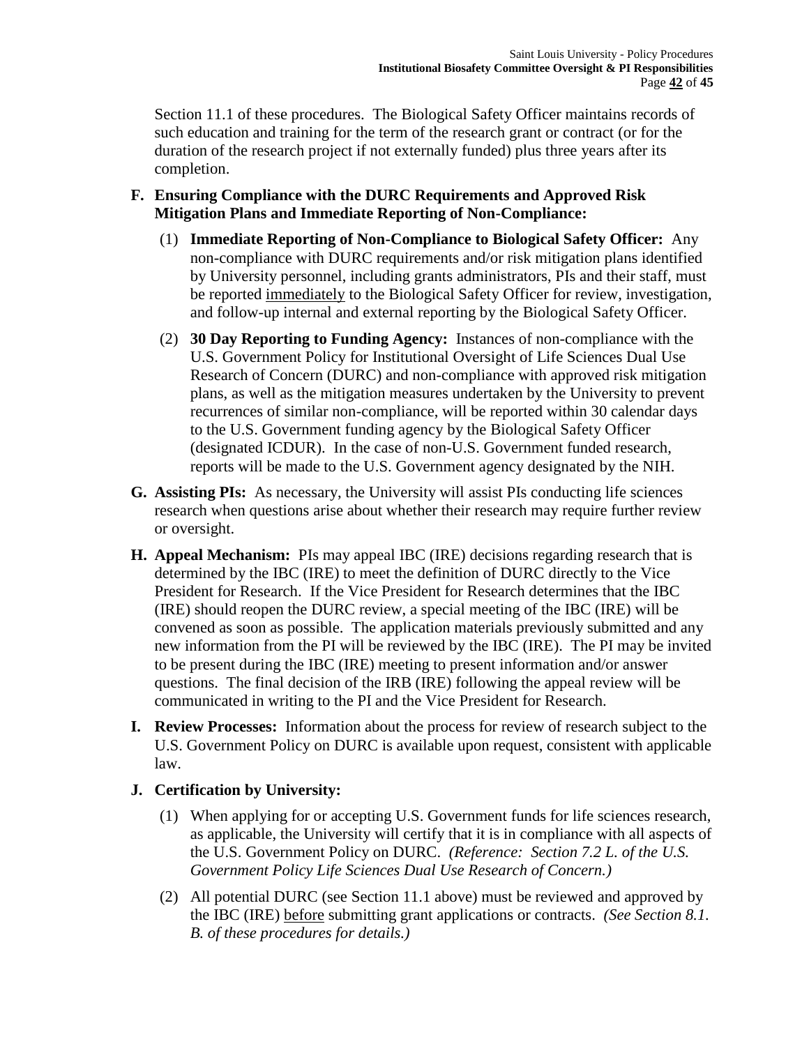Section 11.1 of these procedures. The Biological Safety Officer maintains records of such education and training for the term of the research grant or contract (or for the duration of the research project if not externally funded) plus three years after its completion.

**F. Ensuring Compliance with the DURC Requirements and Approved Risk Mitigation Plans and Immediate Reporting of Non-Compliance:**

(1) **Immediate Reporting of Non-Compliance to Biological Safety Officer:** Any non-compliance with DURC requirements and/or risk mitigation plans identified by University personnel, including grants administrators, PIs and their staff, must be reported immediately to the Biological Safety Officer for review, investigation, and follow-up internal and external reporting by the Biological Safety Officer.

(2) **30 Day Reporting to Funding Agency:** Instances of non-compliance with the U.S. Government Policy for Institutional Oversight of Life Sciences Dual Use Research of Concern (DURC) and non-compliance with approved risk mitigation plans, as well as the mitigation measures undertaken by the University to prevent recurrences of similar non-compliance, will be reported within 30 calendar days to the U.S. Government funding agency by the Biological Safety Officer (designated ICDUR). In the case of non-U.S. Government funded research, reports will be made to the U.S. Government agency designated by the NIH.

**G. Assisting PIs:** As necessary, the University will assist PIs conducting life sciences research when questions arise about whether their research may require further review or oversight.

**H. Appeal Mechanism:** PIs may appeal IBC (IRE) decisions regarding research that is determined by the IBC (IRE) to meet the definition of DURC directly to the Vice President for Research. If the Vice President for Research determines that the IBC (IRE) should reopen the DURC review, a special meeting of the IBC (IRE) will be convened as soon as possible. The application materials previously submitted and any new information from the PI will be reviewed by the IBC (IRE). The PI may be invited to be present during the IBC (IRE) meeting to present information and/or answer questions. The final decision of the IRB (IRE) following the appeal review will be communicated in writing to the PI and the Vice President for Research.

**I. Review Processes:** Information about the process for review of research subject to the U.S. Government Policy on DURC is available upon request, consistent with applicable law.

**J. Certification by University:**

(1) When applying for or accepting U.S. Government funds for life sciences research, as applicable, the University will certify that it is in compliance with all aspects of the U.S. Government Policy on DURC. *(Reference: Section 7.2 L. of the U.S. Government Policy Life Sciences Dual Use Research of Concern.)*

(2) All potential DURC (see Section 11.1 above) must be reviewed and approved by the IBC (IRE) before submitting grant applications or contracts. *(See Section 8.1. B. of these procedures for details.)*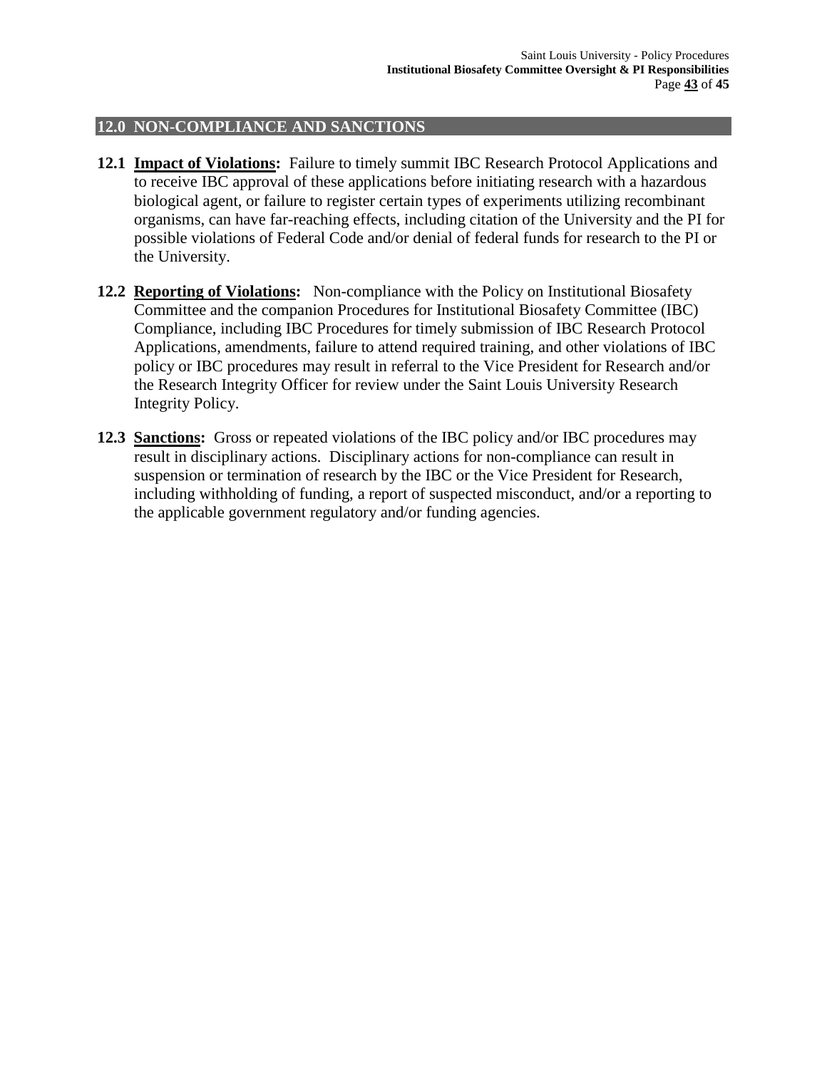## 12.0 NON-COMPLIANCE AND SANCTIONS

**12.1 Impact of Violations:** Failure to timely summit IBC Research Protocol Applications and to receive IBC approval of these applications before initiating research with a hazardous biological agent, or failure to register certain types of experiments utilizing recombinant organisms, can have far-reaching effects, including citation of the University and the PI for possible violations of Federal Code and/or denial of federal funds for research to the PI or the University.

**12.2 Reporting of Violations:** Non-compliance with the Policy on Institutional Biosafety Committee and the companion Procedures for Institutional Biosafety Committee (IBC) Compliance, including IBC Procedures for timely submission of IBC Research Protocol Applications, amendments, failure to attend required training, and other violations of IBC policy or IBC procedures may result in referral to the Vice President for Research and/or the Research Integrity Officer for review under the Saint Louis University Research Integrity Policy.

**12.3 Sanctions:** Gross or repeated violations of the IBC policy and/or IBC procedures may result in disciplinary actions. Disciplinary actions for non-compliance can result in suspension or termination of research by the IBC or the Vice President for Research, including withholding of funding, a report of suspected misconduct, and/or a reporting to the applicable government regulatory and/or funding agencies.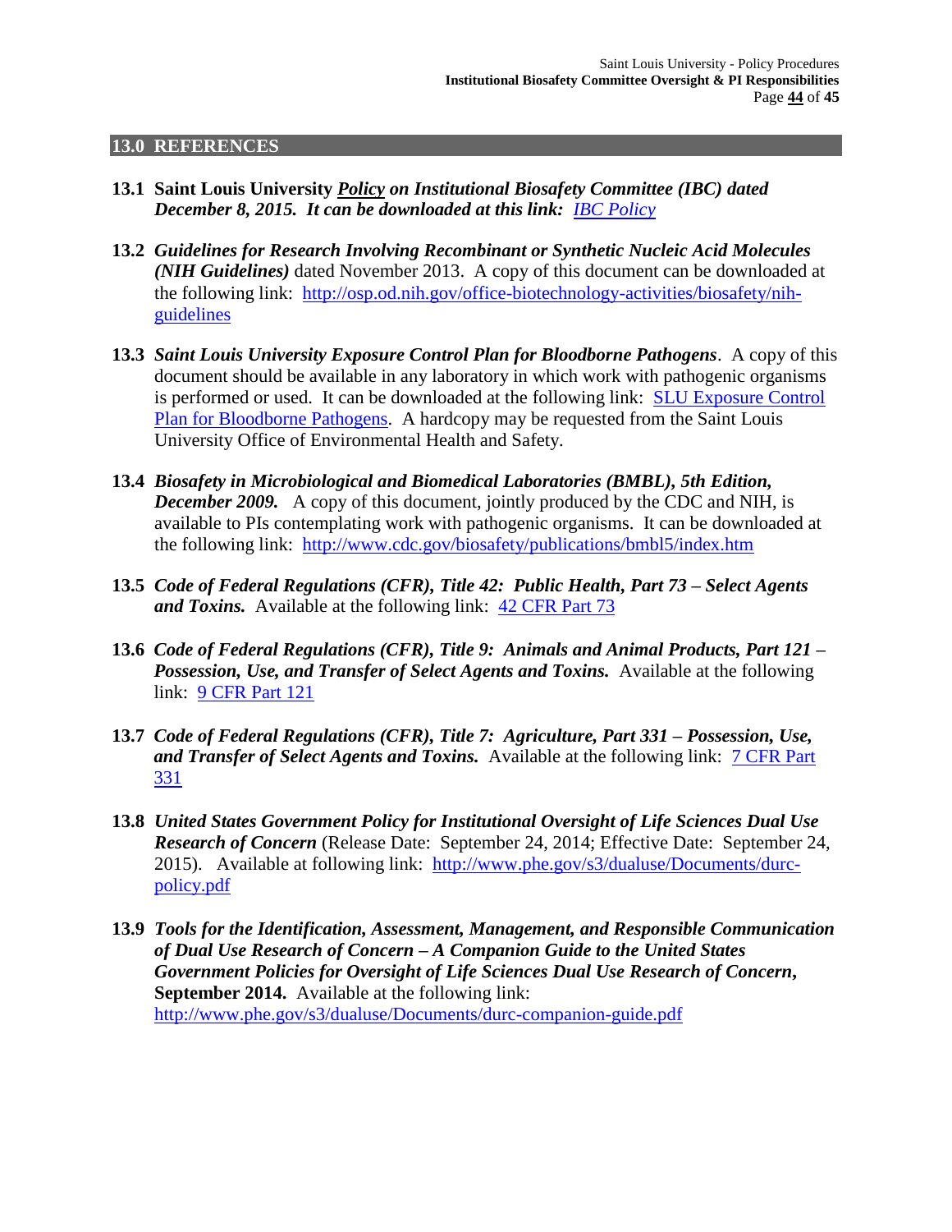## 13.0 REFERENCES

**13.1** **Saint Louis University *Policy on Institutional Biosafety Committee (IBC) dated December 8, 2015. It can be downloaded at this link: IBC Policy***

**13.2** ***Guidelines for Research Involving Recombinant or Synthetic Nucleic Acid Molecules (NIH Guidelines)*** dated November 2013. A copy of this document can be downloaded at the following link: http://osp.od.nih.gov/office-biotechnology-activities/biosafety/nih-guidelines

**13.3** ***Saint Louis University Exposure Control Plan for Bloodborne Pathogens***. A copy of this document should be available in any laboratory in which work with pathogenic organisms is performed or used. It can be downloaded at the following link: SLU Exposure Control Plan for Bloodborne Pathogens. A hardcopy may be requested from the Saint Louis University Office of Environmental Health and Safety.

**13.4** ***Biosafety in Microbiological and Biomedical Laboratories (BMBL), 5th Edition, December 2009.*** A copy of this document, jointly produced by the CDC and NIH, is available to PIs contemplating work with pathogenic organisms. It can be downloaded at the following link: http://www.cdc.gov/biosafety/publications/bmbl5/index.htm

**13.5** ***Code of Federal Regulations (CFR), Title 42: Public Health, Part 73 – Select Agents and Toxins.*** Available at the following link: 42 CFR Part 73

**13.6** ***Code of Federal Regulations (CFR), Title 9: Animals and Animal Products, Part 121 – Possession, Use, and Transfer of Select Agents and Toxins.*** Available at the following link: 9 CFR Part 121

**13.7** ***Code of Federal Regulations (CFR), Title 7: Agriculture, Part 331 – Possession, Use, and Transfer of Select Agents and Toxins.*** Available at the following link: 7 CFR Part 331

**13.8** ***United States Government Policy for Institutional Oversight of Life Sciences Dual Use Research of Concern*** (Release Date: September 24, 2014; Effective Date: September 24, 2015). Available at following link: http://www.phe.gov/s3/dualuse/Documents/durc-policy.pdf

**13.9** ***Tools for the Identification, Assessment, Management, and Responsible Communication of Dual Use Research of Concern – A Companion Guide to the United States Government Policies for Oversight of Life Sciences Dual Use Research of Concern*, September 2014.** Available at the following link: http://www.phe.gov/s3/dualuse/Documents/durc-companion-guide.pdf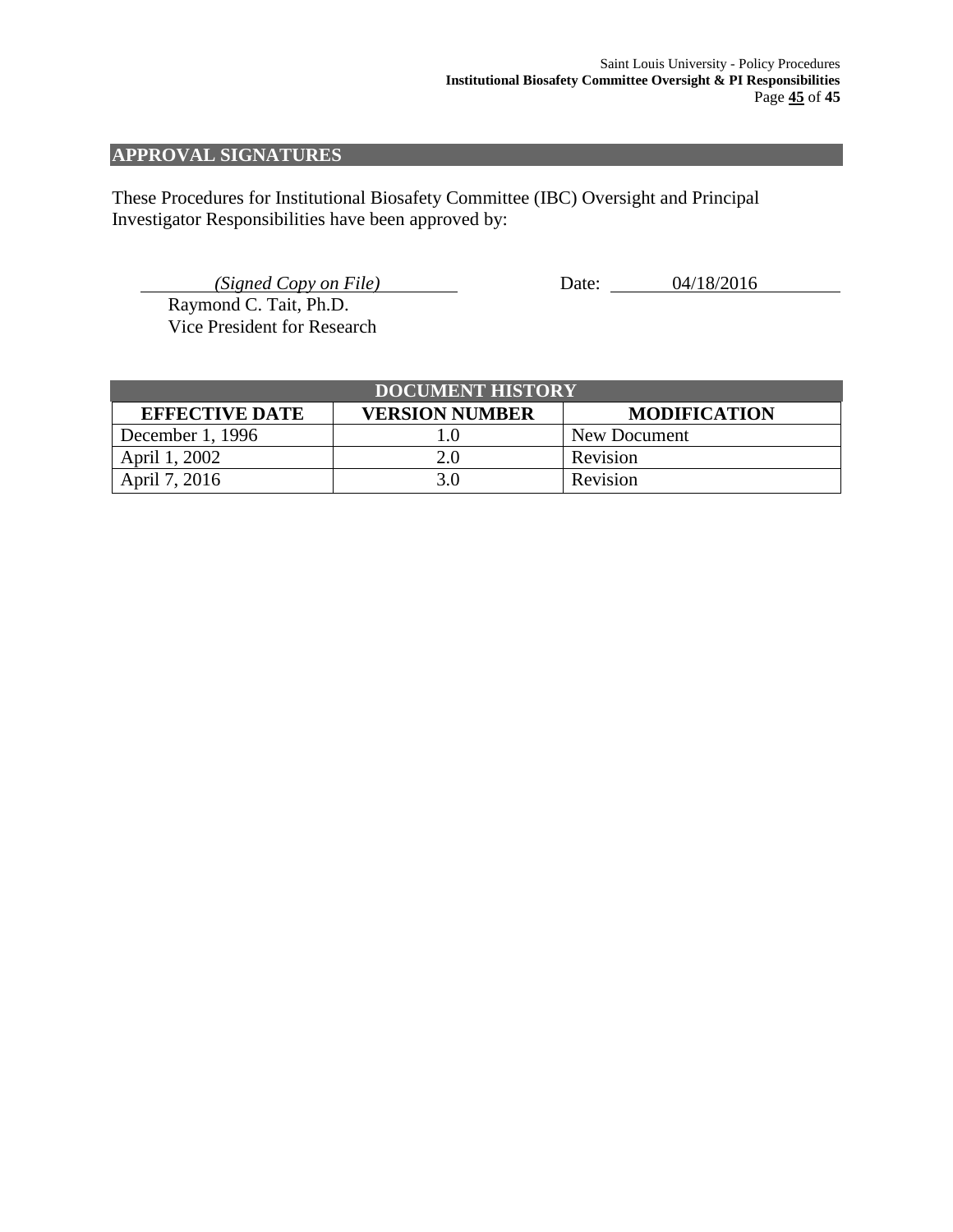## APPROVAL SIGNATURES

These Procedures for Institutional Biosafety Committee (IBC) Oversight and Principal Investigator Responsibilities have been approved by:

*(Signed Copy on File)* Date: 04/18/2016

Raymond C. Tait, Ph.D.
Vice President for Research

| DOCUMENT HISTORY | | |
|---|---|---|
| **EFFECTIVE DATE** | **VERSION NUMBER** | **MODIFICATION** |
| December 1, 1996 | 1.0 | New Document |
| April 1, 2002 | 2.0 | Revision |
| April 7, 2016 | 3.0 | Revision |